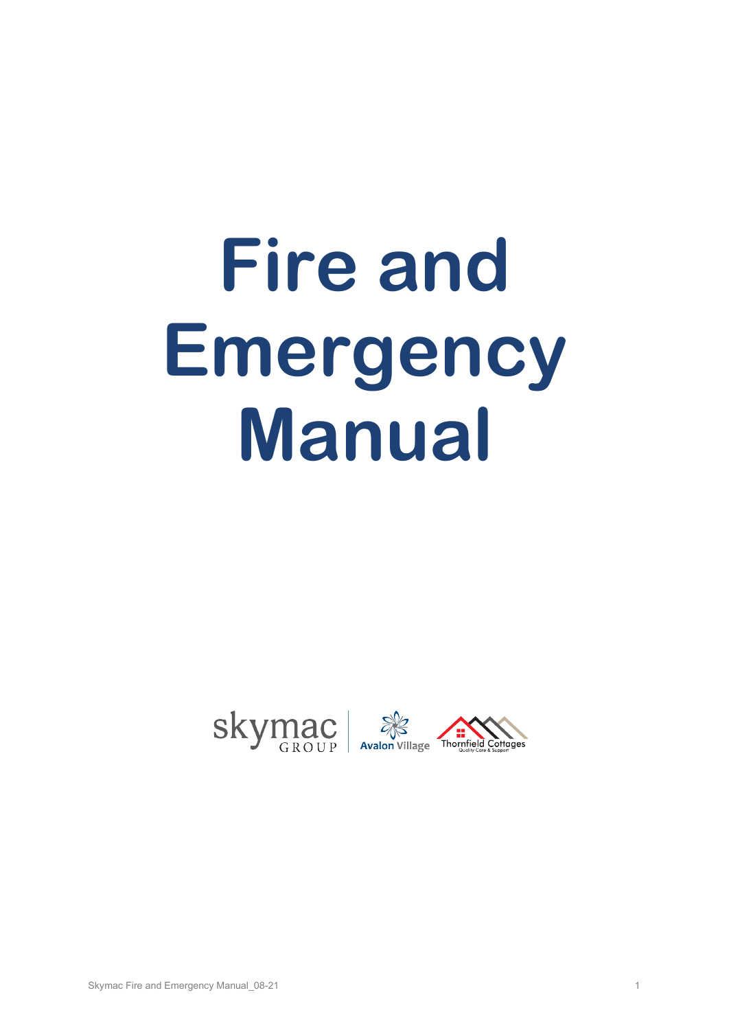# Fire and Emergency Manual

skymac GROUP | Avalon Village | Thornfield Cottages Quality Care & Support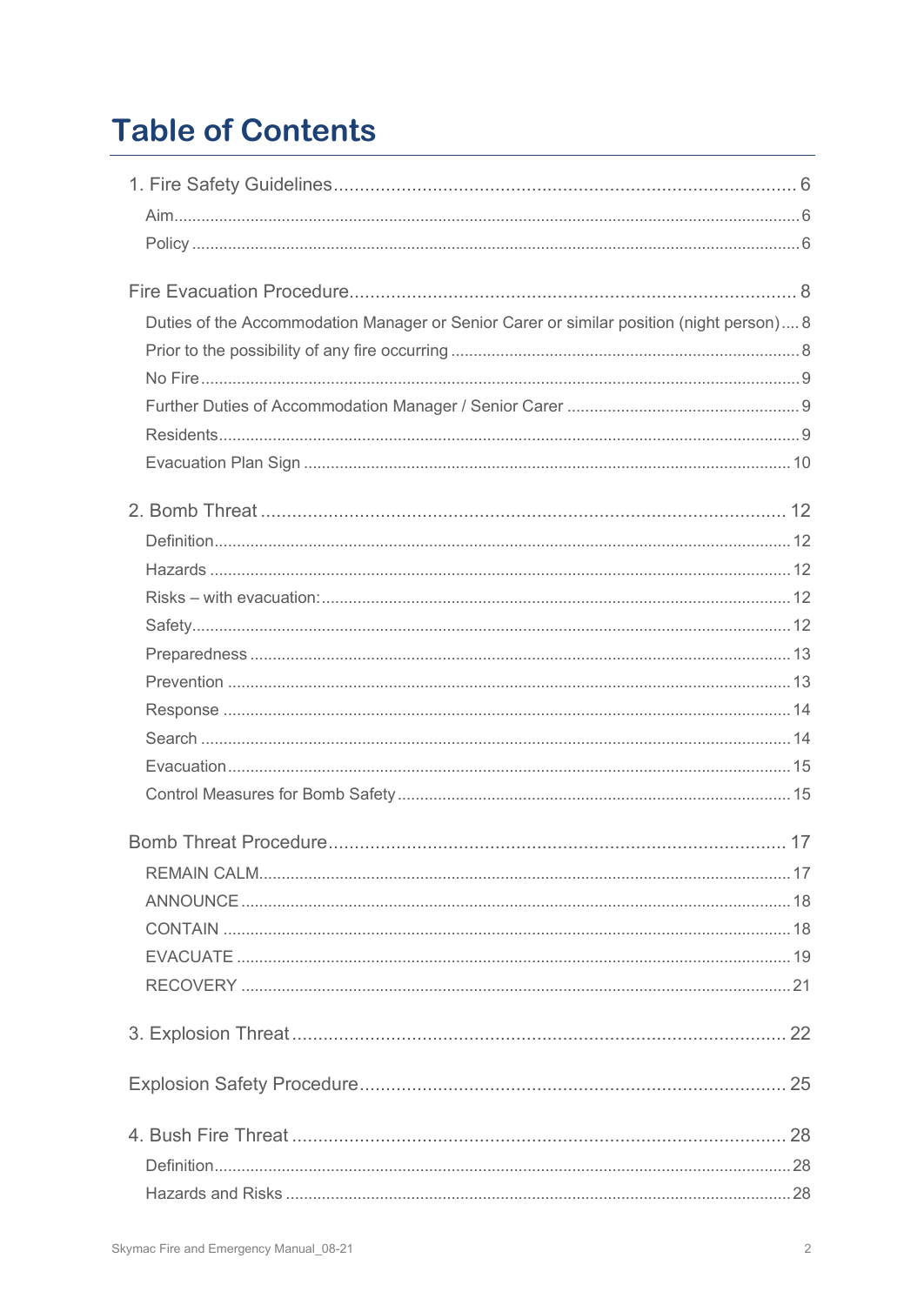# Table of Contents

1. Fire Safety Guidelines ........ 6
   - Aim ........ 6
   - Policy ........ 6

Fire Evacuation Procedure ........ 8
   - Duties of the Accommodation Manager or Senior Carer or similar position (night person) ........ 8
   - Prior to the possibility of any fire occurring ........ 8
   - No Fire ........ 9
   - Further Duties of Accommodation Manager / Senior Carer ........ 9
   - Residents ........ 9
   - Evacuation Plan Sign ........ 10

2. Bomb Threat ........ 12
   - Definition ........ 12
   - Hazards ........ 12
   - Risks – with evacuation: ........ 12
   - Safety ........ 12
   - Preparedness ........ 13
   - Prevention ........ 13
   - Response ........ 14
   - Search ........ 14
   - Evacuation ........ 15
   - Control Measures for Bomb Safety ........ 15

Bomb Threat Procedure ........ 17
   - REMAIN CALM ........ 17
   - ANNOUNCE ........ 18
   - CONTAIN ........ 18
   - EVACUATE ........ 19
   - RECOVERY ........ 21

3. Explosion Threat ........ 22

Explosion Safety Procedure ........ 25

4. Bush Fire Threat ........ 28
   - Definition ........ 28
   - Hazards and Risks ........ 28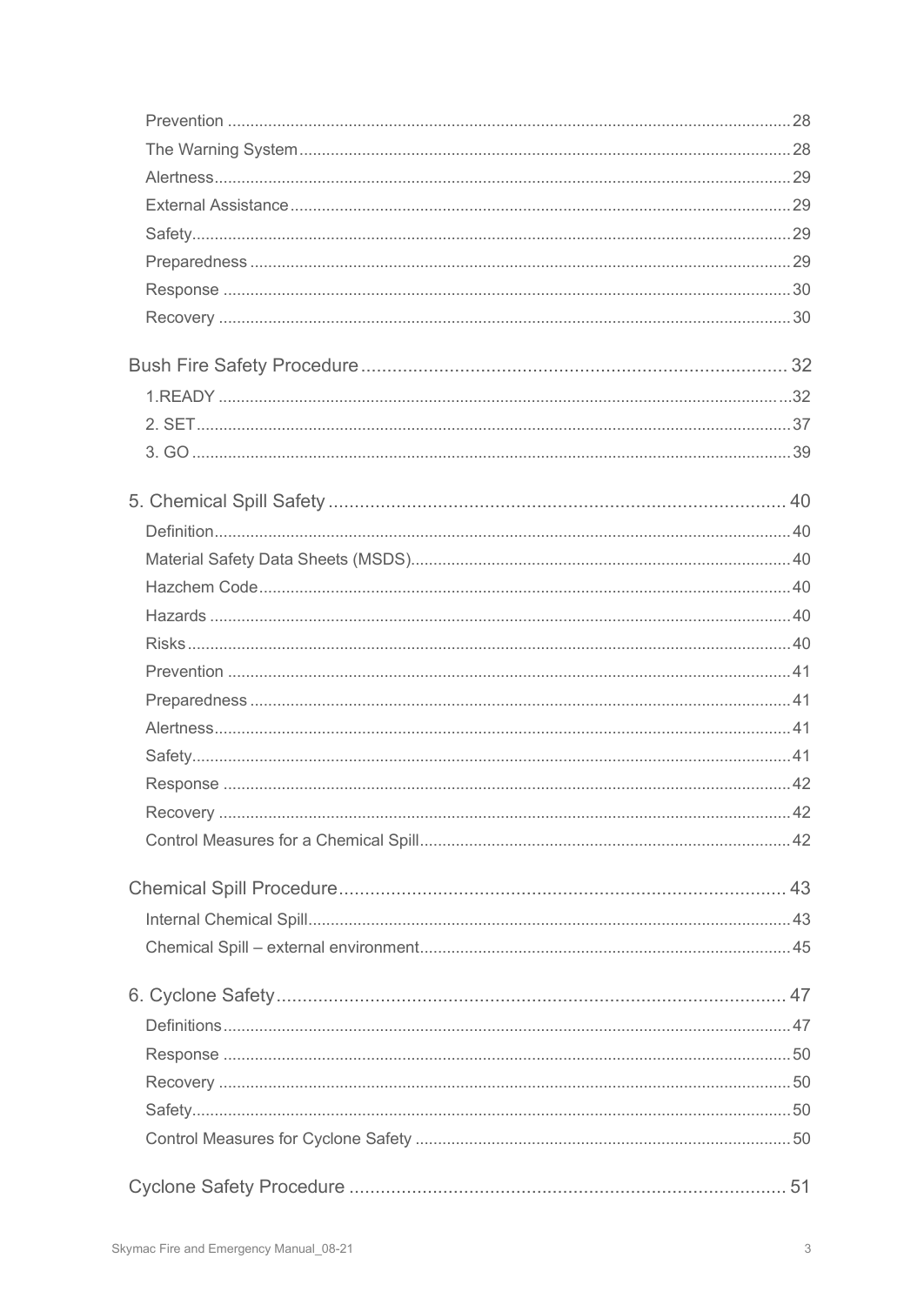- Prevention ........ 28
- The Warning System ........ 28
- Alertness ........ 29
- External Assistance ........ 29
- Safety ........ 29
- Preparedness ........ 29
- Response ........ 30
- Recovery ........ 30

Bush Fire Safety Procedure ........ 32

- 1.READY ........ 32
- 2. SET ........ 37
- 3. GO ........ 39

5. Chemical Spill Safety ........ 40

- Definition ........ 40
- Material Safety Data Sheets (MSDS) ........ 40
- Hazchem Code ........ 40
- Hazards ........ 40
- Risks ........ 40
- Prevention ........ 41
- Preparedness ........ 41
- Alertness ........ 41
- Safety ........ 41
- Response ........ 42
- Recovery ........ 42
- Control Measures for a Chemical Spill ........ 42

Chemical Spill Procedure ........ 43

- Internal Chemical Spill ........ 43
- Chemical Spill – external environment ........ 45

6. Cyclone Safety ........ 47

- Definitions ........ 47
- Response ........ 50
- Recovery ........ 50
- Safety ........ 50
- Control Measures for Cyclone Safety ........ 50

Cyclone Safety Procedure ........ 51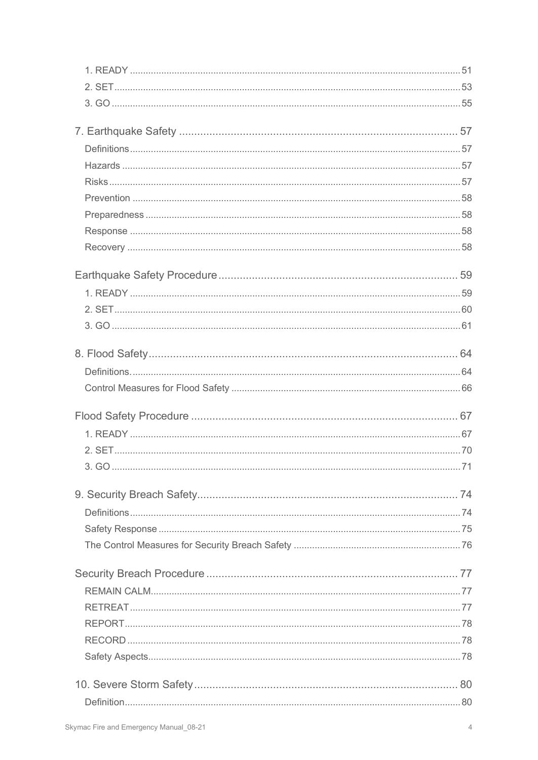1. READY ... 51
2. SET ... 53
3. GO ... 55

7. Earthquake Safety ... 57
- Definitions ... 57
- Hazards ... 57
- Risks ... 57
- Prevention ... 58
- Preparedness ... 58
- Response ... 58
- Recovery ... 58

Earthquake Safety Procedure ... 59
1. READY ... 59
2. SET ... 60
3. GO ... 61

8. Flood Safety ... 64
- Definitions. ... 64
- Control Measures for Flood Safety ... 66

Flood Safety Procedure ... 67
1. READY ... 67
2. SET ... 70
3. GO ... 71

9. Security Breach Safety ... 74
- Definitions ... 74
- Safety Response ... 75
- The Control Measures for Security Breach Safety ... 76

Security Breach Procedure ... 77
- REMAIN CALM ... 77
- RETREAT ... 77
- REPORT ... 78
- RECORD ... 78
- Safety Aspects ... 78

10. Severe Storm Safety ... 80
- Definition ... 80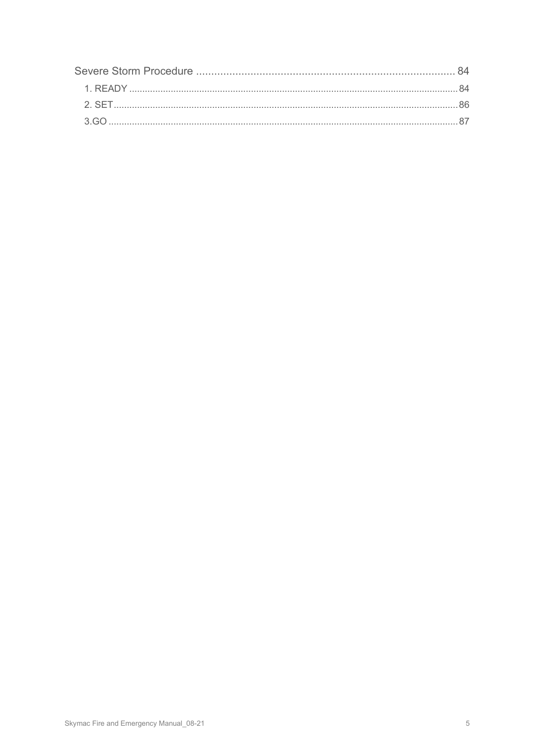Severe Storm Procedure ........................................................................................ 84

1. READY ................................................................................................................ 84
2. SET ...................................................................................................................... 86
3.GO ........................................................................................................................ 87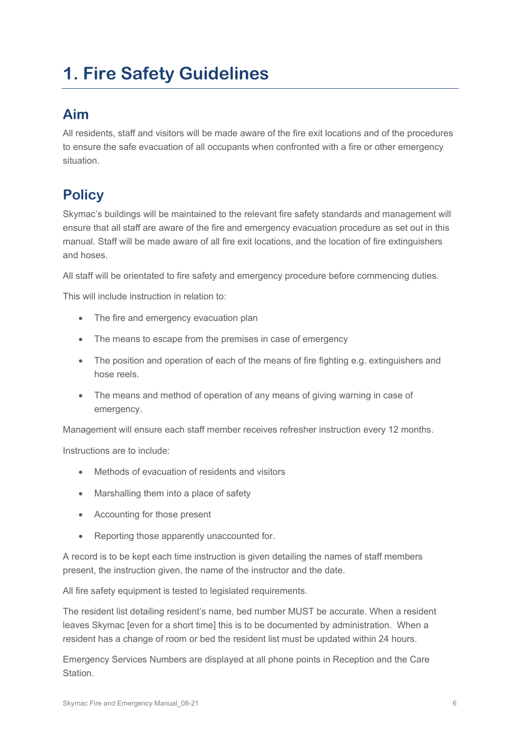# 1. Fire Safety Guidelines

## Aim

All residents, staff and visitors will be made aware of the fire exit locations and of the procedures to ensure the safe evacuation of all occupants when confronted with a fire or other emergency situation.

## Policy

Skymac's buildings will be maintained to the relevant fire safety standards and management will ensure that all staff are aware of the fire and emergency evacuation procedure as set out in this manual. Staff will be made aware of all fire exit locations, and the location of fire extinguishers and hoses.

All staff will be orientated to fire safety and emergency procedure before commencing duties.

This will include instruction in relation to:

- The fire and emergency evacuation plan
- The means to escape from the premises in case of emergency
- The position and operation of each of the means of fire fighting e.g. extinguishers and hose reels.
- The means and method of operation of any means of giving warning in case of emergency.

Management will ensure each staff member receives refresher instruction every 12 months.

Instructions are to include:

- Methods of evacuation of residents and visitors
- Marshalling them into a place of safety
- Accounting for those present
- Reporting those apparently unaccounted for.

A record is to be kept each time instruction is given detailing the names of staff members present, the instruction given, the name of the instructor and the date.

All fire safety equipment is tested to legislated requirements.

The resident list detailing resident's name, bed number MUST be accurate. When a resident leaves Skymac [even for a short time] this is to be documented by administration. When a resident has a change of room or bed the resident list must be updated within 24 hours.

Emergency Services Numbers are displayed at all phone points in Reception and the Care Station.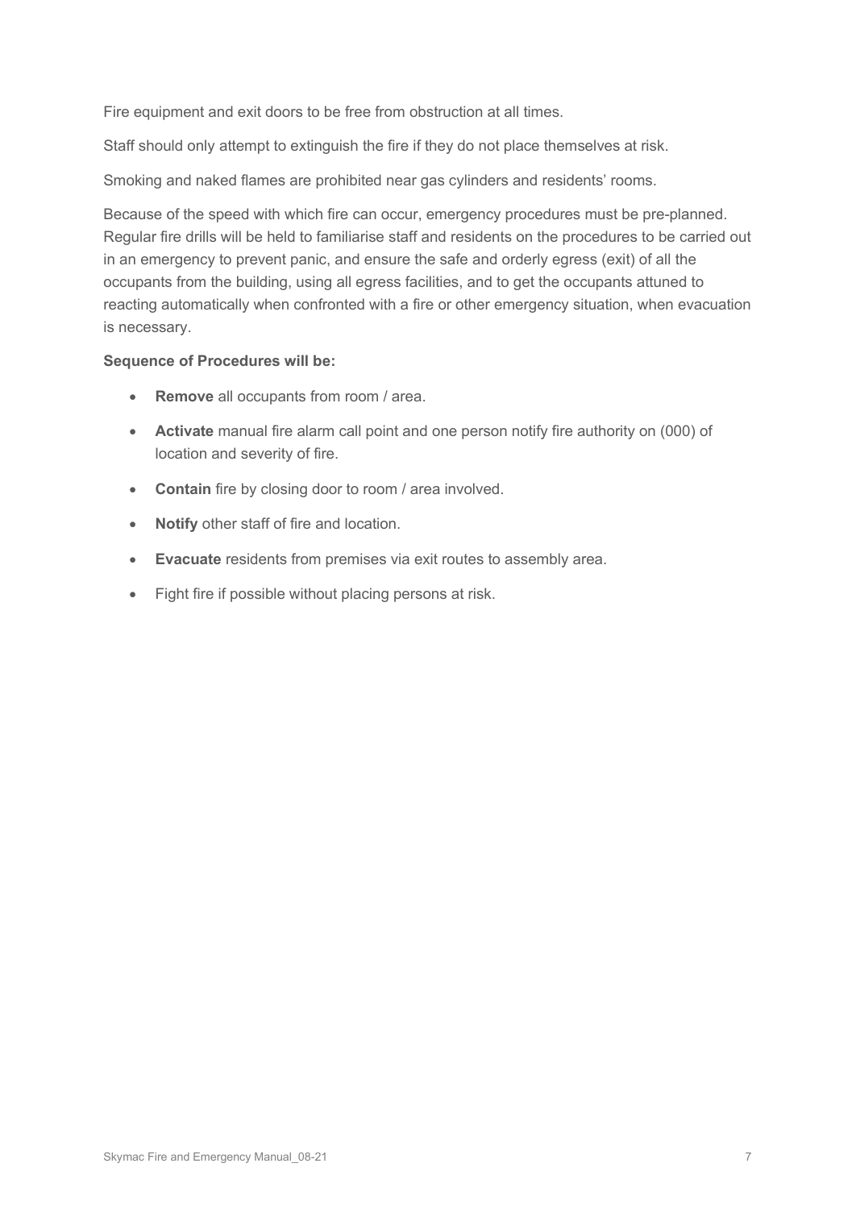Fire equipment and exit doors to be free from obstruction at all times.

Staff should only attempt to extinguish the fire if they do not place themselves at risk.

Smoking and naked flames are prohibited near gas cylinders and residents' rooms.

Because of the speed with which fire can occur, emergency procedures must be pre-planned. Regular fire drills will be held to familiarise staff and residents on the procedures to be carried out in an emergency to prevent panic, and ensure the safe and orderly egress (exit) of all the occupants from the building, using all egress facilities, and to get the occupants attuned to reacting automatically when confronted with a fire or other emergency situation, when evacuation is necessary.

**Sequence of Procedures will be:**

- **Remove** all occupants from room / area.
- **Activate** manual fire alarm call point and one person notify fire authority on (000) of location and severity of fire.
- **Contain** fire by closing door to room / area involved.
- **Notify** other staff of fire and location.
- **Evacuate** residents from premises via exit routes to assembly area.
- Fight fire if possible without placing persons at risk.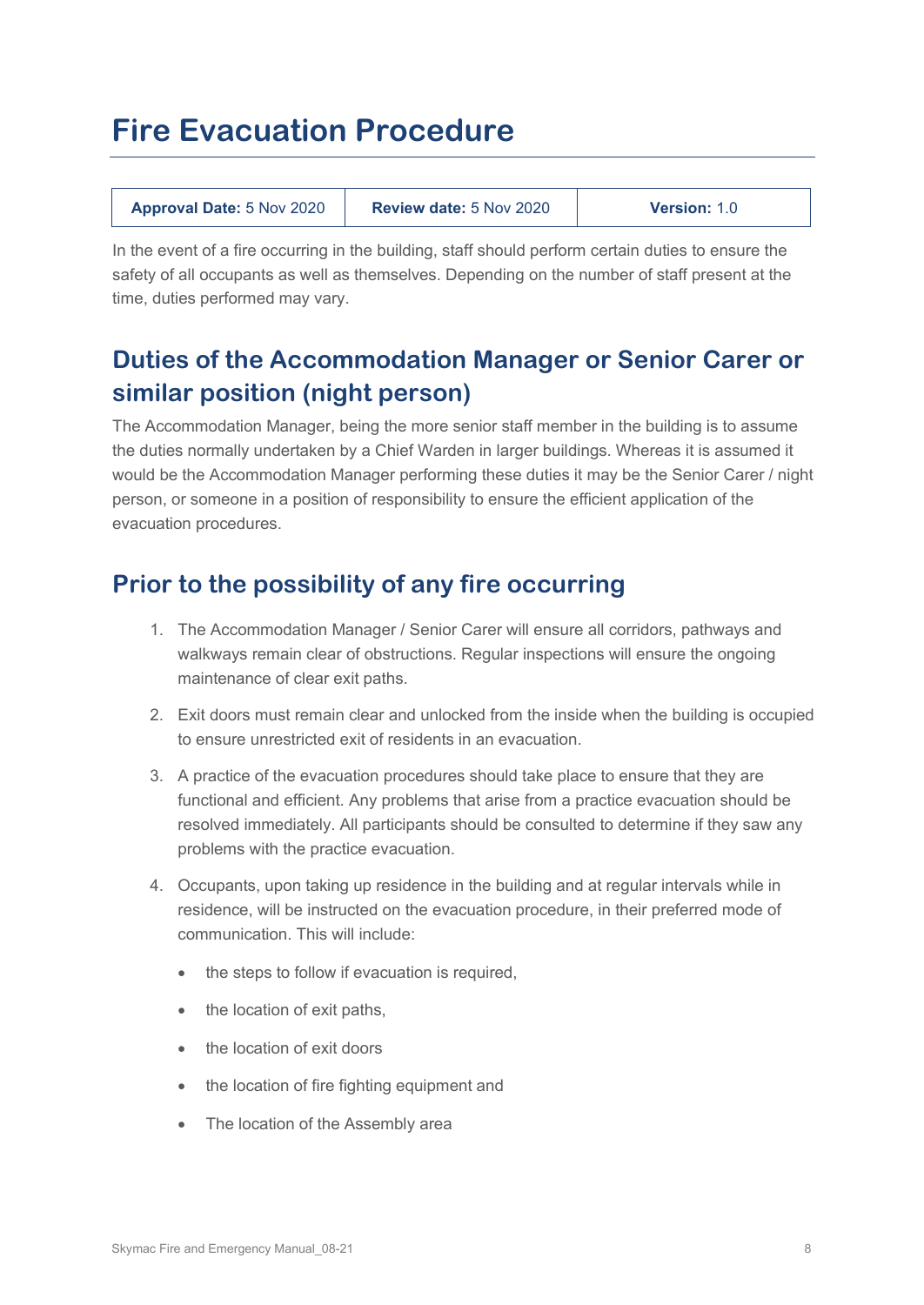# Fire Evacuation Procedure

| **Approval Date:** 5 Nov 2020 | **Review date:** 5 Nov 2020 | **Version:** 1.0 |
|---|---|---|

In the event of a fire occurring in the building, staff should perform certain duties to ensure the safety of all occupants as well as themselves. Depending on the number of staff present at the time, duties performed may vary.

## Duties of the Accommodation Manager or Senior Carer or similar position (night person)

The Accommodation Manager, being the more senior staff member in the building is to assume the duties normally undertaken by a Chief Warden in larger buildings. Whereas it is assumed it would be the Accommodation Manager performing these duties it may be the Senior Carer / night person, or someone in a position of responsibility to ensure the efficient application of the evacuation procedures.

## Prior to the possibility of any fire occurring

1. The Accommodation Manager / Senior Carer will ensure all corridors, pathways and walkways remain clear of obstructions. Regular inspections will ensure the ongoing maintenance of clear exit paths.

2. Exit doors must remain clear and unlocked from the inside when the building is occupied to ensure unrestricted exit of residents in an evacuation.

3. A practice of the evacuation procedures should take place to ensure that they are functional and efficient. Any problems that arise from a practice evacuation should be resolved immediately. All participants should be consulted to determine if they saw any problems with the practice evacuation.

4. Occupants, upon taking up residence in the building and at regular intervals while in residence, will be instructed on the evacuation procedure, in their preferred mode of communication. This will include:

   - the steps to follow if evacuation is required,
   - the location of exit paths,
   - the location of exit doors
   - the location of fire fighting equipment and
   - The location of the Assembly area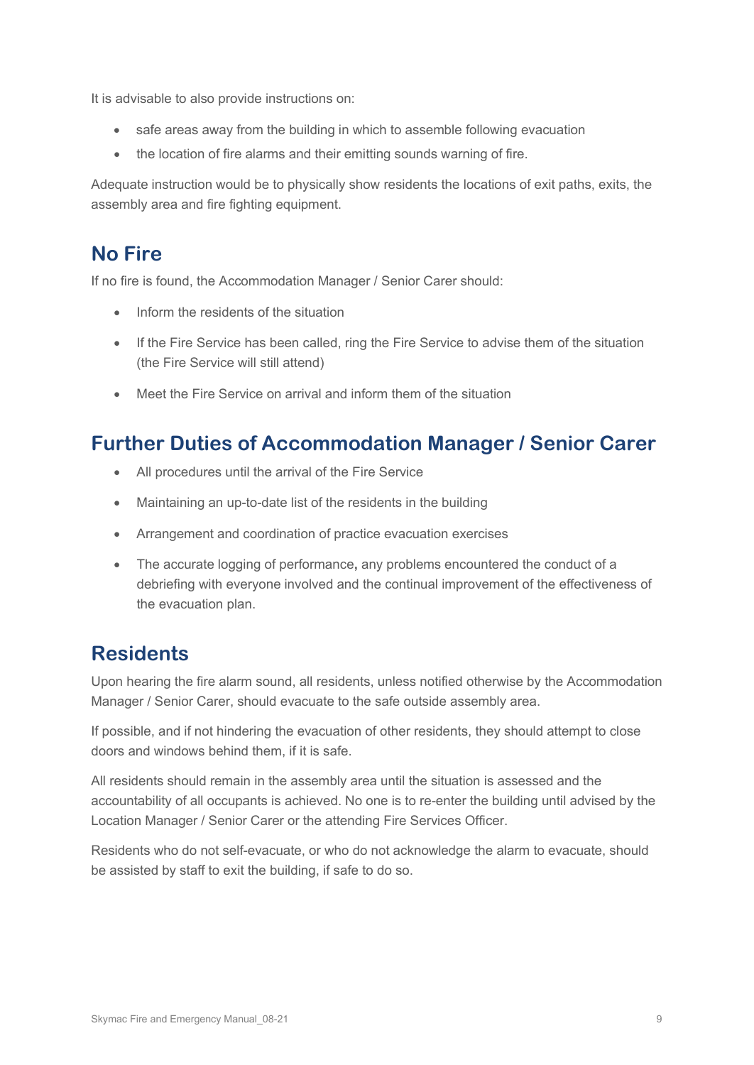It is advisable to also provide instructions on:

- safe areas away from the building in which to assemble following evacuation
- the location of fire alarms and their emitting sounds warning of fire.

Adequate instruction would be to physically show residents the locations of exit paths, exits, the assembly area and fire fighting equipment.

## No Fire

If no fire is found, the Accommodation Manager / Senior Carer should:

- Inform the residents of the situation
- If the Fire Service has been called, ring the Fire Service to advise them of the situation (the Fire Service will still attend)
- Meet the Fire Service on arrival and inform them of the situation

## Further Duties of Accommodation Manager / Senior Carer

- All procedures until the arrival of the Fire Service
- Maintaining an up-to-date list of the residents in the building
- Arrangement and coordination of practice evacuation exercises
- The accurate logging of performance**,** any problems encountered the conduct of a debriefing with everyone involved and the continual improvement of the effectiveness of the evacuation plan.

## Residents

Upon hearing the fire alarm sound, all residents, unless notified otherwise by the Accommodation Manager / Senior Carer, should evacuate to the safe outside assembly area.

If possible, and if not hindering the evacuation of other residents, they should attempt to close doors and windows behind them, if it is safe.

All residents should remain in the assembly area until the situation is assessed and the accountability of all occupants is achieved. No one is to re-enter the building until advised by the Location Manager / Senior Carer or the attending Fire Services Officer.

Residents who do not self-evacuate, or who do not acknowledge the alarm to evacuate, should be assisted by staff to exit the building, if safe to do so.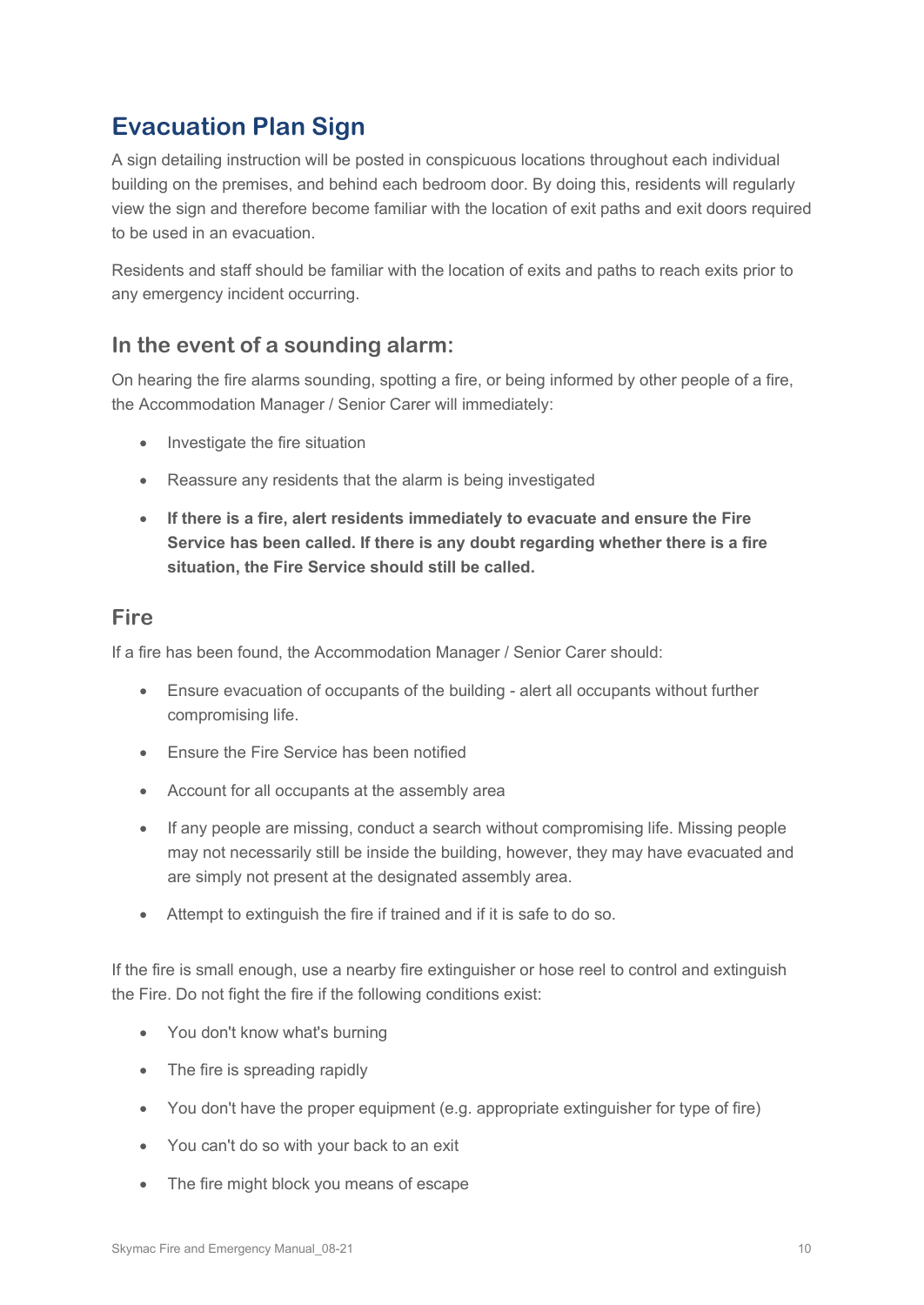## Evacuation Plan Sign

A sign detailing instruction will be posted in conspicuous locations throughout each individual building on the premises, and behind each bedroom door. By doing this, residents will regularly view the sign and therefore become familiar with the location of exit paths and exit doors required to be used in an evacuation.

Residents and staff should be familiar with the location of exits and paths to reach exits prior to any emergency incident occurring.

### In the event of a sounding alarm:

On hearing the fire alarms sounding, spotting a fire, or being informed by other people of a fire, the Accommodation Manager / Senior Carer will immediately:

- Investigate the fire situation
- Reassure any residents that the alarm is being investigated
- **If there is a fire, alert residents immediately to evacuate and ensure the Fire Service has been called. If there is any doubt regarding whether there is a fire situation, the Fire Service should still be called.**

### Fire

If a fire has been found, the Accommodation Manager / Senior Carer should:

- Ensure evacuation of occupants of the building - alert all occupants without further compromising life.
- Ensure the Fire Service has been notified
- Account for all occupants at the assembly area
- If any people are missing, conduct a search without compromising life. Missing people may not necessarily still be inside the building, however, they may have evacuated and are simply not present at the designated assembly area.
- Attempt to extinguish the fire if trained and if it is safe to do so.

If the fire is small enough, use a nearby fire extinguisher or hose reel to control and extinguish the Fire. Do not fight the fire if the following conditions exist:

- You don't know what's burning
- The fire is spreading rapidly
- You don't have the proper equipment (e.g. appropriate extinguisher for type of fire)
- You can't do so with your back to an exit
- The fire might block you means of escape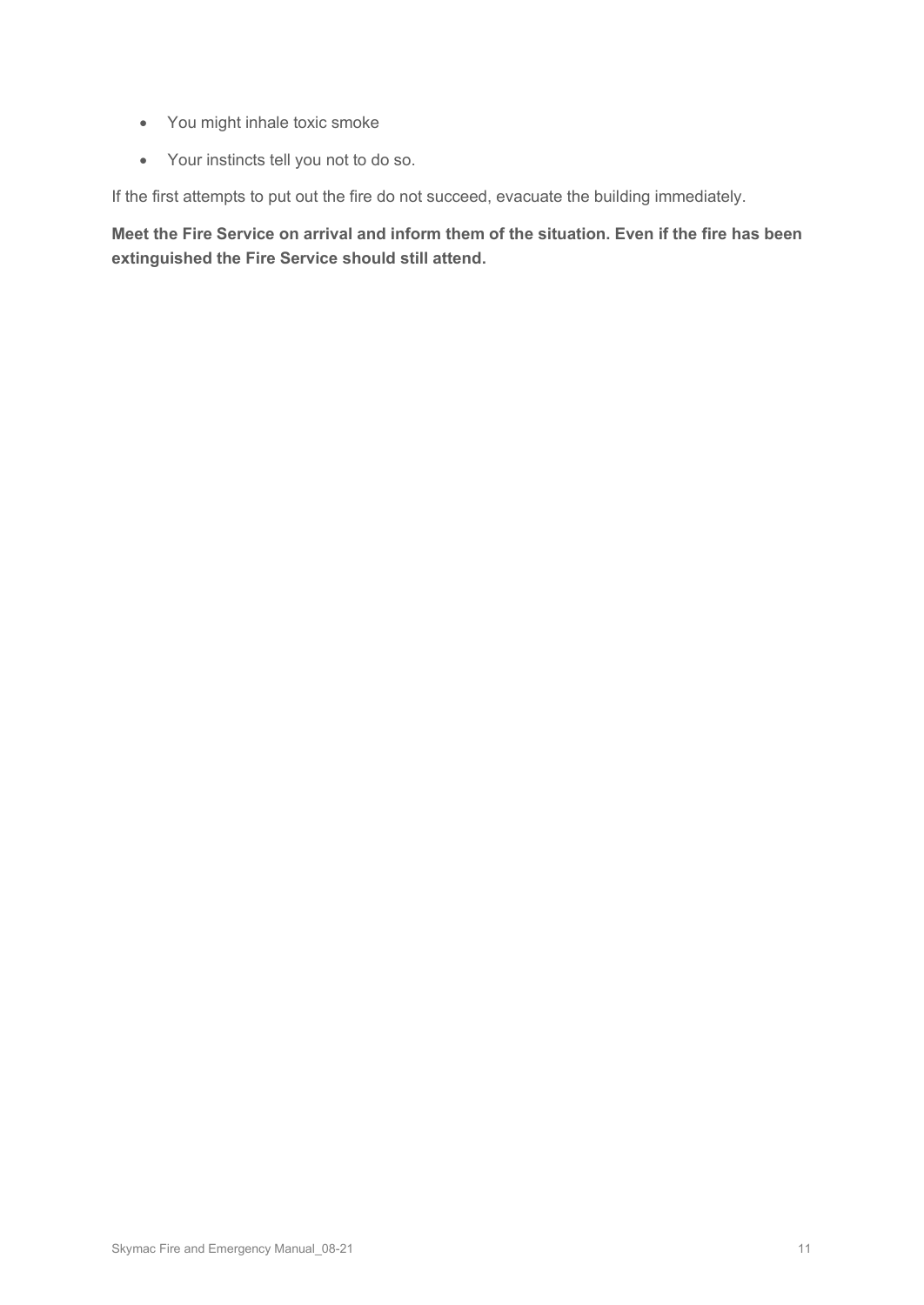- You might inhale toxic smoke
- Your instincts tell you not to do so.

If the first attempts to put out the fire do not succeed, evacuate the building immediately.

**Meet the Fire Service on arrival and inform them of the situation. Even if the fire has been extinguished the Fire Service should still attend.**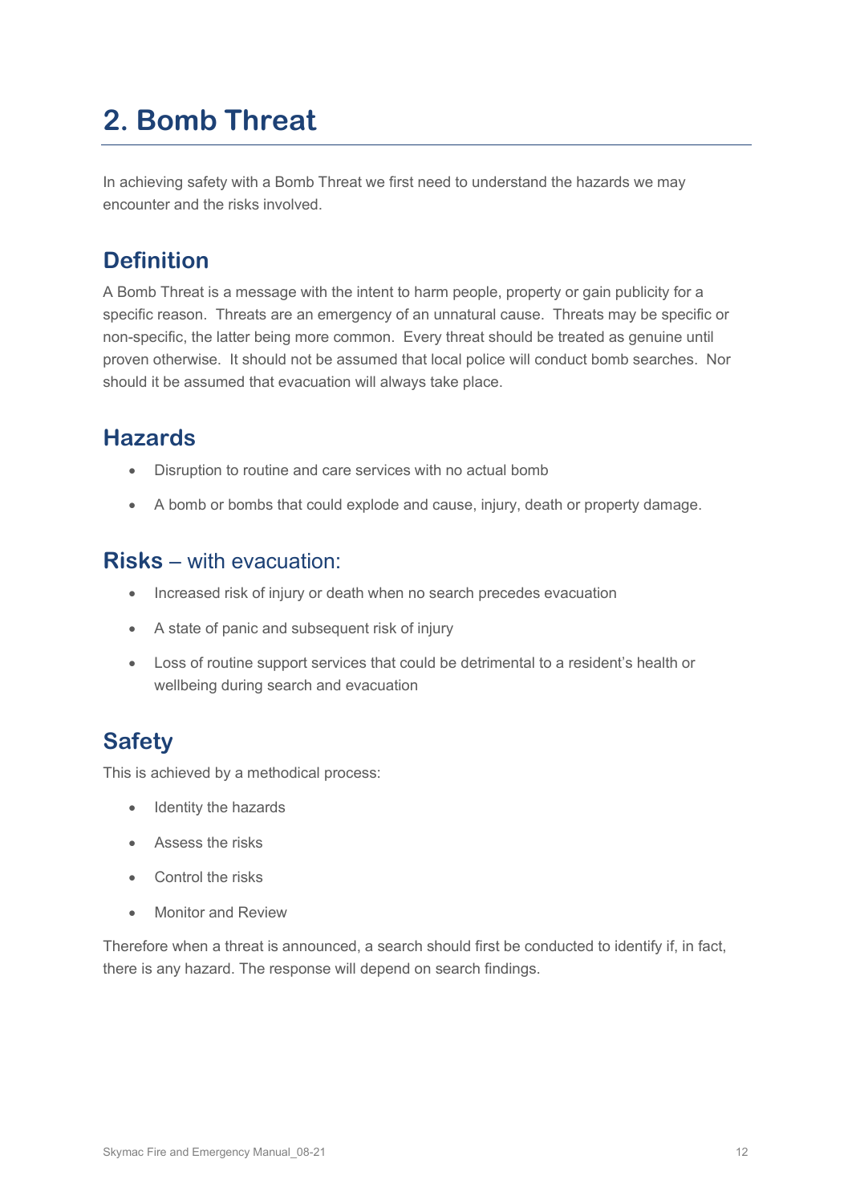# 2. Bomb Threat

In achieving safety with a Bomb Threat we first need to understand the hazards we may encounter and the risks involved.

## Definition

A Bomb Threat is a message with the intent to harm people, property or gain publicity for a specific reason. Threats are an emergency of an unnatural cause. Threats may be specific or non-specific, the latter being more common. Every threat should be treated as genuine until proven otherwise. It should not be assumed that local police will conduct bomb searches. Nor should it be assumed that evacuation will always take place.

## Hazards

- Disruption to routine and care services with no actual bomb
- A bomb or bombs that could explode and cause, injury, death or property damage.

## **Risks** – with evacuation:

- Increased risk of injury or death when no search precedes evacuation
- A state of panic and subsequent risk of injury
- Loss of routine support services that could be detrimental to a resident's health or wellbeing during search and evacuation

## Safety

This is achieved by a methodical process:

- Identity the hazards
- Assess the risks
- Control the risks
- Monitor and Review

Therefore when a threat is announced, a search should first be conducted to identify if, in fact, there is any hazard. The response will depend on search findings.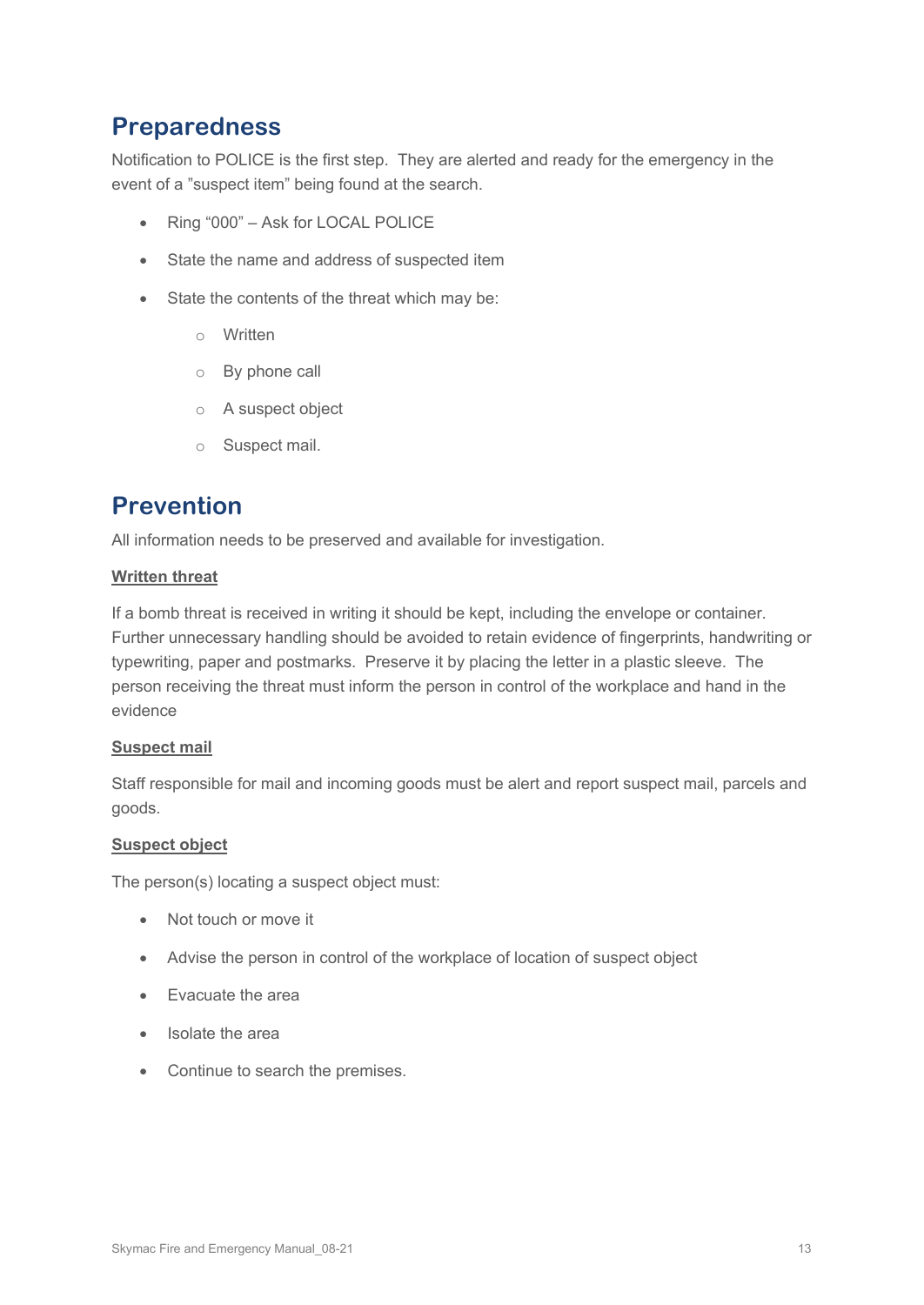## Preparedness

Notification to POLICE is the first step. They are alerted and ready for the emergency in the event of a ”suspect item” being found at the search.

- Ring “000” – Ask for LOCAL POLICE
- State the name and address of suspected item
- State the contents of the threat which may be:
  - Written
  - By phone call
  - A suspect object
  - Suspect mail.

## Prevention

All information needs to be preserved and available for investigation.

**Written threat**

If a bomb threat is received in writing it should be kept, including the envelope or container. Further unnecessary handling should be avoided to retain evidence of fingerprints, handwriting or typewriting, paper and postmarks. Preserve it by placing the letter in a plastic sleeve. The person receiving the threat must inform the person in control of the workplace and hand in the evidence

**Suspect mail**

Staff responsible for mail and incoming goods must be alert and report suspect mail, parcels and goods.

**Suspect object**

The person(s) locating a suspect object must:

- Not touch or move it
- Advise the person in control of the workplace of location of suspect object
- Evacuate the area
- Isolate the area
- Continue to search the premises.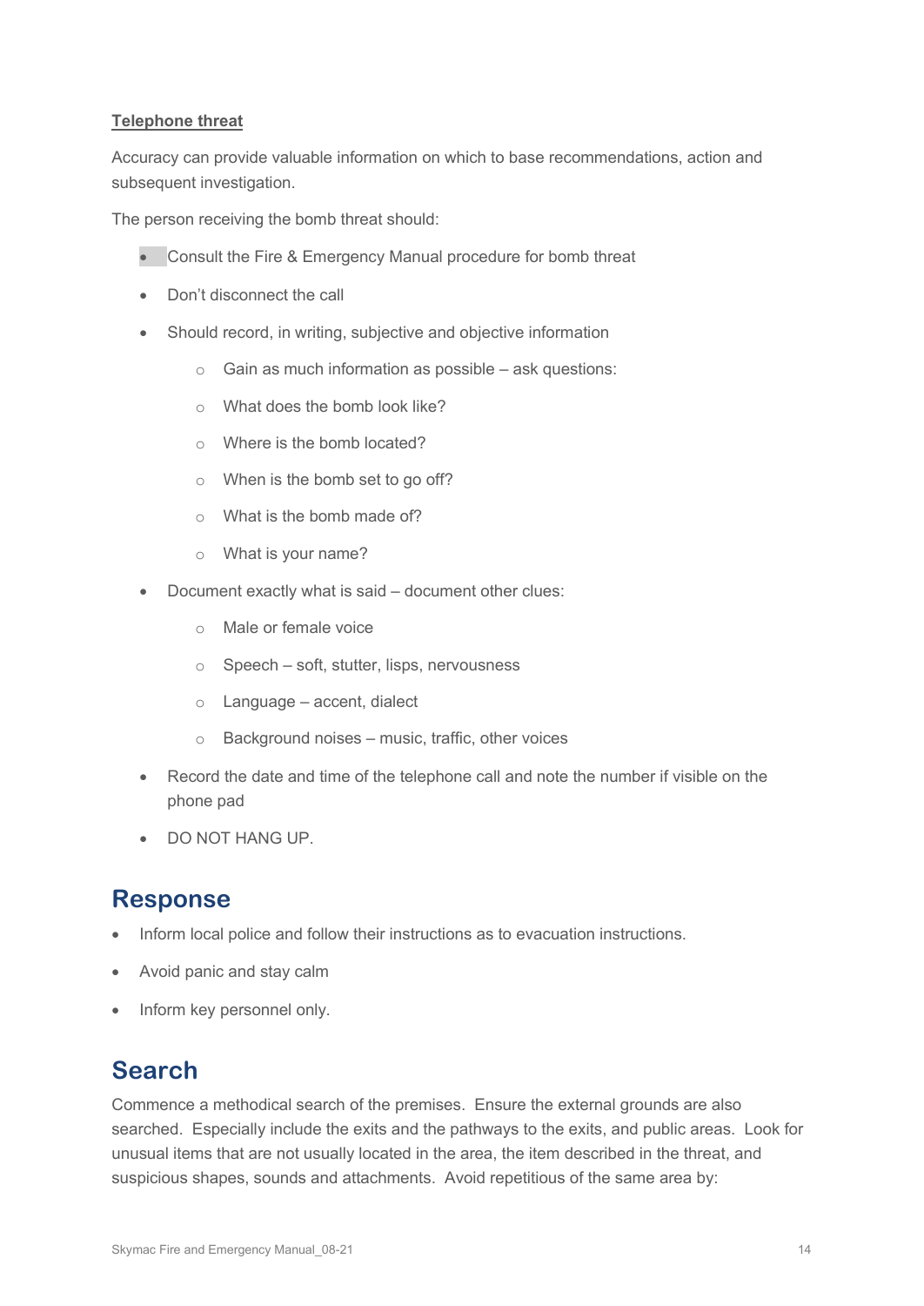**Telephone threat**

Accuracy can provide valuable information on which to base recommendations, action and subsequent investigation.

The person receiving the bomb threat should:

- Consult the Fire & Emergency Manual procedure for bomb threat
- Don't disconnect the call
- Should record, in writing, subjective and objective information
  - Gain as much information as possible – ask questions:
  - What does the bomb look like?
  - Where is the bomb located?
  - When is the bomb set to go off?
  - What is the bomb made of?
  - What is your name?
- Document exactly what is said – document other clues:
  - Male or female voice
  - Speech – soft, stutter, lisps, nervousness
  - Language – accent, dialect
  - Background noises – music, traffic, other voices
- Record the date and time of the telephone call and note the number if visible on the phone pad
- DO NOT HANG UP.

## Response

- Inform local police and follow their instructions as to evacuation instructions.
- Avoid panic and stay calm
- Inform key personnel only.

## Search

Commence a methodical search of the premises. Ensure the external grounds are also searched. Especially include the exits and the pathways to the exits, and public areas. Look for unusual items that are not usually located in the area, the item described in the threat, and suspicious shapes, sounds and attachments. Avoid repetitious of the same area by: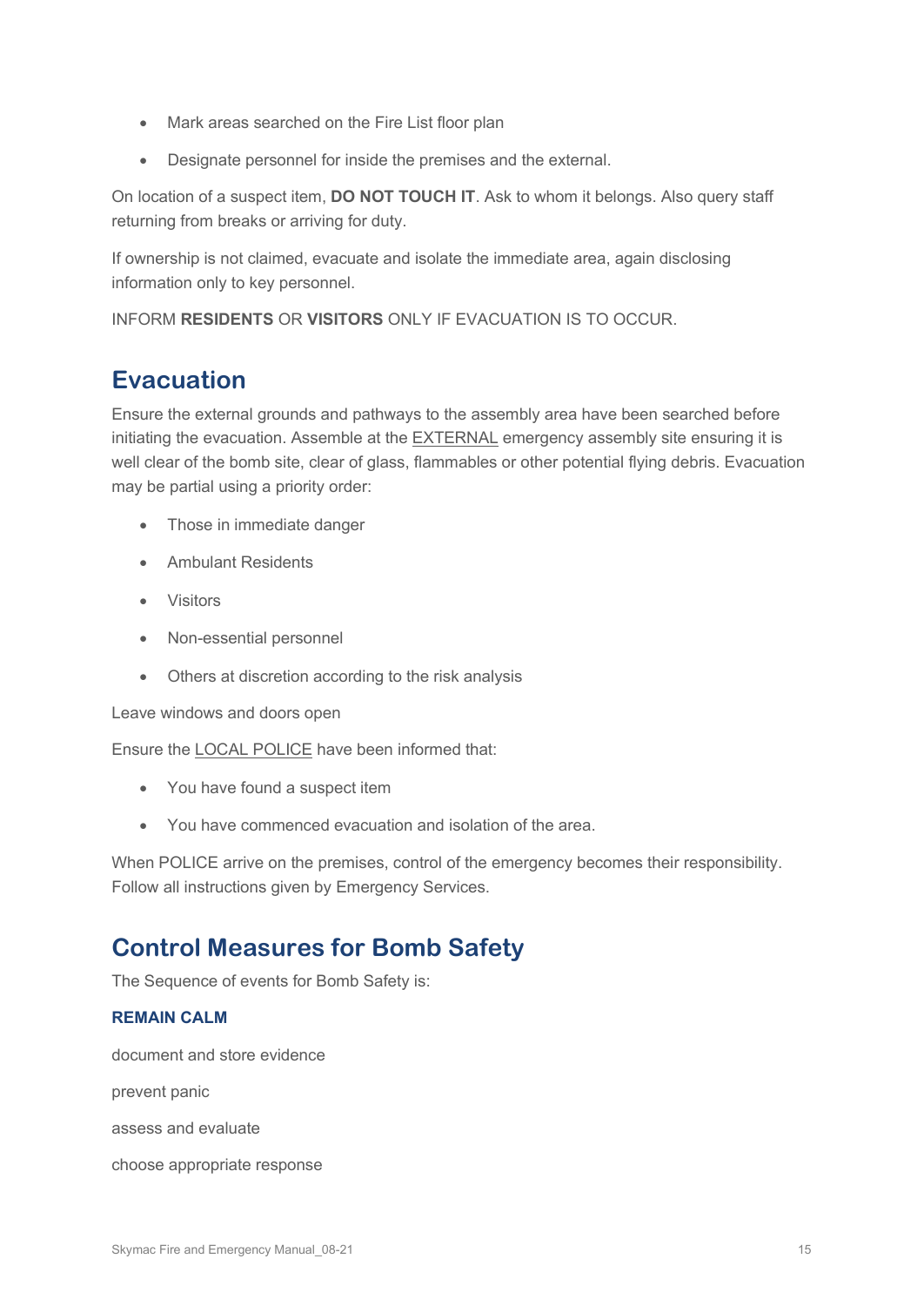- Mark areas searched on the Fire List floor plan
- Designate personnel for inside the premises and the external.

On location of a suspect item, **DO NOT TOUCH IT**. Ask to whom it belongs. Also query staff returning from breaks or arriving for duty.

If ownership is not claimed, evacuate and isolate the immediate area, again disclosing information only to key personnel.

INFORM **RESIDENTS** OR **VISITORS** ONLY IF EVACUATION IS TO OCCUR.

## Evacuation

Ensure the external grounds and pathways to the assembly area have been searched before initiating the evacuation. Assemble at the EXTERNAL emergency assembly site ensuring it is well clear of the bomb site, clear of glass, flammables or other potential flying debris. Evacuation may be partial using a priority order:

- Those in immediate danger
- Ambulant Residents
- Visitors
- Non-essential personnel
- Others at discretion according to the risk analysis

Leave windows and doors open

Ensure the LOCAL POLICE have been informed that:

- You have found a suspect item
- You have commenced evacuation and isolation of the area.

When POLICE arrive on the premises, control of the emergency becomes their responsibility. Follow all instructions given by Emergency Services.

## Control Measures for Bomb Safety

The Sequence of events for Bomb Safety is:

**REMAIN CALM**

document and store evidence

prevent panic

assess and evaluate

choose appropriate response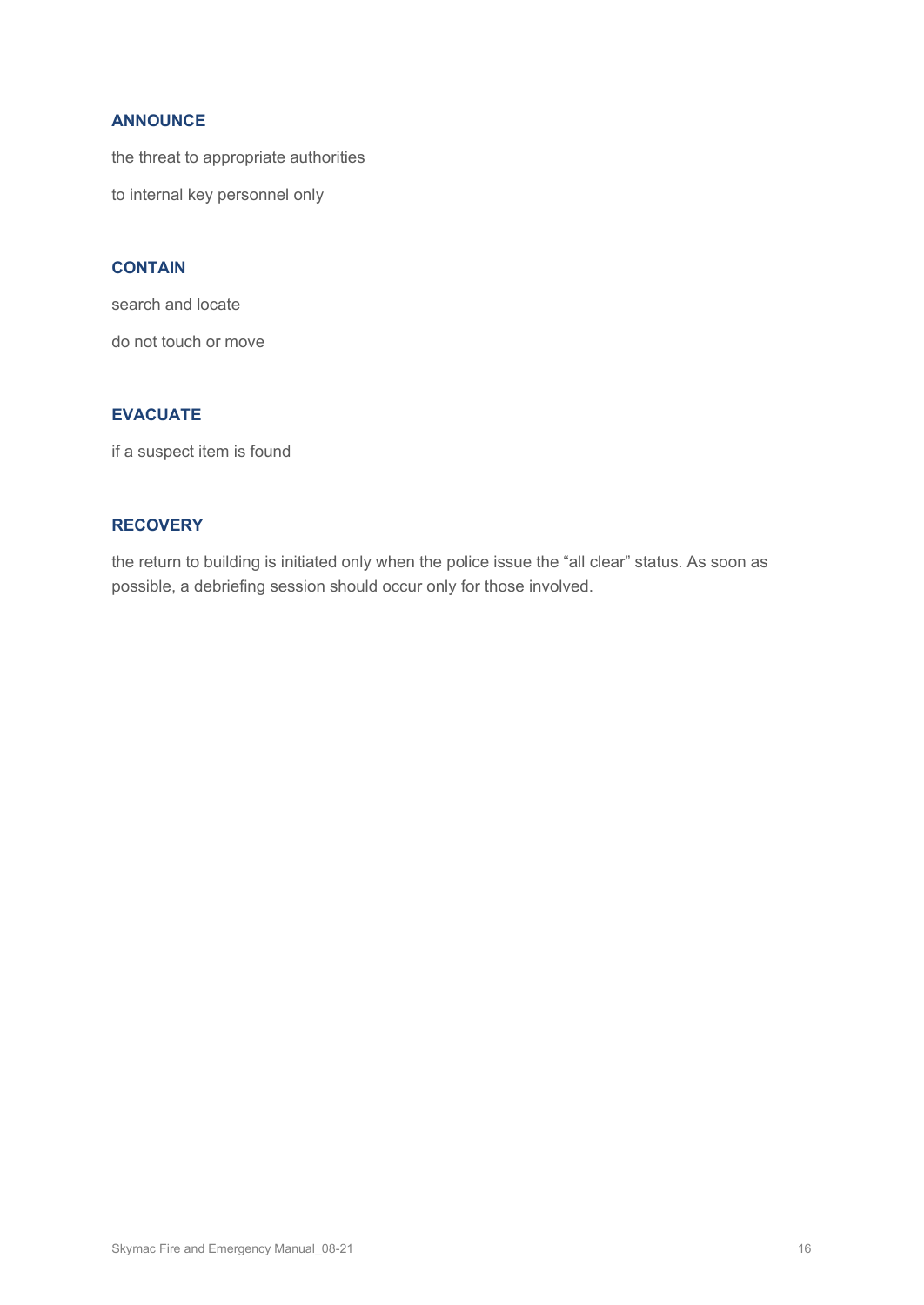### ANNOUNCE

the threat to appropriate authorities

to internal key personnel only

### CONTAIN

search and locate

do not touch or move

### EVACUATE

if a suspect item is found

### RECOVERY

the return to building is initiated only when the police issue the “all clear” status. As soon as possible, a debriefing session should occur only for those involved.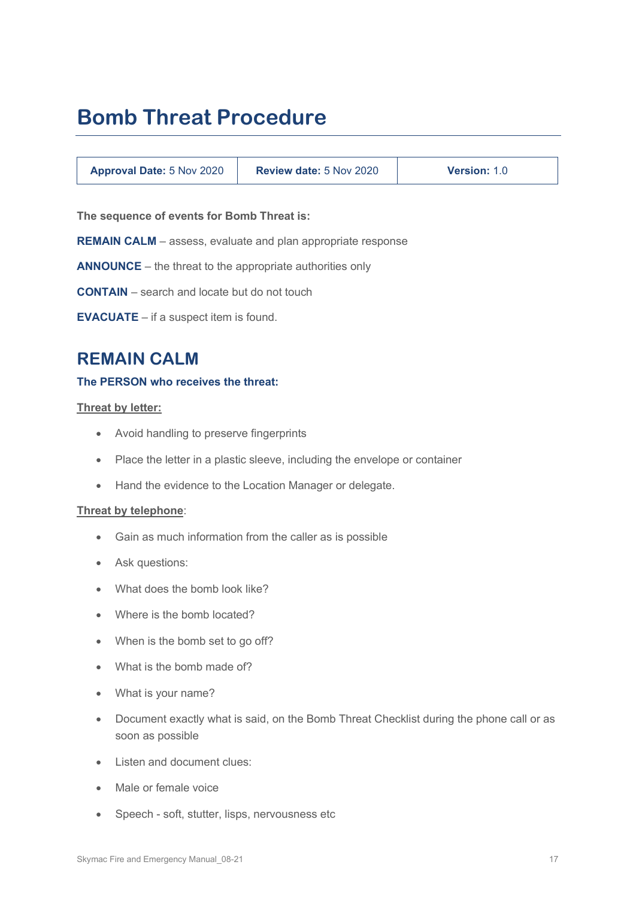# Bomb Threat Procedure

| **Approval Date:** 5 Nov 2020 | **Review date:** 5 Nov 2020 | **Version:** 1.0 |
|---|---|---|

**The sequence of events for Bomb Threat is:**

**REMAIN CALM** – assess, evaluate and plan appropriate response

**ANNOUNCE** – the threat to the appropriate authorities only

**CONTAIN** – search and locate but do not touch

**EVACUATE** – if a suspect item is found.

## REMAIN CALM

### The PERSON who receives the threat:

**Threat by letter:**

- Avoid handling to preserve fingerprints
- Place the letter in a plastic sleeve, including the envelope or container
- Hand the evidence to the Location Manager or delegate.

**Threat by telephone**:

- Gain as much information from the caller as is possible
- Ask questions:
- What does the bomb look like?
- Where is the bomb located?
- When is the bomb set to go off?
- What is the bomb made of?
- What is your name?
- Document exactly what is said, on the Bomb Threat Checklist during the phone call or as soon as possible
- Listen and document clues:
- Male or female voice
- Speech - soft, stutter, lisps, nervousness etc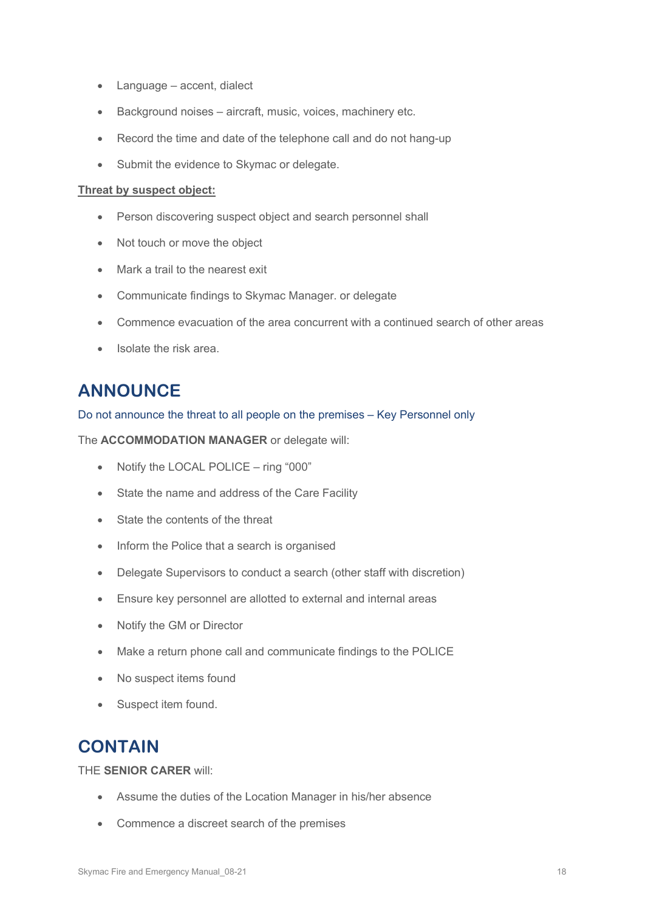- Language – accent, dialect
- Background noises – aircraft, music, voices, machinery etc.
- Record the time and date of the telephone call and do not hang-up
- Submit the evidence to Skymac or delegate.

**Threat by suspect object:**

- Person discovering suspect object and search personnel shall
- Not touch or move the object
- Mark a trail to the nearest exit
- Communicate findings to Skymac Manager. or delegate
- Commence evacuation of the area concurrent with a continued search of other areas
- Isolate the risk area.

## ANNOUNCE

Do not announce the threat to all people on the premises – Key Personnel only

The **ACCOMMODATION MANAGER** or delegate will:

- Notify the LOCAL POLICE – ring "000"
- State the name and address of the Care Facility
- State the contents of the threat
- Inform the Police that a search is organised
- Delegate Supervisors to conduct a search (other staff with discretion)
- Ensure key personnel are allotted to external and internal areas
- Notify the GM or Director
- Make a return phone call and communicate findings to the POLICE
- No suspect items found
- Suspect item found.

## CONTAIN

THE **SENIOR CARER** will:

- Assume the duties of the Location Manager in his/her absence
- Commence a discreet search of the premises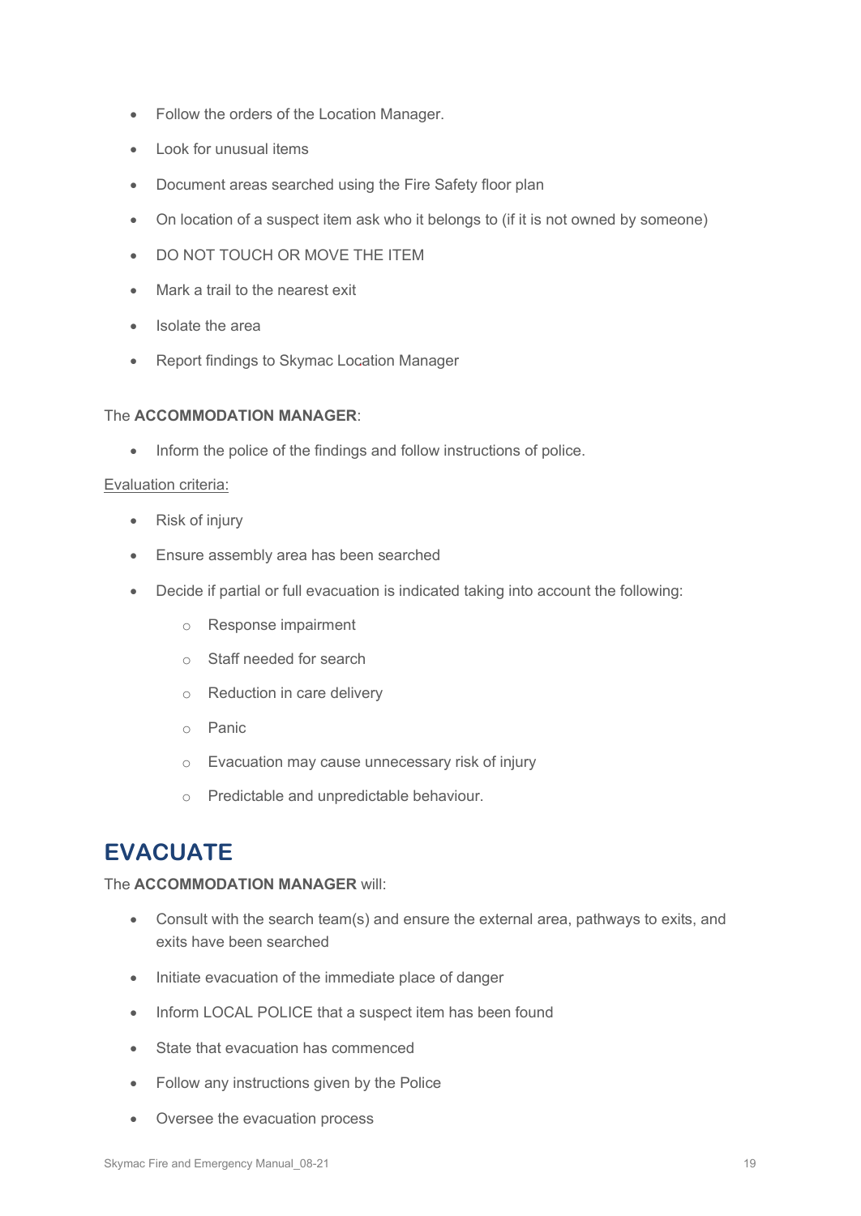- Follow the orders of the Location Manager.
- Look for unusual items
- Document areas searched using the Fire Safety floor plan
- On location of a suspect item ask who it belongs to (if it is not owned by someone)
- DO NOT TOUCH OR MOVE THE ITEM
- Mark a trail to the nearest exit
- Isolate the area
- Report findings to Skymac Location Manager

The **ACCOMMODATION MANAGER**:

- Inform the police of the findings and follow instructions of police.

<u>Evaluation criteria:</u>

- Risk of injury
- Ensure assembly area has been searched
- Decide if partial or full evacuation is indicated taking into account the following:
  - Response impairment
  - Staff needed for search
  - Reduction in care delivery
  - Panic
  - Evacuation may cause unnecessary risk of injury
  - Predictable and unpredictable behaviour.

## EVACUATE

The **ACCOMMODATION MANAGER** will:

- Consult with the search team(s) and ensure the external area, pathways to exits, and exits have been searched
- Initiate evacuation of the immediate place of danger
- Inform LOCAL POLICE that a suspect item has been found
- State that evacuation has commenced
- Follow any instructions given by the Police
- Oversee the evacuation process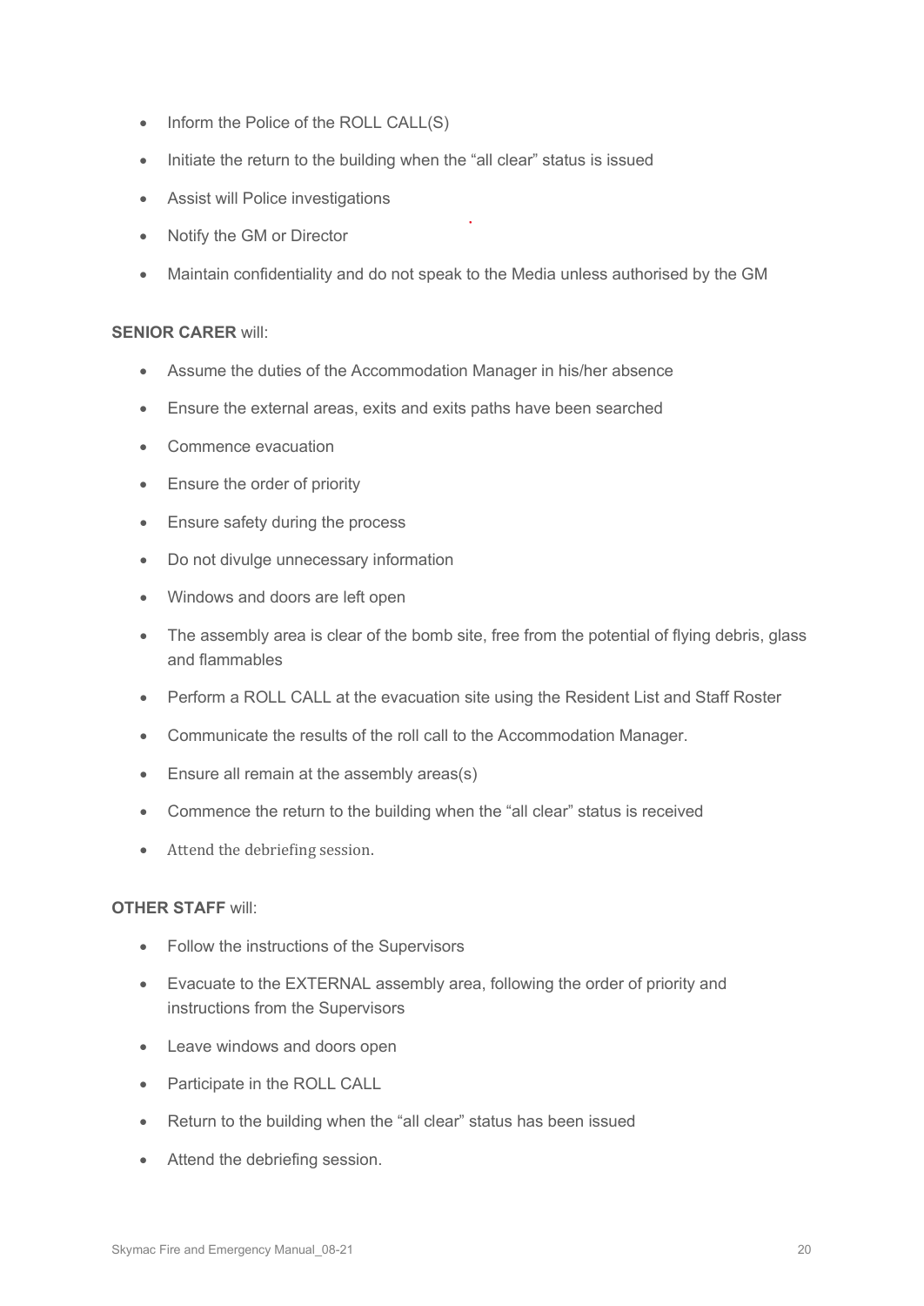- Inform the Police of the ROLL CALL(S)
- Initiate the return to the building when the "all clear" status is issued
- Assist will Police investigations
- Notify the GM or Director
- Maintain confidentiality and do not speak to the Media unless authorised by the GM

**SENIOR CARER** will:

- Assume the duties of the Accommodation Manager in his/her absence
- Ensure the external areas, exits and exits paths have been searched
- Commence evacuation
- Ensure the order of priority
- Ensure safety during the process
- Do not divulge unnecessary information
- Windows and doors are left open
- The assembly area is clear of the bomb site, free from the potential of flying debris, glass and flammables
- Perform a ROLL CALL at the evacuation site using the Resident List and Staff Roster
- Communicate the results of the roll call to the Accommodation Manager.
- Ensure all remain at the assembly areas(s)
- Commence the return to the building when the "all clear" status is received
- Attend the debriefing session.

**OTHER STAFF** will:

- Follow the instructions of the Supervisors
- Evacuate to the EXTERNAL assembly area, following the order of priority and instructions from the Supervisors
- Leave windows and doors open
- Participate in the ROLL CALL
- Return to the building when the "all clear" status has been issued
- Attend the debriefing session.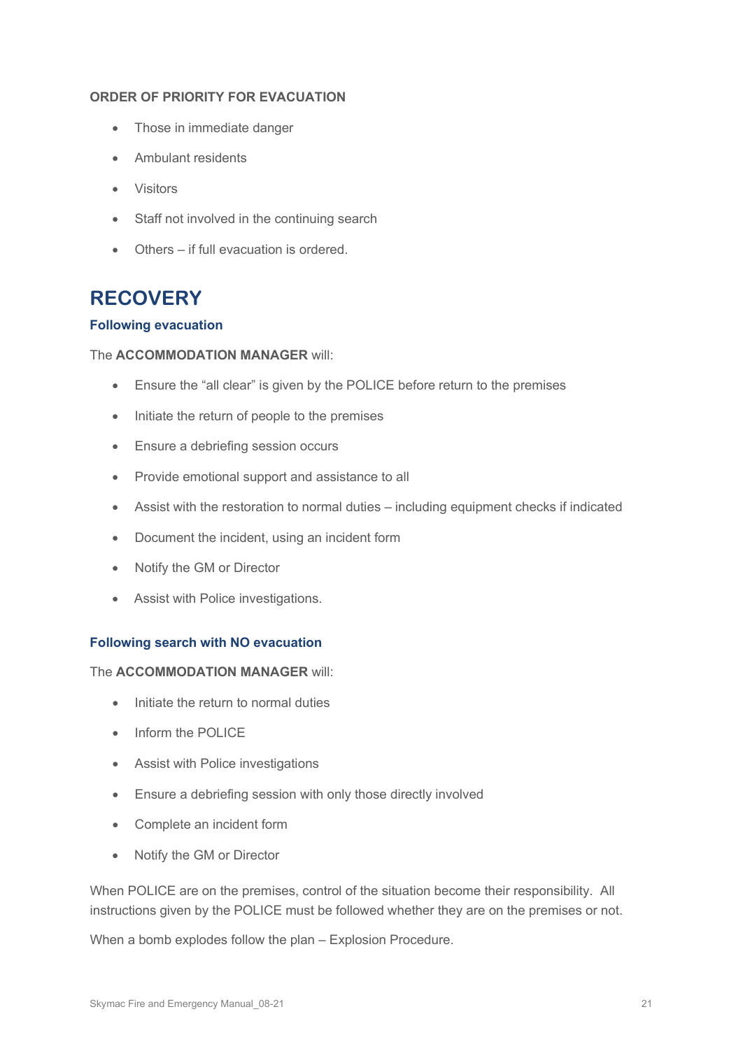**ORDER OF PRIORITY FOR EVACUATION**

- Those in immediate danger
- Ambulant residents
- Visitors
- Staff not involved in the continuing search
- Others – if full evacuation is ordered.

# RECOVERY

### Following evacuation

The **ACCOMMODATION MANAGER** will:

- Ensure the "all clear" is given by the POLICE before return to the premises
- Initiate the return of people to the premises
- Ensure a debriefing session occurs
- Provide emotional support and assistance to all
- Assist with the restoration to normal duties – including equipment checks if indicated
- Document the incident, using an incident form
- Notify the GM or Director
- Assist with Police investigations.

### Following search with NO evacuation

The **ACCOMMODATION MANAGER** will:

- Initiate the return to normal duties
- Inform the POLICE
- Assist with Police investigations
- Ensure a debriefing session with only those directly involved
- Complete an incident form
- Notify the GM or Director

When POLICE are on the premises, control of the situation become their responsibility. All instructions given by the POLICE must be followed whether they are on the premises or not.

When a bomb explodes follow the plan – Explosion Procedure.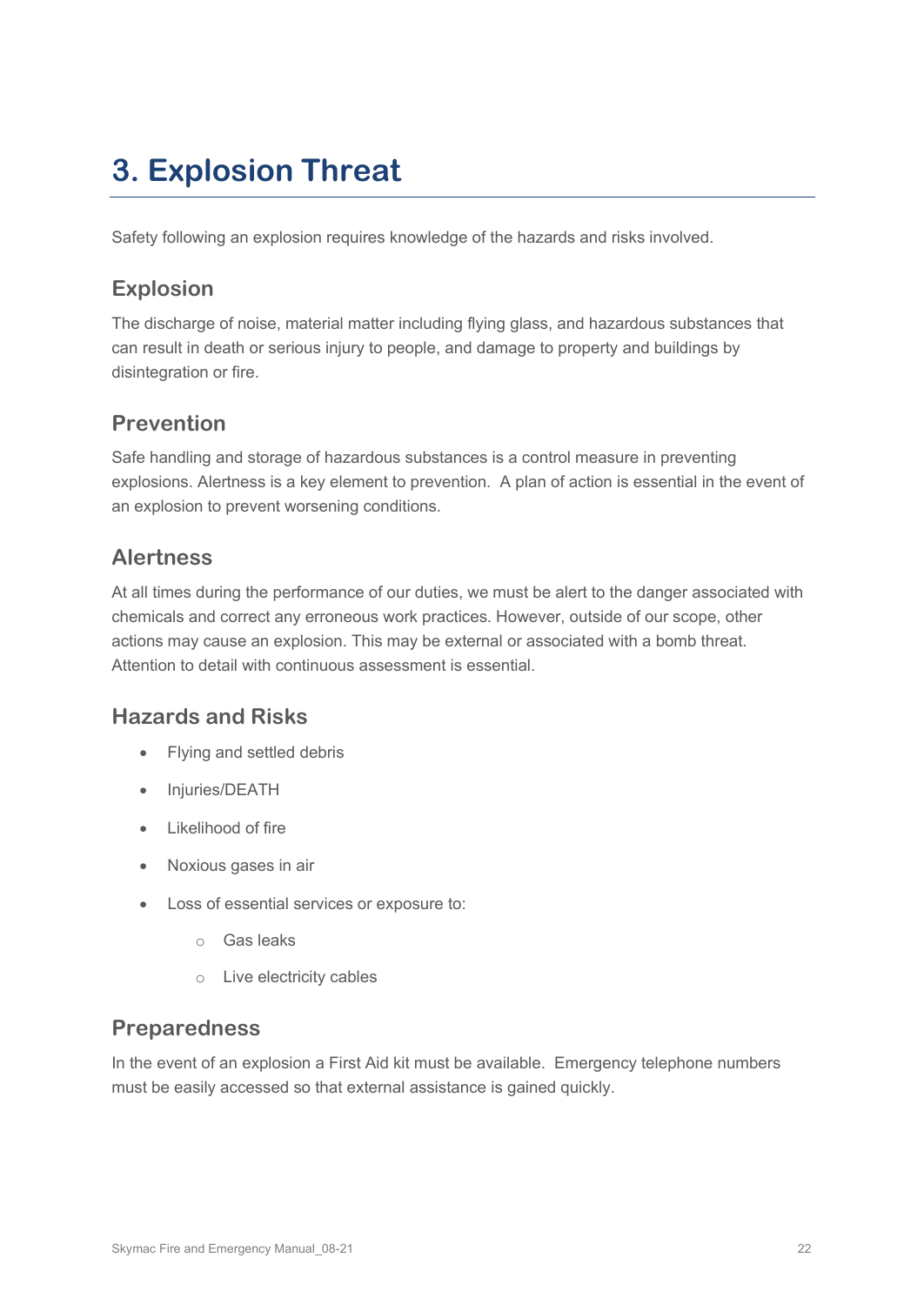# 3. Explosion Threat

Safety following an explosion requires knowledge of the hazards and risks involved.

## Explosion

The discharge of noise, material matter including flying glass, and hazardous substances that can result in death or serious injury to people, and damage to property and buildings by disintegration or fire.

## Prevention

Safe handling and storage of hazardous substances is a control measure in preventing explosions. Alertness is a key element to prevention. A plan of action is essential in the event of an explosion to prevent worsening conditions.

## Alertness

At all times during the performance of our duties, we must be alert to the danger associated with chemicals and correct any erroneous work practices. However, outside of our scope, other actions may cause an explosion. This may be external or associated with a bomb threat. Attention to detail with continuous assessment is essential.

## Hazards and Risks

- Flying and settled debris
- Injuries/DEATH
- Likelihood of fire
- Noxious gases in air
- Loss of essential services or exposure to:
  - Gas leaks
  - Live electricity cables

## Preparedness

In the event of an explosion a First Aid kit must be available. Emergency telephone numbers must be easily accessed so that external assistance is gained quickly.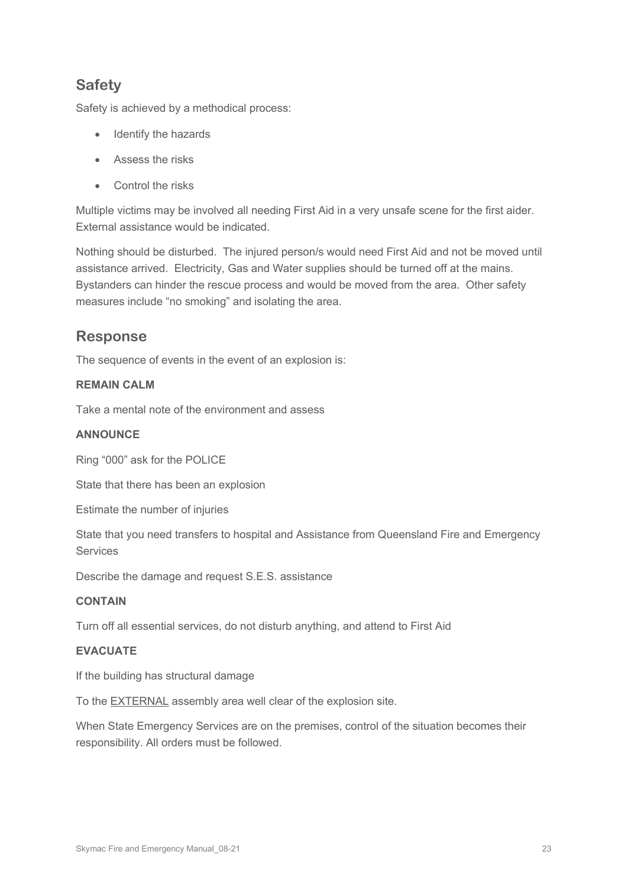## Safety

Safety is achieved by a methodical process:

- Identify the hazards
- Assess the risks
- Control the risks

Multiple victims may be involved all needing First Aid in a very unsafe scene for the first aider. External assistance would be indicated.

Nothing should be disturbed. The injured person/s would need First Aid and not be moved until assistance arrived. Electricity, Gas and Water supplies should be turned off at the mains. Bystanders can hinder the rescue process and would be moved from the area. Other safety measures include "no smoking" and isolating the area.

## Response

The sequence of events in the event of an explosion is:

**REMAIN CALM**

Take a mental note of the environment and assess

**ANNOUNCE**

Ring "000" ask for the POLICE

State that there has been an explosion

Estimate the number of injuries

State that you need transfers to hospital and Assistance from Queensland Fire and Emergency Services

Describe the damage and request S.E.S. assistance

**CONTAIN**

Turn off all essential services, do not disturb anything, and attend to First Aid

**EVACUATE**

If the building has structural damage

To the <u>EXTERNAL</u> assembly area well clear of the explosion site.

When State Emergency Services are on the premises, control of the situation becomes their responsibility. All orders must be followed.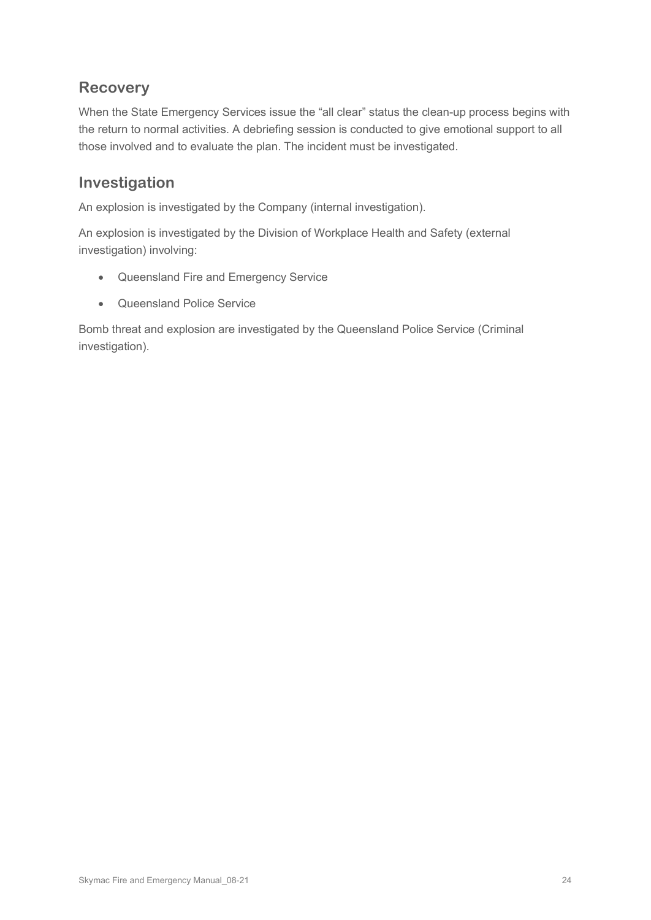## Recovery

When the State Emergency Services issue the "all clear" status the clean-up process begins with the return to normal activities. A debriefing session is conducted to give emotional support to all those involved and to evaluate the plan. The incident must be investigated.

## Investigation

An explosion is investigated by the Company (internal investigation).

An explosion is investigated by the Division of Workplace Health and Safety (external investigation) involving:

- Queensland Fire and Emergency Service
- Queensland Police Service

Bomb threat and explosion are investigated by the Queensland Police Service (Criminal investigation).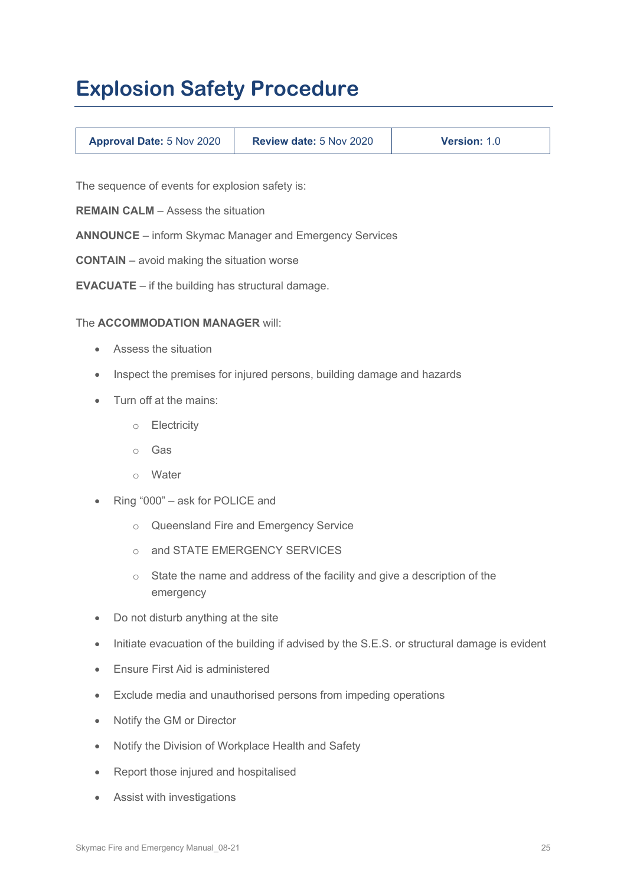# Explosion Safety Procedure

| **Approval Date:** 5 Nov 2020 | **Review date:** 5 Nov 2020 | **Version:** 1.0 |
|---|---|---|

The sequence of events for explosion safety is:

**REMAIN CALM** – Assess the situation

**ANNOUNCE** – inform Skymac Manager and Emergency Services

**CONTAIN** – avoid making the situation worse

**EVACUATE** – if the building has structural damage.

The **ACCOMMODATION MANAGER** will:

- Assess the situation
- Inspect the premises for injured persons, building damage and hazards
- Turn off at the mains:
  - Electricity
  - Gas
  - Water
- Ring "000" – ask for POLICE and
  - Queensland Fire and Emergency Service
  - and STATE EMERGENCY SERVICES
  - State the name and address of the facility and give a description of the emergency
- Do not disturb anything at the site
- Initiate evacuation of the building if advised by the S.E.S. or structural damage is evident
- Ensure First Aid is administered
- Exclude media and unauthorised persons from impeding operations
- Notify the GM or Director
- Notify the Division of Workplace Health and Safety
- Report those injured and hospitalised
- Assist with investigations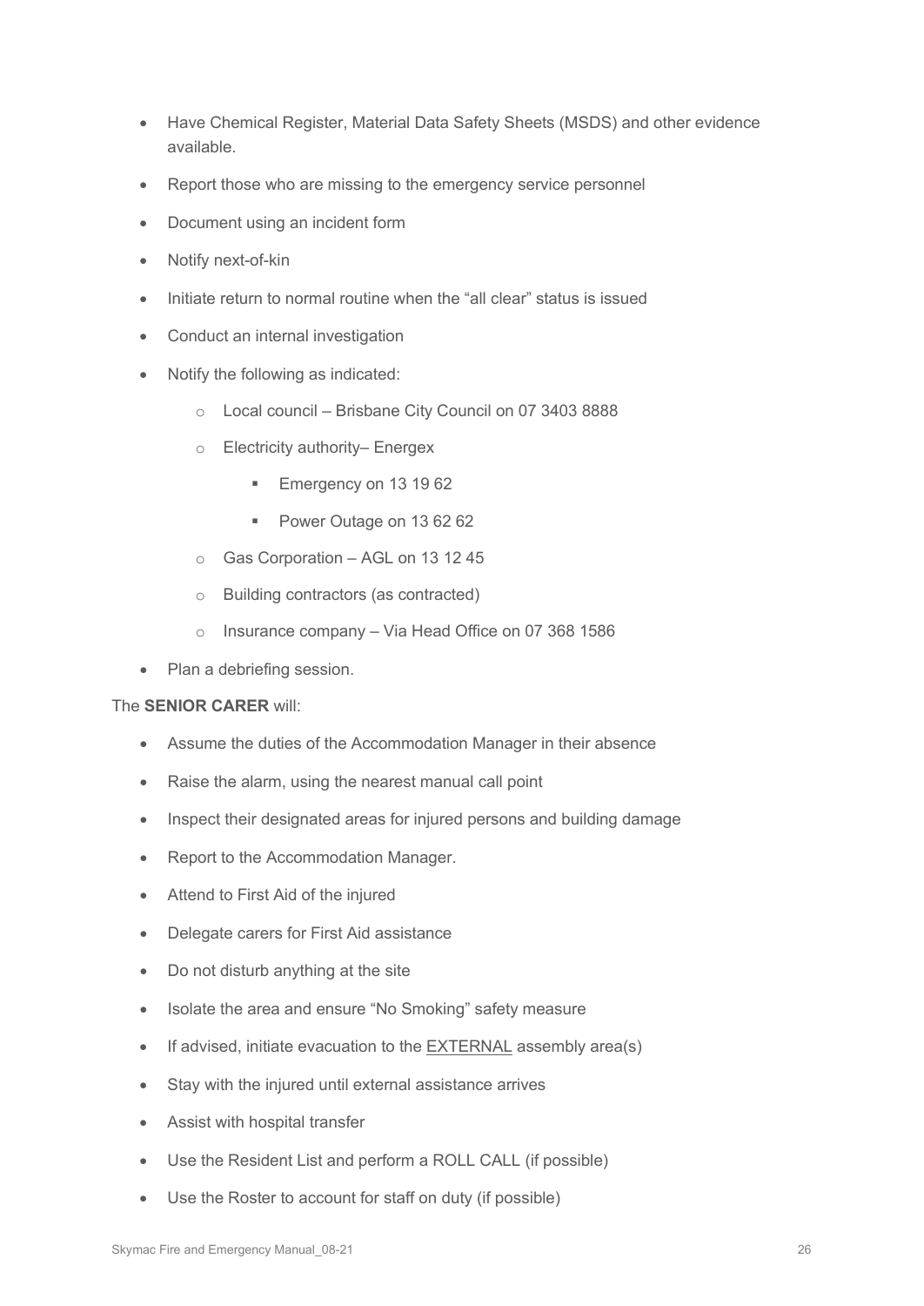- Have Chemical Register, Material Data Safety Sheets (MSDS) and other evidence available.
- Report those who are missing to the emergency service personnel
- Document using an incident form
- Notify next-of-kin
- Initiate return to normal routine when the "all clear" status is issued
- Conduct an internal investigation
- Notify the following as indicated:
  - Local council – Brisbane City Council on 07 3403 8888
  - Electricity authority– Energex
    - Emergency on 13 19 62
    - Power Outage on 13 62 62
  - Gas Corporation – AGL on 13 12 45
  - Building contractors (as contracted)
  - Insurance company – Via Head Office on 07 368 1586
- Plan a debriefing session.

The **SENIOR CARER** will:

- Assume the duties of the Accommodation Manager in their absence
- Raise the alarm, using the nearest manual call point
- Inspect their designated areas for injured persons and building damage
- Report to the Accommodation Manager.
- Attend to First Aid of the injured
- Delegate carers for First Aid assistance
- Do not disturb anything at the site
- Isolate the area and ensure "No Smoking" safety measure
- If advised, initiate evacuation to the <u>EXTERNAL</u> assembly area(s)
- Stay with the injured until external assistance arrives
- Assist with hospital transfer
- Use the Resident List and perform a ROLL CALL (if possible)
- Use the Roster to account for staff on duty (if possible)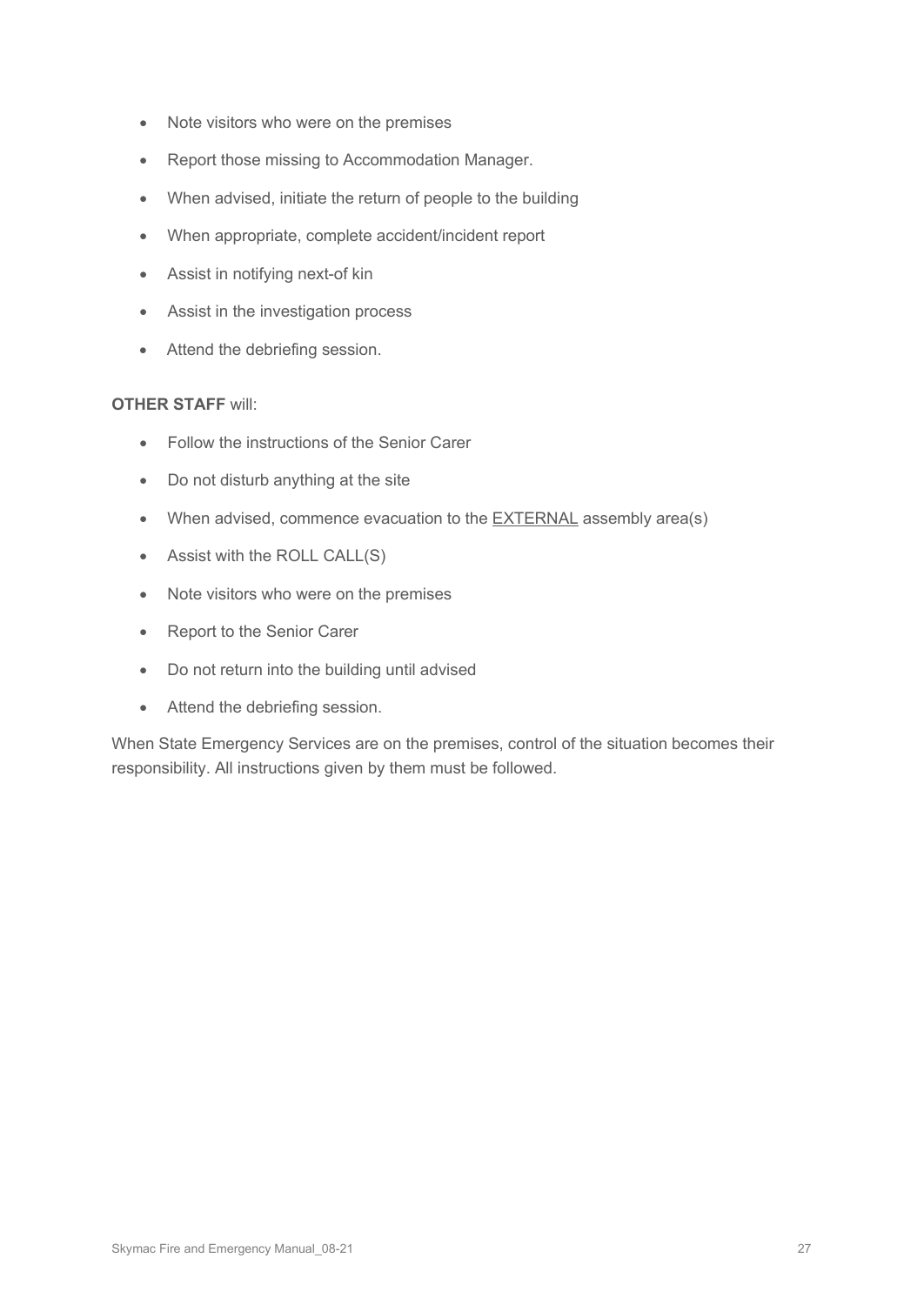- Note visitors who were on the premises
- Report those missing to Accommodation Manager.
- When advised, initiate the return of people to the building
- When appropriate, complete accident/incident report
- Assist in notifying next-of kin
- Assist in the investigation process
- Attend the debriefing session.

**OTHER STAFF** will:

- Follow the instructions of the Senior Carer
- Do not disturb anything at the site
- When advised, commence evacuation to the EXTERNAL assembly area(s)
- Assist with the ROLL CALL(S)
- Note visitors who were on the premises
- Report to the Senior Carer
- Do not return into the building until advised
- Attend the debriefing session.

When State Emergency Services are on the premises, control of the situation becomes their responsibility. All instructions given by them must be followed.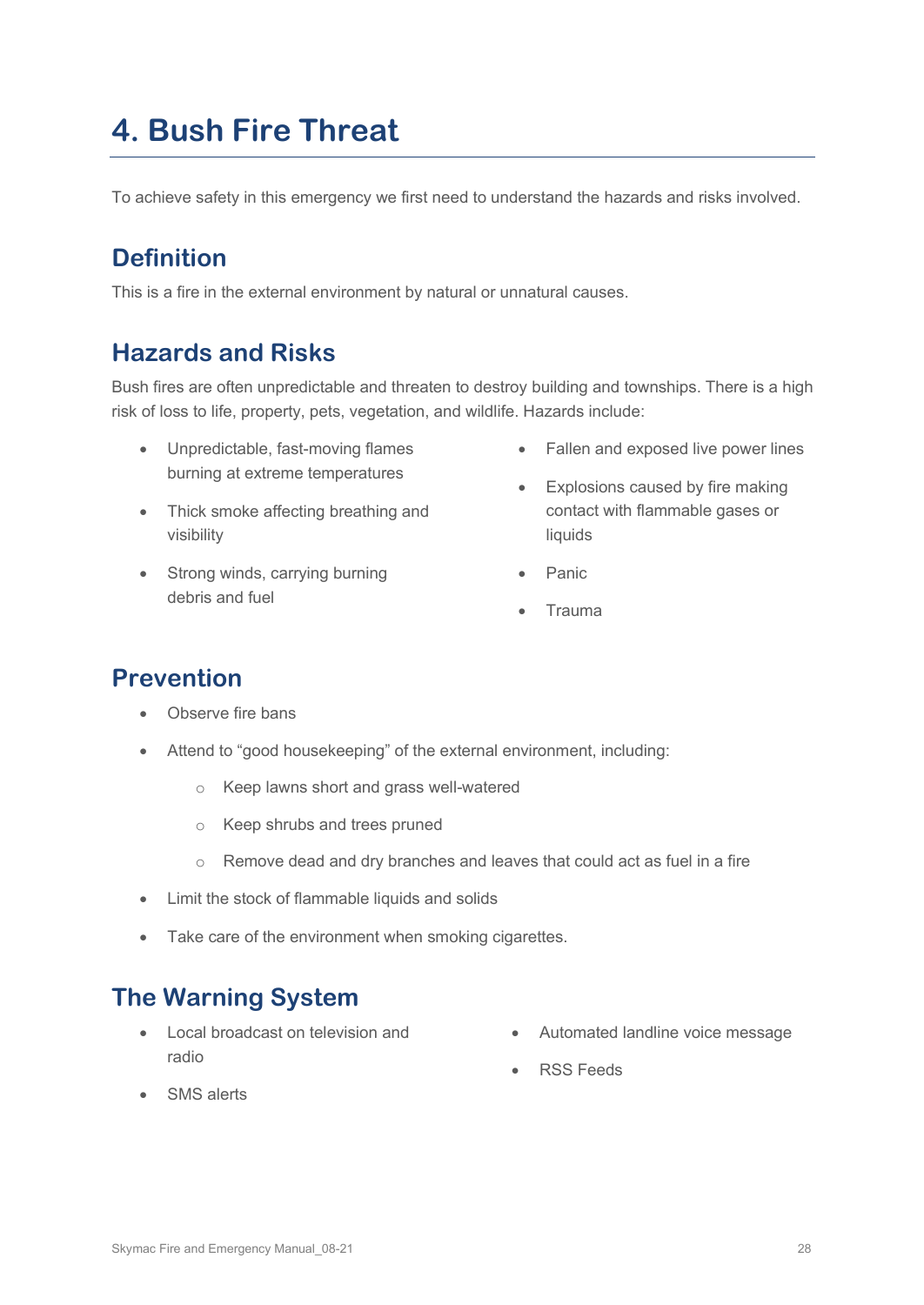# 4. Bush Fire Threat

To achieve safety in this emergency we first need to understand the hazards and risks involved.

## Definition

This is a fire in the external environment by natural or unnatural causes.

## Hazards and Risks

Bush fires are often unpredictable and threaten to destroy building and townships. There is a high risk of loss to life, property, pets, vegetation, and wildlife. Hazards include:

- Unpredictable, fast-moving flames burning at extreme temperatures
- Thick smoke affecting breathing and visibility
- Strong winds, carrying burning debris and fuel
- Fallen and exposed live power lines
- Explosions caused by fire making contact with flammable gases or liquids
- Panic
- Trauma

## Prevention

- Observe fire bans
- Attend to "good housekeeping" of the external environment, including:
  - Keep lawns short and grass well-watered
  - Keep shrubs and trees pruned
  - Remove dead and dry branches and leaves that could act as fuel in a fire
- Limit the stock of flammable liquids and solids
- Take care of the environment when smoking cigarettes.

## The Warning System

- Local broadcast on television and radio
- SMS alerts
- Automated landline voice message
- RSS Feeds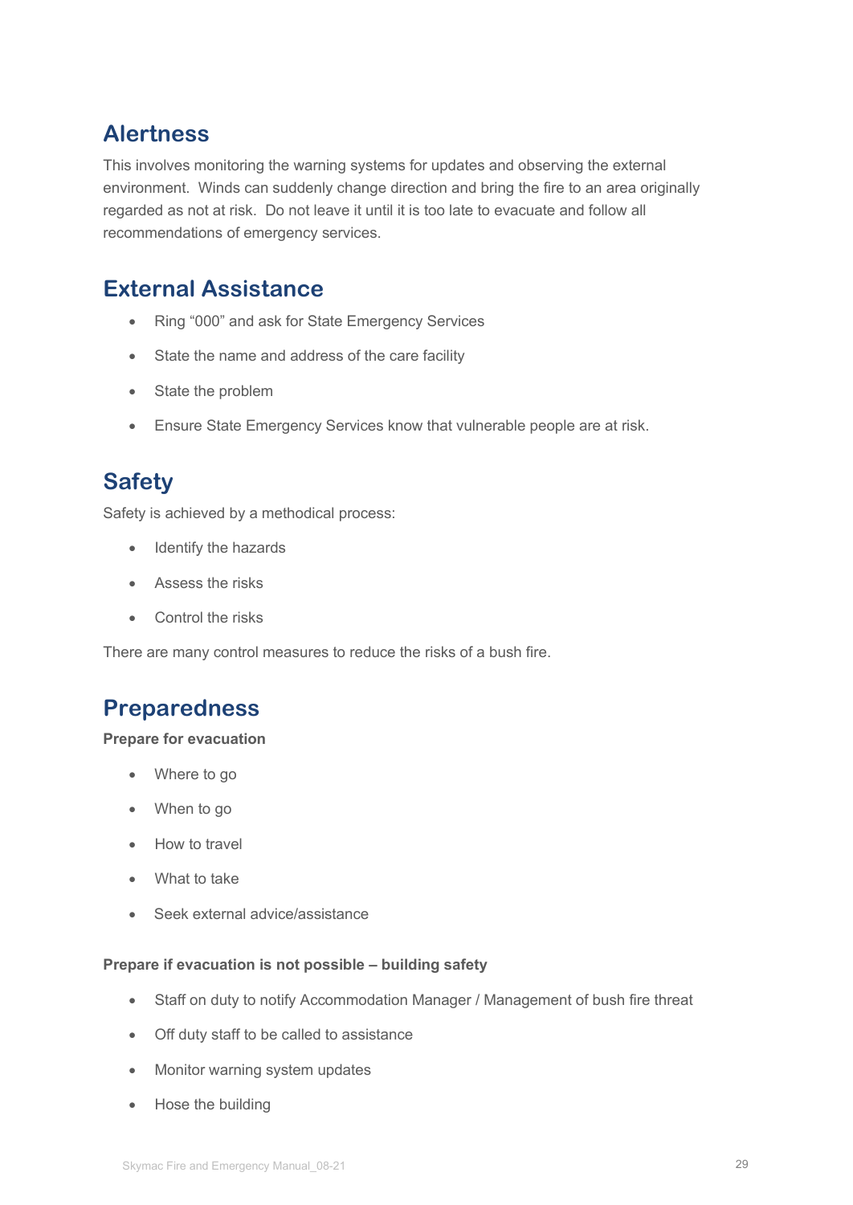## Alertness

This involves monitoring the warning systems for updates and observing the external environment. Winds can suddenly change direction and bring the fire to an area originally regarded as not at risk. Do not leave it until it is too late to evacuate and follow all recommendations of emergency services.

## External Assistance

- Ring "000" and ask for State Emergency Services
- State the name and address of the care facility
- State the problem
- Ensure State Emergency Services know that vulnerable people are at risk.

## Safety

Safety is achieved by a methodical process:

- Identify the hazards
- Assess the risks
- Control the risks

There are many control measures to reduce the risks of a bush fire.

## Preparedness

**Prepare for evacuation**

- Where to go
- When to go
- How to travel
- What to take
- Seek external advice/assistance

**Prepare if evacuation is not possible – building safety**

- Staff on duty to notify Accommodation Manager / Management of bush fire threat
- Off duty staff to be called to assistance
- Monitor warning system updates
- Hose the building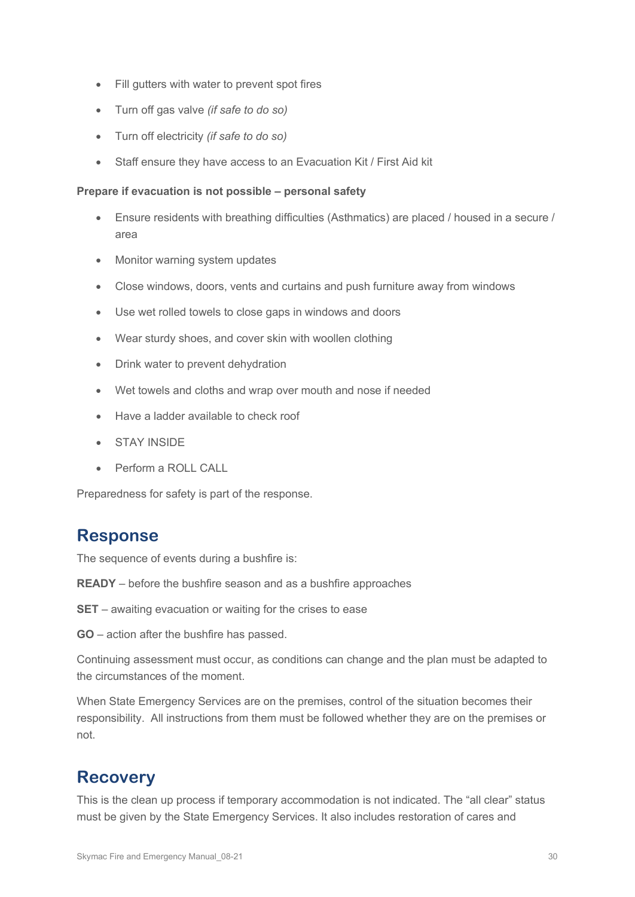- Fill gutters with water to prevent spot fires
- Turn off gas valve *(if safe to do so)*
- Turn off electricity *(if safe to do so)*
- Staff ensure they have access to an Evacuation Kit / First Aid kit

**Prepare if evacuation is not possible – personal safety**

- Ensure residents with breathing difficulties (Asthmatics) are placed / housed in a secure / area
- Monitor warning system updates
- Close windows, doors, vents and curtains and push furniture away from windows
- Use wet rolled towels to close gaps in windows and doors
- Wear sturdy shoes, and cover skin with woollen clothing
- Drink water to prevent dehydration
- Wet towels and cloths and wrap over mouth and nose if needed
- Have a ladder available to check roof
- STAY INSIDE
- Perform a ROLL CALL

Preparedness for safety is part of the response.

## Response

The sequence of events during a bushfire is:

**READY** – before the bushfire season and as a bushfire approaches

**SET** – awaiting evacuation or waiting for the crises to ease

**GO** – action after the bushfire has passed.

Continuing assessment must occur, as conditions can change and the plan must be adapted to the circumstances of the moment.

When State Emergency Services are on the premises, control of the situation becomes their responsibility. All instructions from them must be followed whether they are on the premises or not.

## Recovery

This is the clean up process if temporary accommodation is not indicated. The "all clear" status must be given by the State Emergency Services. It also includes restoration of cares and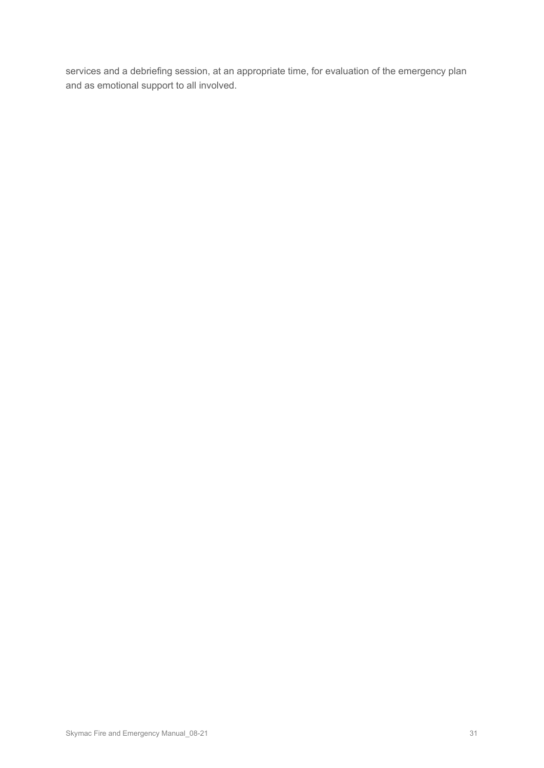services and a debriefing session, at an appropriate time, for evaluation of the emergency plan and as emotional support to all involved.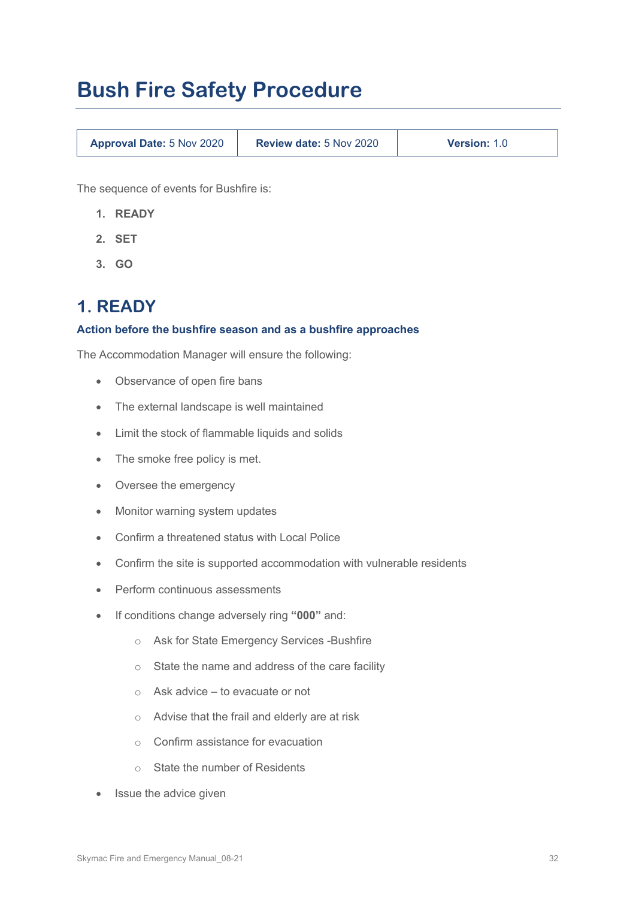# Bush Fire Safety Procedure

| **Approval Date:** 5 Nov 2020 | **Review date:** 5 Nov 2020 | **Version:** 1.0 |
|---|---|---|

The sequence of events for Bushfire is:

1. **READY**
2. **SET**
3. **GO**

## 1. READY

### Action before the bushfire season and as a bushfire approaches

The Accommodation Manager will ensure the following:

- Observance of open fire bans
- The external landscape is well maintained
- Limit the stock of flammable liquids and solids
- The smoke free policy is met.
- Oversee the emergency
- Monitor warning system updates
- Confirm a threatened status with Local Police
- Confirm the site is supported accommodation with vulnerable residents
- Perform continuous assessments
- If conditions change adversely ring **"000"** and:
  - Ask for State Emergency Services -Bushfire
  - State the name and address of the care facility
  - Ask advice – to evacuate or not
  - Advise that the frail and elderly are at risk
  - Confirm assistance for evacuation
  - State the number of Residents
- Issue the advice given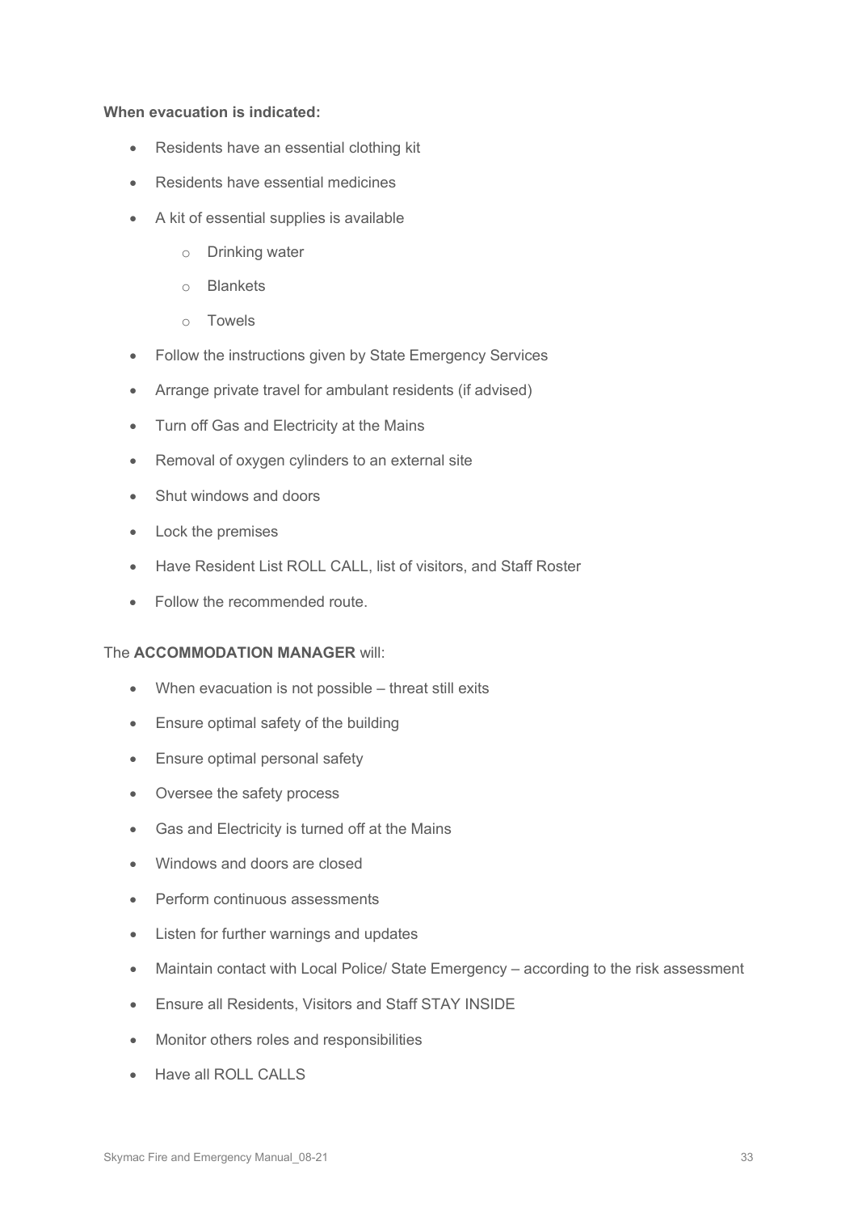**When evacuation is indicated:**

- Residents have an essential clothing kit
- Residents have essential medicines
- A kit of essential supplies is available
  - Drinking water
  - Blankets
  - Towels
- Follow the instructions given by State Emergency Services
- Arrange private travel for ambulant residents (if advised)
- Turn off Gas and Electricity at the Mains
- Removal of oxygen cylinders to an external site
- Shut windows and doors
- Lock the premises
- Have Resident List ROLL CALL, list of visitors, and Staff Roster
- Follow the recommended route.

The **ACCOMMODATION MANAGER** will:

- When evacuation is not possible – threat still exits
- Ensure optimal safety of the building
- Ensure optimal personal safety
- Oversee the safety process
- Gas and Electricity is turned off at the Mains
- Windows and doors are closed
- Perform continuous assessments
- Listen for further warnings and updates
- Maintain contact with Local Police/ State Emergency – according to the risk assessment
- Ensure all Residents, Visitors and Staff STAY INSIDE
- Monitor others roles and responsibilities
- Have all ROLL CALLS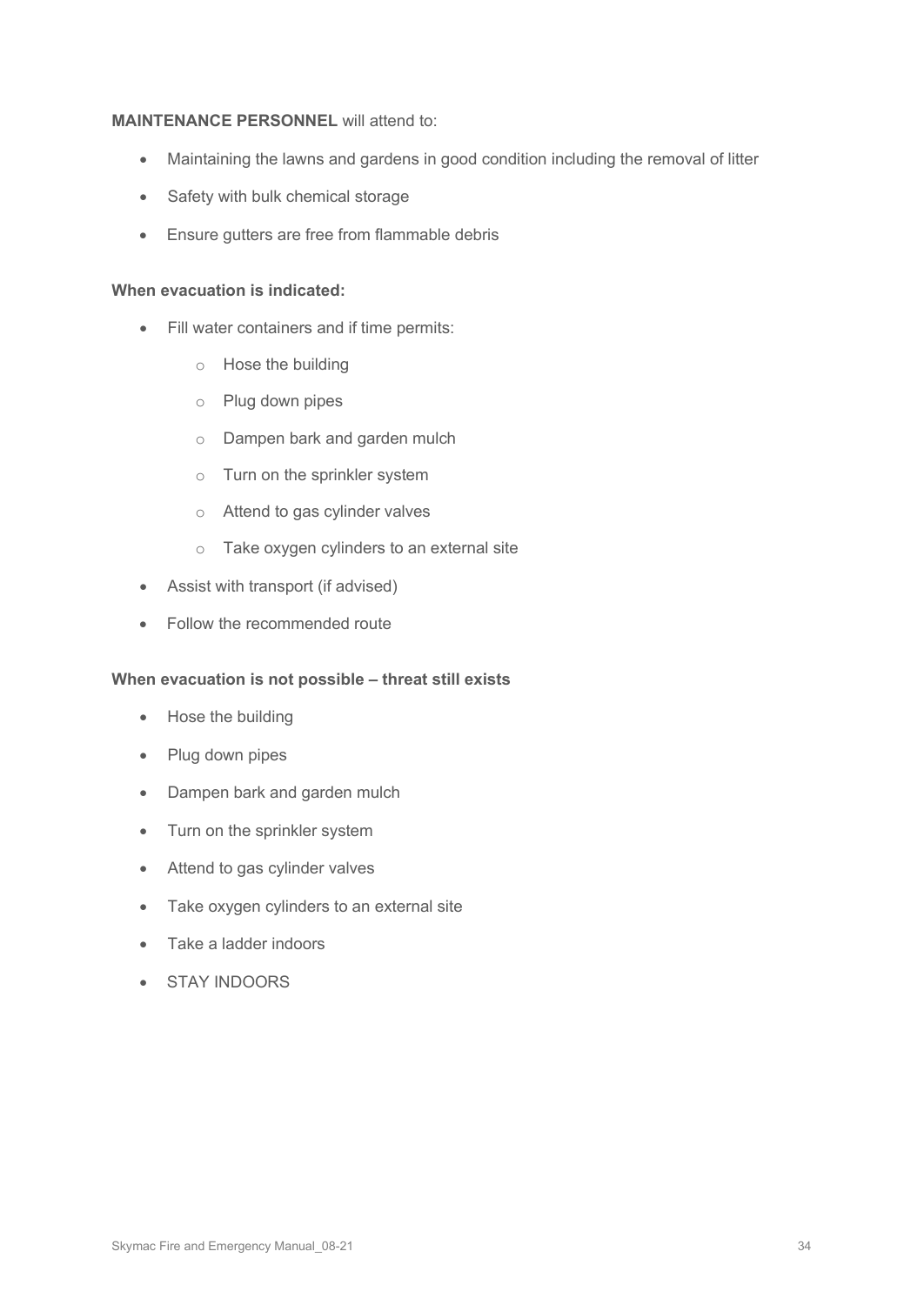**MAINTENANCE PERSONNEL** will attend to:

- Maintaining the lawns and gardens in good condition including the removal of litter
- Safety with bulk chemical storage
- Ensure gutters are free from flammable debris

**When evacuation is indicated:**

- Fill water containers and if time permits:
  - Hose the building
  - Plug down pipes
  - Dampen bark and garden mulch
  - Turn on the sprinkler system
  - Attend to gas cylinder valves
  - Take oxygen cylinders to an external site
- Assist with transport (if advised)
- Follow the recommended route

**When evacuation is not possible – threat still exists**

- Hose the building
- Plug down pipes
- Dampen bark and garden mulch
- Turn on the sprinkler system
- Attend to gas cylinder valves
- Take oxygen cylinders to an external site
- Take a ladder indoors
- STAY INDOORS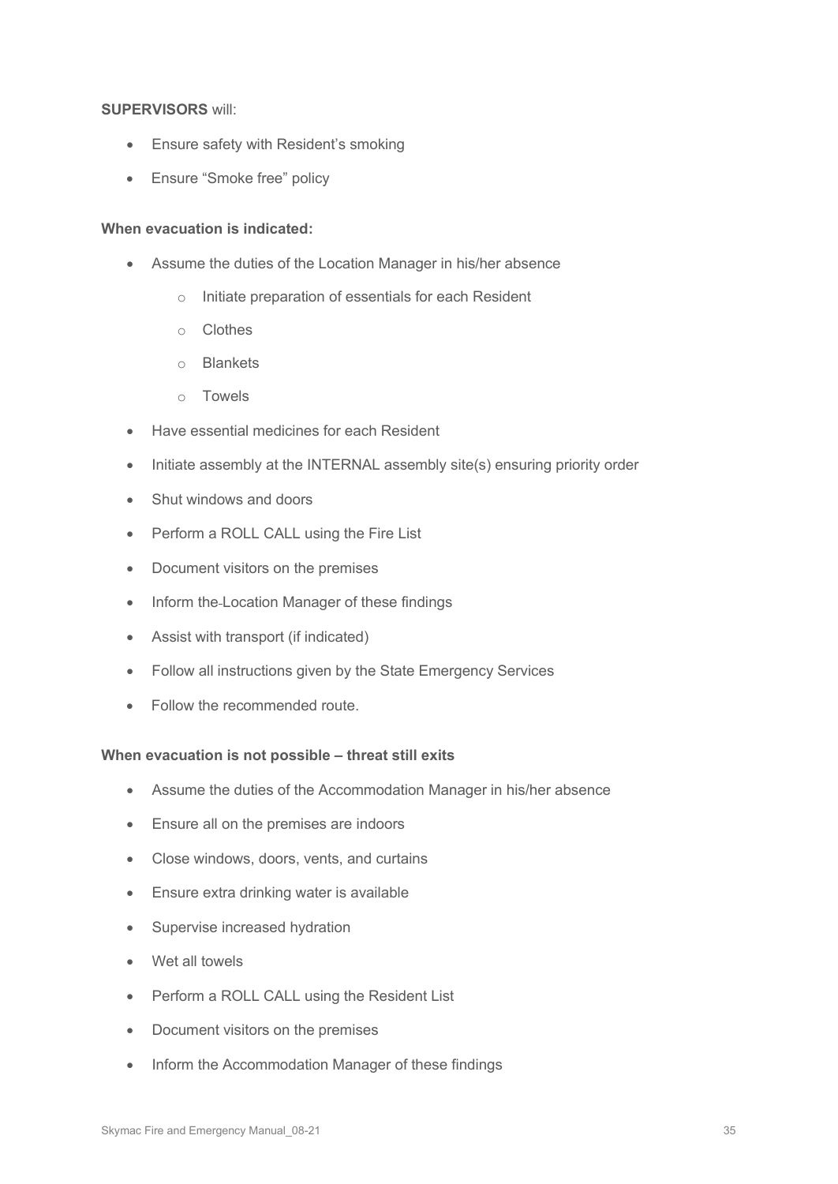**SUPERVISORS** will:

- Ensure safety with Resident's smoking
- Ensure "Smoke free" policy

**When evacuation is indicated:**

- Assume the duties of the Location Manager in his/her absence
    - Initiate preparation of essentials for each Resident
    - Clothes
    - Blankets
    - Towels
- Have essential medicines for each Resident
- Initiate assembly at the INTERNAL assembly site(s) ensuring priority order
- Shut windows and doors
- Perform a ROLL CALL using the Fire List
- Document visitors on the premises
- Inform the Location Manager of these findings
- Assist with transport (if indicated)
- Follow all instructions given by the State Emergency Services
- Follow the recommended route.

**When evacuation is not possible – threat still exits**

- Assume the duties of the Accommodation Manager in his/her absence
- Ensure all on the premises are indoors
- Close windows, doors, vents, and curtains
- Ensure extra drinking water is available
- Supervise increased hydration
- Wet all towels
- Perform a ROLL CALL using the Resident List
- Document visitors on the premises
- Inform the Accommodation Manager of these findings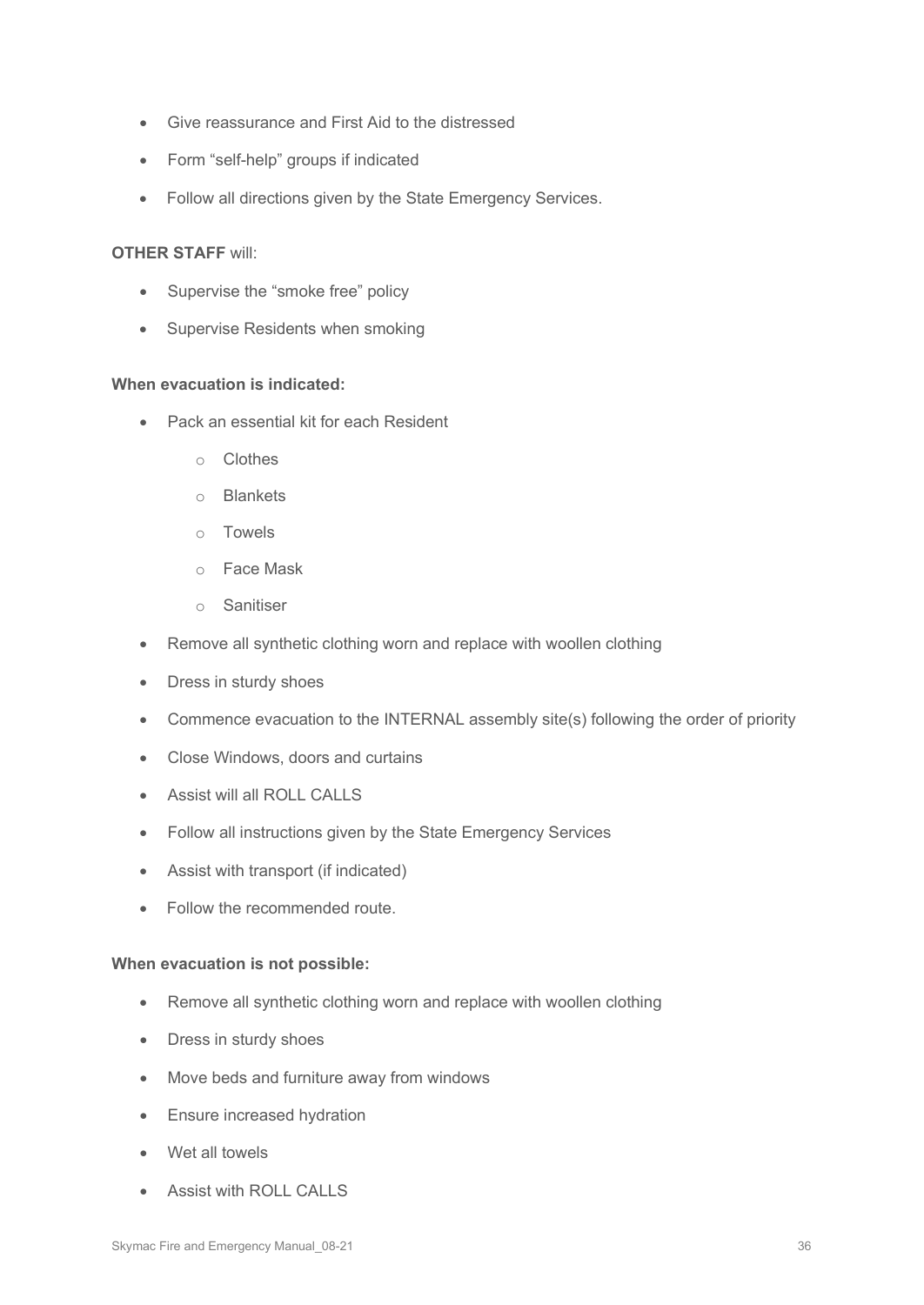- Give reassurance and First Aid to the distressed
- Form "self-help" groups if indicated
- Follow all directions given by the State Emergency Services.

**OTHER STAFF** will:

- Supervise the "smoke free" policy
- Supervise Residents when smoking

**When evacuation is indicated:**

- Pack an essential kit for each Resident
    - Clothes
    - Blankets
    - Towels
    - Face Mask
    - Sanitiser
- Remove all synthetic clothing worn and replace with woollen clothing
- Dress in sturdy shoes
- Commence evacuation to the INTERNAL assembly site(s) following the order of priority
- Close Windows, doors and curtains
- Assist will all ROLL CALLS
- Follow all instructions given by the State Emergency Services
- Assist with transport (if indicated)
- Follow the recommended route.

**When evacuation is not possible:**

- Remove all synthetic clothing worn and replace with woollen clothing
- Dress in sturdy shoes
- Move beds and furniture away from windows
- Ensure increased hydration
- Wet all towels
- Assist with ROLL CALLS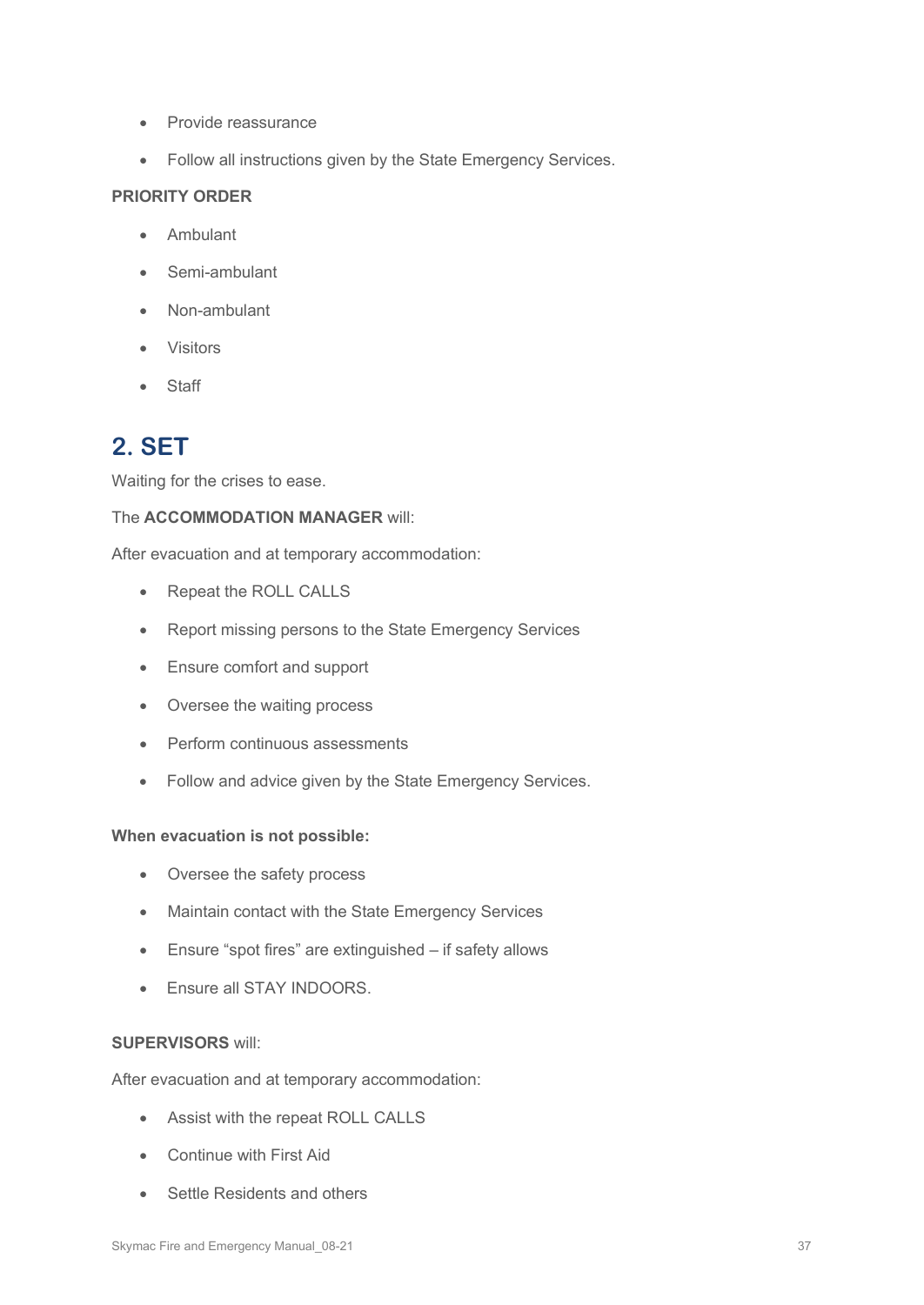- Provide reassurance
- Follow all instructions given by the State Emergency Services.

**PRIORITY ORDER**

- Ambulant
- Semi-ambulant
- Non-ambulant
- Visitors
- Staff

## 2. SET

Waiting for the crises to ease.

The **ACCOMMODATION MANAGER** will:

After evacuation and at temporary accommodation:

- Repeat the ROLL CALLS
- Report missing persons to the State Emergency Services
- Ensure comfort and support
- Oversee the waiting process
- Perform continuous assessments
- Follow and advice given by the State Emergency Services.

**When evacuation is not possible:**

- Oversee the safety process
- Maintain contact with the State Emergency Services
- Ensure "spot fires" are extinguished – if safety allows
- Ensure all STAY INDOORS.

**SUPERVISORS** will:

After evacuation and at temporary accommodation:

- Assist with the repeat ROLL CALLS
- Continue with First Aid
- Settle Residents and others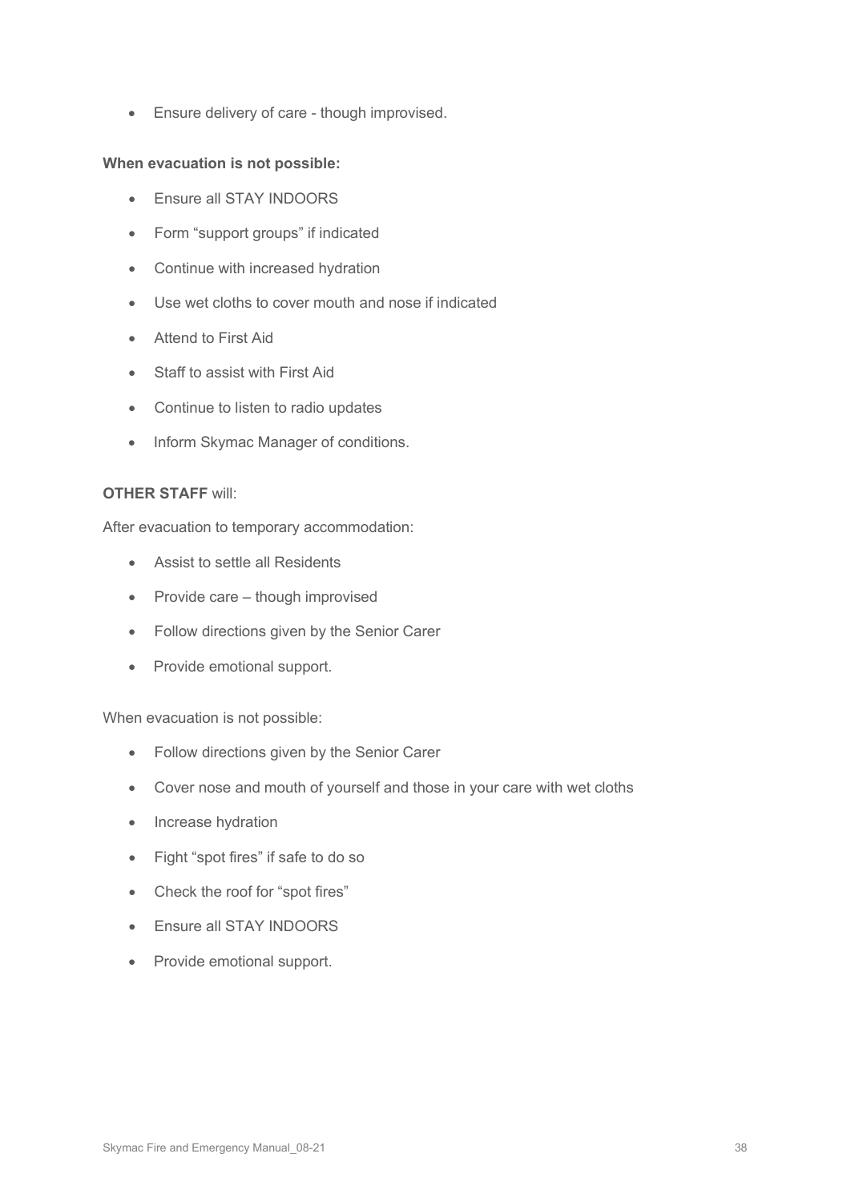- Ensure delivery of care - though improvised.

**When evacuation is not possible:**

- Ensure all STAY INDOORS
- Form "support groups" if indicated
- Continue with increased hydration
- Use wet cloths to cover mouth and nose if indicated
- Attend to First Aid
- Staff to assist with First Aid
- Continue to listen to radio updates
- Inform Skymac Manager of conditions.

**OTHER STAFF** will:

After evacuation to temporary accommodation:

- Assist to settle all Residents
- Provide care – though improvised
- Follow directions given by the Senior Carer
- Provide emotional support.

When evacuation is not possible:

- Follow directions given by the Senior Carer
- Cover nose and mouth of yourself and those in your care with wet cloths
- Increase hydration
- Fight "spot fires" if safe to do so
- Check the roof for "spot fires"
- Ensure all STAY INDOORS
- Provide emotional support.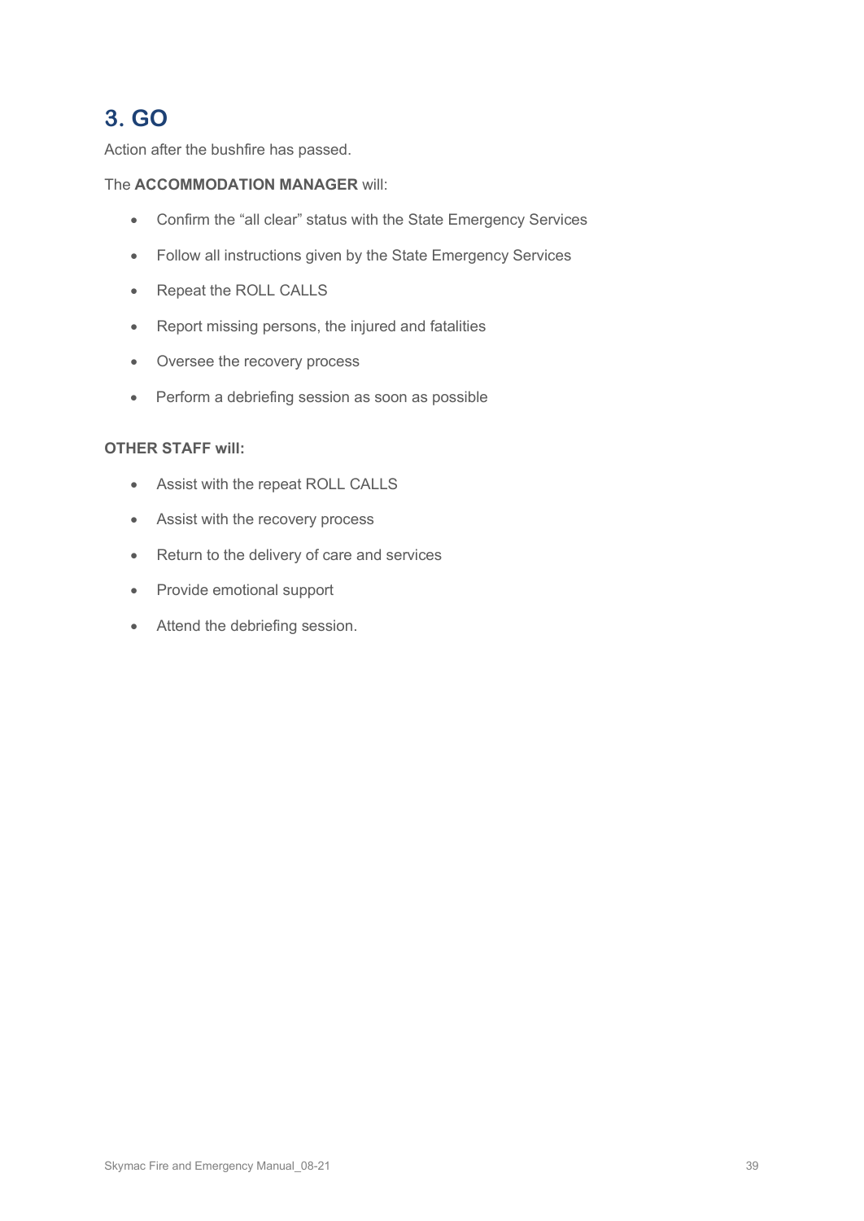## 3. GO

Action after the bushfire has passed.

The **ACCOMMODATION MANAGER** will:

- Confirm the “all clear” status with the State Emergency Services
- Follow all instructions given by the State Emergency Services
- Repeat the ROLL CALLS
- Report missing persons, the injured and fatalities
- Oversee the recovery process
- Perform a debriefing session as soon as possible

**OTHER STAFF will:**

- Assist with the repeat ROLL CALLS
- Assist with the recovery process
- Return to the delivery of care and services
- Provide emotional support
- Attend the debriefing session.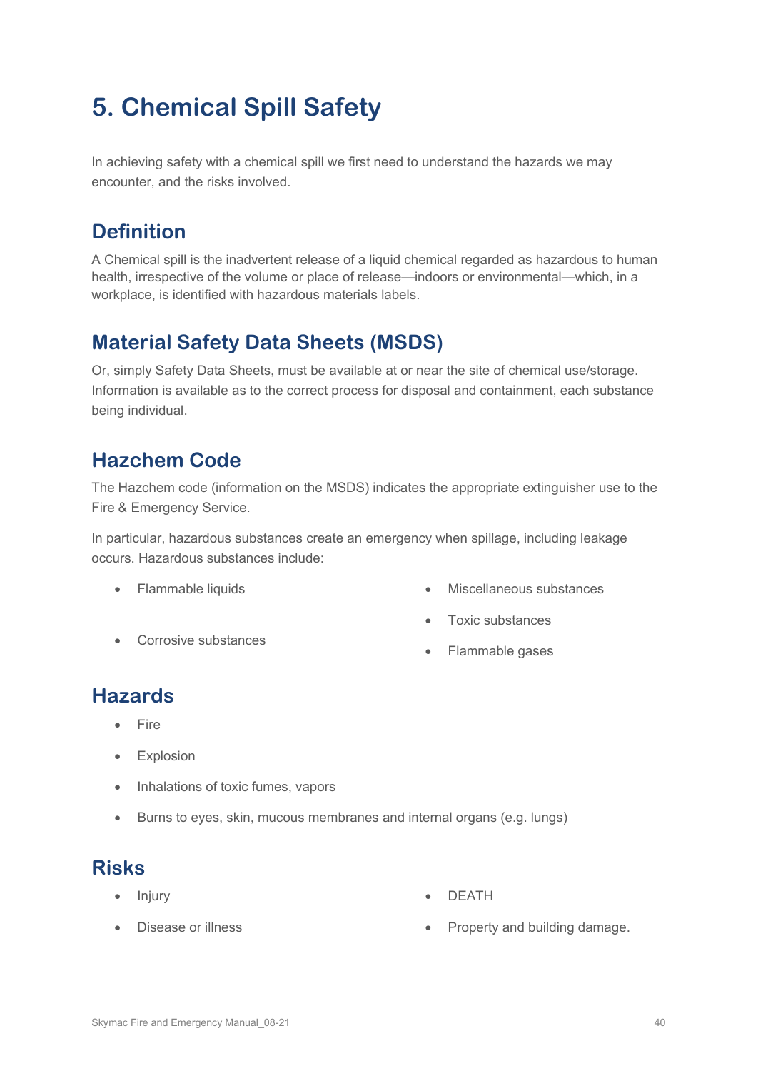# 5. Chemical Spill Safety

In achieving safety with a chemical spill we first need to understand the hazards we may encounter, and the risks involved.

## Definition

A Chemical spill is the inadvertent release of a liquid chemical regarded as hazardous to human health, irrespective of the volume or place of release—indoors or environmental—which, in a workplace, is identified with hazardous materials labels.

## Material Safety Data Sheets (MSDS)

Or, simply Safety Data Sheets, must be available at or near the site of chemical use/storage. Information is available as to the correct process for disposal and containment, each substance being individual.

## Hazchem Code

The Hazchem code (information on the MSDS) indicates the appropriate extinguisher use to the Fire & Emergency Service.

In particular, hazardous substances create an emergency when spillage, including leakage occurs. Hazardous substances include:

- Flammable liquids
- Corrosive substances
- Miscellaneous substances
- Toxic substances
- Flammable gases

## Hazards

- Fire
- Explosion
- Inhalations of toxic fumes, vapors
- Burns to eyes, skin, mucous membranes and internal organs (e.g. lungs)

## Risks

- Injury
- Disease or illness
- DEATH
- Property and building damage.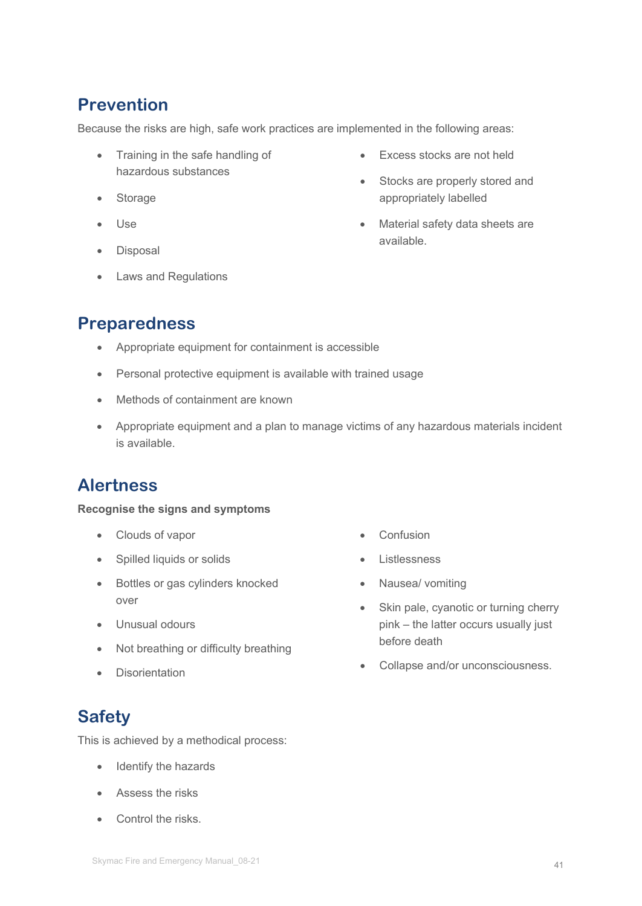## Prevention

Because the risks are high, safe work practices are implemented in the following areas:

- Training in the safe handling of hazardous substances
- Storage
- Use
- Disposal
- Laws and Regulations
- Excess stocks are not held
- Stocks are properly stored and appropriately labelled
- Material safety data sheets are available.

## Preparedness

- Appropriate equipment for containment is accessible
- Personal protective equipment is available with trained usage
- Methods of containment are known
- Appropriate equipment and a plan to manage victims of any hazardous materials incident is available.

## Alertness

**Recognise the signs and symptoms**

- Clouds of vapor
- Spilled liquids or solids
- Bottles or gas cylinders knocked over
- Unusual odours
- Not breathing or difficulty breathing
- Disorientation
- Confusion
- Listlessness
- Nausea/ vomiting
- Skin pale, cyanotic or turning cherry pink – the latter occurs usually just before death
- Collapse and/or unconsciousness.

## Safety

This is achieved by a methodical process:

- Identify the hazards
- Assess the risks
- Control the risks.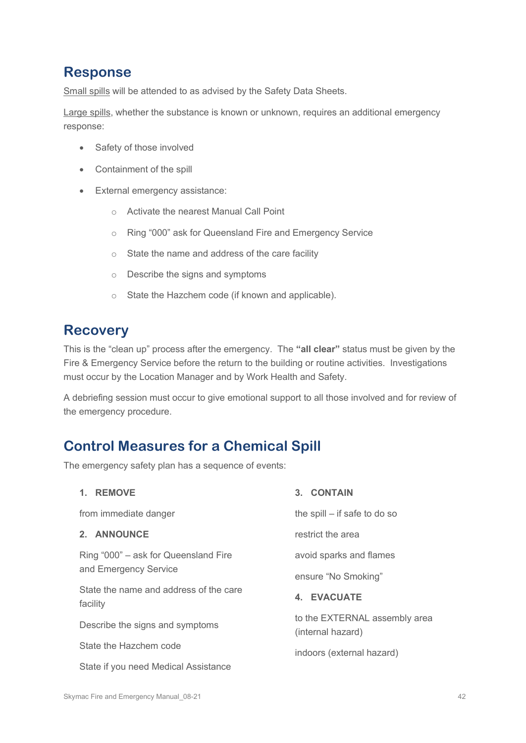## Response

Small spills will be attended to as advised by the Safety Data Sheets.

Large spills, whether the substance is known or unknown, requires an additional emergency response:

- Safety of those involved
- Containment of the spill
- External emergency assistance:
  - Activate the nearest Manual Call Point
  - Ring "000" ask for Queensland Fire and Emergency Service
  - State the name and address of the care facility
  - Describe the signs and symptoms
  - State the Hazchem code (if known and applicable).

## Recovery

This is the "clean up" process after the emergency. The **"all clear"** status must be given by the Fire & Emergency Service before the return to the building or routine activities. Investigations must occur by the Location Manager and by Work Health and Safety.

A debriefing session must occur to give emotional support to all those involved and for review of the emergency procedure.

## Control Measures for a Chemical Spill

The emergency safety plan has a sequence of events:

1. **REMOVE**

   from immediate danger

2. **ANNOUNCE**

   Ring "000" – ask for Queensland Fire and Emergency Service

   State the name and address of the care facility

   Describe the signs and symptoms

   State the Hazchem code

   State if you need Medical Assistance

3. **CONTAIN**

   the spill – if safe to do so

   restrict the area

   avoid sparks and flames

   ensure "No Smoking"

4. **EVACUATE**

   to the EXTERNAL assembly area (internal hazard)

   indoors (external hazard)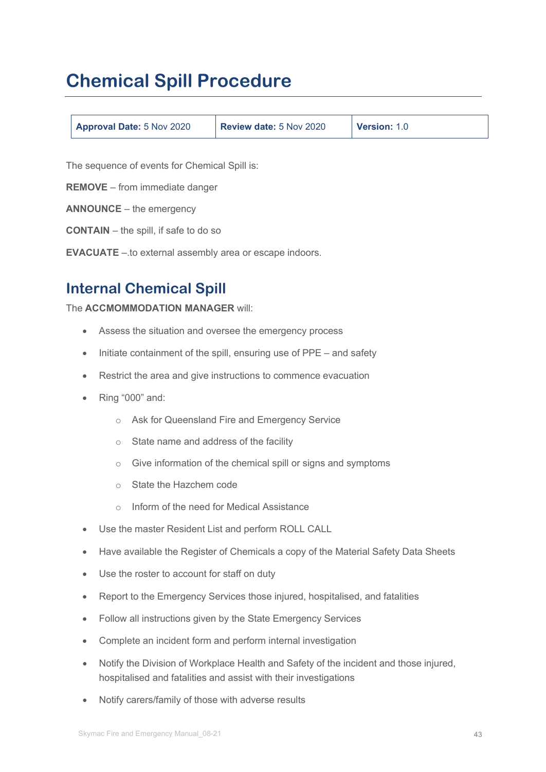# Chemical Spill Procedure

| **Approval Date:** 5 Nov 2020 | **Review date:** 5 Nov 2020 | **Version:** 1.0 |
|---|---|---|

The sequence of events for Chemical Spill is:

**REMOVE** – from immediate danger

**ANNOUNCE** – the emergency

**CONTAIN** – the spill, if safe to do so

**EVACUATE** –.to external assembly area or escape indoors.

## Internal Chemical Spill

The **ACCMOMMODATION MANAGER** will:

- Assess the situation and oversee the emergency process
- Initiate containment of the spill, ensuring use of PPE – and safety
- Restrict the area and give instructions to commence evacuation
- Ring "000" and:
  - Ask for Queensland Fire and Emergency Service
  - State name and address of the facility
  - Give information of the chemical spill or signs and symptoms
  - State the Hazchem code
  - Inform of the need for Medical Assistance
- Use the master Resident List and perform ROLL CALL
- Have available the Register of Chemicals a copy of the Material Safety Data Sheets
- Use the roster to account for staff on duty
- Report to the Emergency Services those injured, hospitalised, and fatalities
- Follow all instructions given by the State Emergency Services
- Complete an incident form and perform internal investigation
- Notify the Division of Workplace Health and Safety of the incident and those injured, hospitalised and fatalities and assist with their investigations
- Notify carers/family of those with adverse results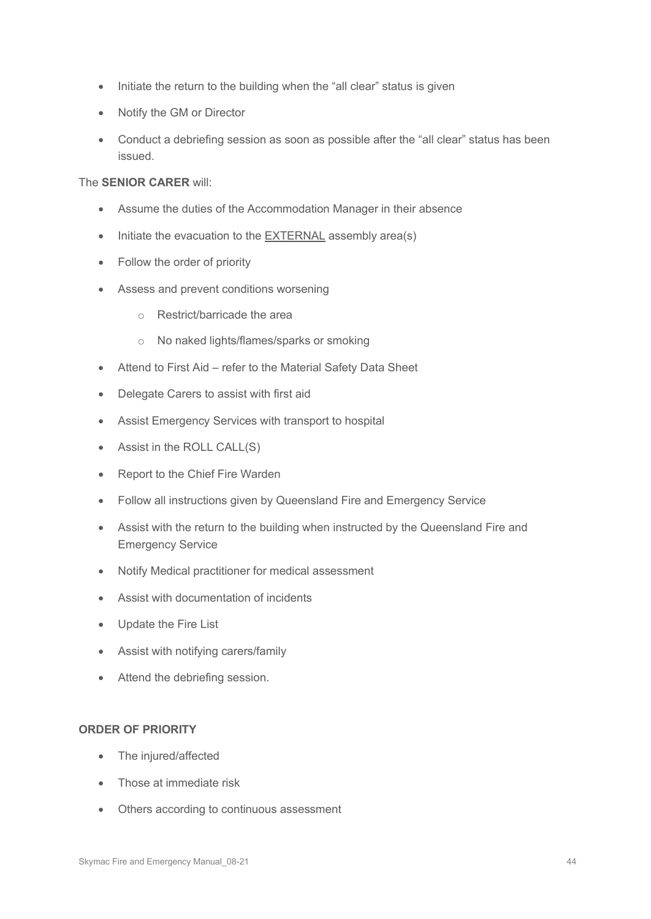- Initiate the return to the building when the "all clear" status is given
- Notify the GM or Director
- Conduct a debriefing session as soon as possible after the "all clear" status has been issued.

The **SENIOR CARER** will:

- Assume the duties of the Accommodation Manager in their absence
- Initiate the evacuation to the <u>EXTERNAL</u> assembly area(s)
- Follow the order of priority
- Assess and prevent conditions worsening
    - Restrict/barricade the area
    - No naked lights/flames/sparks or smoking
- Attend to First Aid – refer to the Material Safety Data Sheet
- Delegate Carers to assist with first aid
- Assist Emergency Services with transport to hospital
- Assist in the ROLL CALL(S)
- Report to the Chief Fire Warden
- Follow all instructions given by Queensland Fire and Emergency Service
- Assist with the return to the building when instructed by the Queensland Fire and Emergency Service
- Notify Medical practitioner for medical assessment
- Assist with documentation of incidents
- Update the Fire List
- Assist with notifying carers/family
- Attend the debriefing session.

**ORDER OF PRIORITY**

- The injured/affected
- Those at immediate risk
- Others according to continuous assessment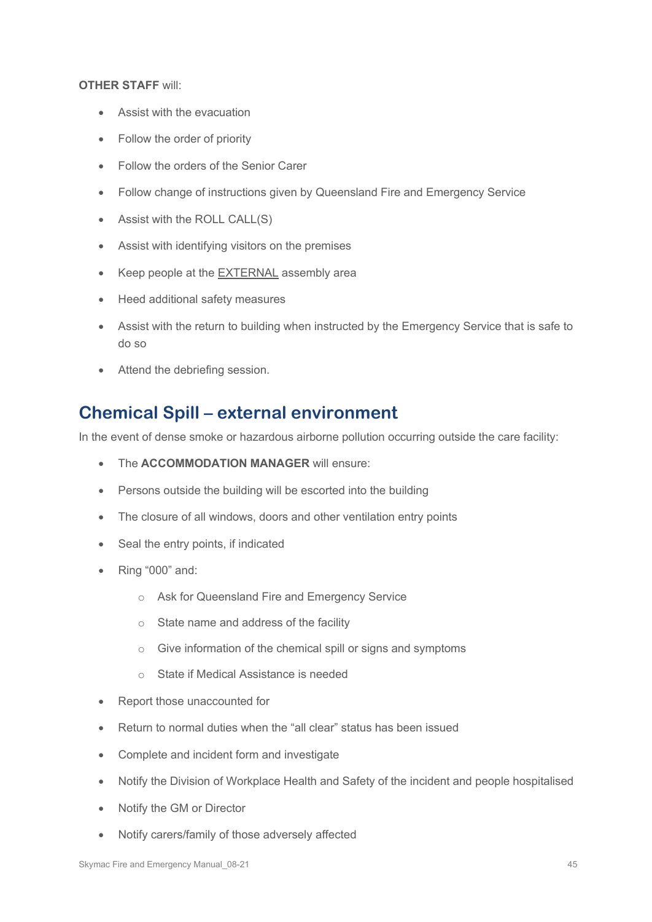**OTHER STAFF** will:

- Assist with the evacuation
- Follow the order of priority
- Follow the orders of the Senior Carer
- Follow change of instructions given by Queensland Fire and Emergency Service
- Assist with the ROLL CALL(S)
- Assist with identifying visitors on the premises
- Keep people at the EXTERNAL assembly area
- Heed additional safety measures
- Assist with the return to building when instructed by the Emergency Service that is safe to do so
- Attend the debriefing session.

## Chemical Spill – external environment

In the event of dense smoke or hazardous airborne pollution occurring outside the care facility:

- The **ACCOMMODATION MANAGER** will ensure:
- Persons outside the building will be escorted into the building
- The closure of all windows, doors and other ventilation entry points
- Seal the entry points, if indicated
- Ring "000" and:
    - Ask for Queensland Fire and Emergency Service
    - State name and address of the facility
    - Give information of the chemical spill or signs and symptoms
    - State if Medical Assistance is needed
- Report those unaccounted for
- Return to normal duties when the "all clear" status has been issued
- Complete and incident form and investigate
- Notify the Division of Workplace Health and Safety of the incident and people hospitalised
- Notify the GM or Director
- Notify carers/family of those adversely affected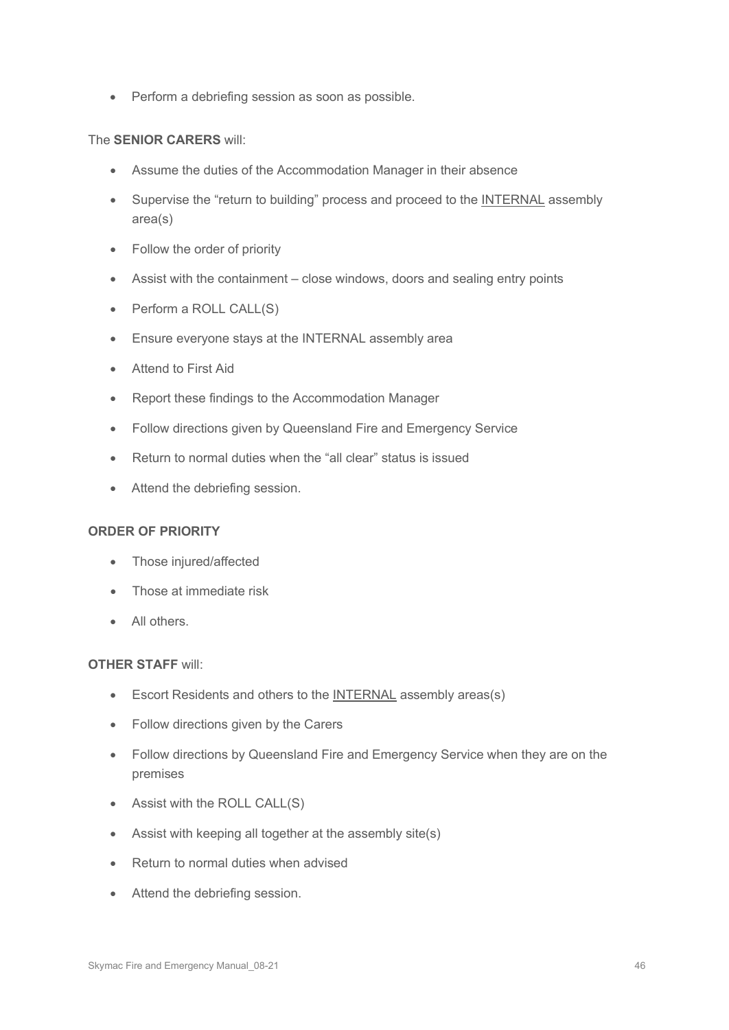- Perform a debriefing session as soon as possible.

The **SENIOR CARERS** will:

- Assume the duties of the Accommodation Manager in their absence
- Supervise the “return to building” process and proceed to the <u>INTERNAL</u> assembly area(s)
- Follow the order of priority
- Assist with the containment – close windows, doors and sealing entry points
- Perform a ROLL CALL(S)
- Ensure everyone stays at the INTERNAL assembly area
- Attend to First Aid
- Report these findings to the Accommodation Manager
- Follow directions given by Queensland Fire and Emergency Service
- Return to normal duties when the “all clear” status is issued
- Attend the debriefing session.

**ORDER OF PRIORITY**

- Those injured/affected
- Those at immediate risk
- All others.

**OTHER STAFF** will:

- Escort Residents and others to the <u>INTERNAL</u> assembly areas(s)
- Follow directions given by the Carers
- Follow directions by Queensland Fire and Emergency Service when they are on the premises
- Assist with the ROLL CALL(S)
- Assist with keeping all together at the assembly site(s)
- Return to normal duties when advised
- Attend the debriefing session.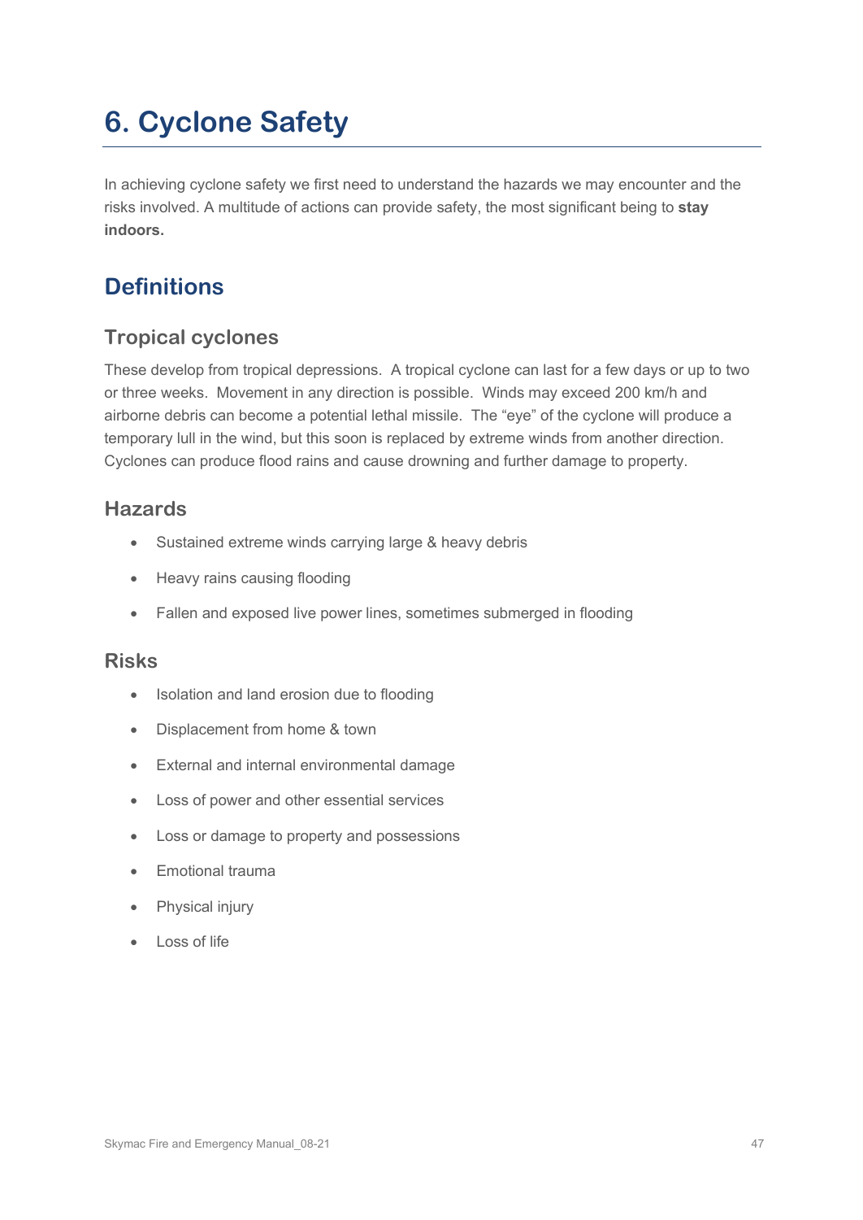# 6. Cyclone Safety

In achieving cyclone safety we first need to understand the hazards we may encounter and the risks involved. A multitude of actions can provide safety, the most significant being to **stay indoors.**

## Definitions

### Tropical cyclones

These develop from tropical depressions. A tropical cyclone can last for a few days or up to two or three weeks. Movement in any direction is possible. Winds may exceed 200 km/h and airborne debris can become a potential lethal missile. The "eye" of the cyclone will produce a temporary lull in the wind, but this soon is replaced by extreme winds from another direction. Cyclones can produce flood rains and cause drowning and further damage to property.

### Hazards

- Sustained extreme winds carrying large & heavy debris
- Heavy rains causing flooding
- Fallen and exposed live power lines, sometimes submerged in flooding

### Risks

- Isolation and land erosion due to flooding
- Displacement from home & town
- External and internal environmental damage
- Loss of power and other essential services
- Loss or damage to property and possessions
- Emotional trauma
- Physical injury
- Loss of life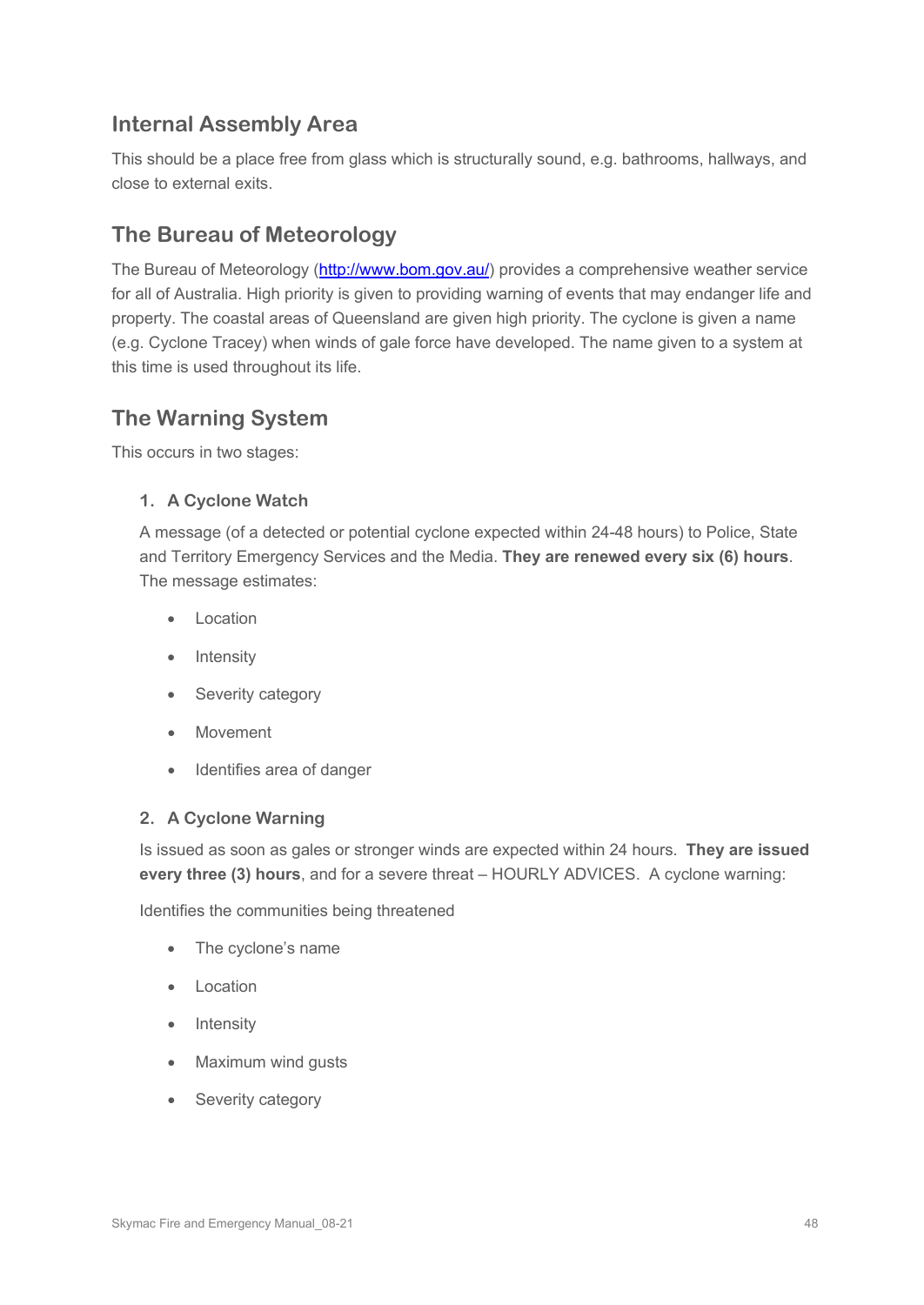## Internal Assembly Area

This should be a place free from glass which is structurally sound, e.g. bathrooms, hallways, and close to external exits.

## The Bureau of Meteorology

The Bureau of Meteorology (http://www.bom.gov.au/) provides a comprehensive weather service for all of Australia. High priority is given to providing warning of events that may endanger life and property. The coastal areas of Queensland are given high priority. The cyclone is given a name (e.g. Cyclone Tracey) when winds of gale force have developed. The name given to a system at this time is used throughout its life.

## The Warning System

This occurs in two stages:

1. **A Cyclone Watch**

   A message (of a detected or potential cyclone expected within 24-48 hours) to Police, State and Territory Emergency Services and the Media. **They are renewed every six (6) hours**. The message estimates:

   - Location
   - Intensity
   - Severity category
   - Movement
   - Identifies area of danger

2. **A Cyclone Warning**

   Is issued as soon as gales or stronger winds are expected within 24 hours. **They are issued every three (3) hours**, and for a severe threat – HOURLY ADVICES. A cyclone warning:

   Identifies the communities being threatened

   - The cyclone's name
   - Location
   - Intensity
   - Maximum wind gusts
   - Severity category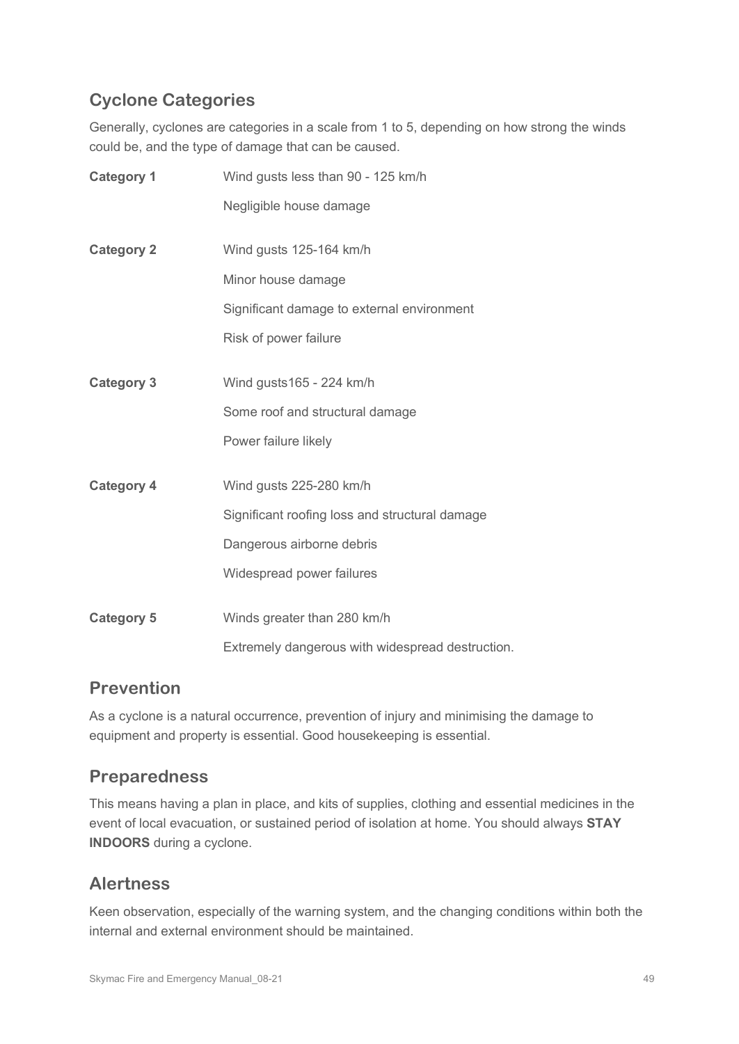## Cyclone Categories

Generally, cyclones are categories in a scale from 1 to 5, depending on how strong the winds could be, and the type of damage that can be caused.

| | |
|---|---|
| **Category 1** | Wind gusts less than 90 - 125 km/h<br>Negligible house damage |
| **Category 2** | Wind gusts 125-164 km/h<br>Minor house damage<br>Significant damage to external environment<br>Risk of power failure |
| **Category 3** | Wind gusts165 - 224 km/h<br>Some roof and structural damage<br>Power failure likely |
| **Category 4** | Wind gusts 225-280 km/h<br>Significant roofing loss and structural damage<br>Dangerous airborne debris<br>Widespread power failures |
| **Category 5** | Winds greater than 280 km/h<br>Extremely dangerous with widespread destruction. |

## Prevention

As a cyclone is a natural occurrence, prevention of injury and minimising the damage to equipment and property is essential. Good housekeeping is essential.

## Preparedness

This means having a plan in place, and kits of supplies, clothing and essential medicines in the event of local evacuation, or sustained period of isolation at home. You should always **STAY INDOORS** during a cyclone.

## Alertness

Keen observation, especially of the warning system, and the changing conditions within both the internal and external environment should be maintained.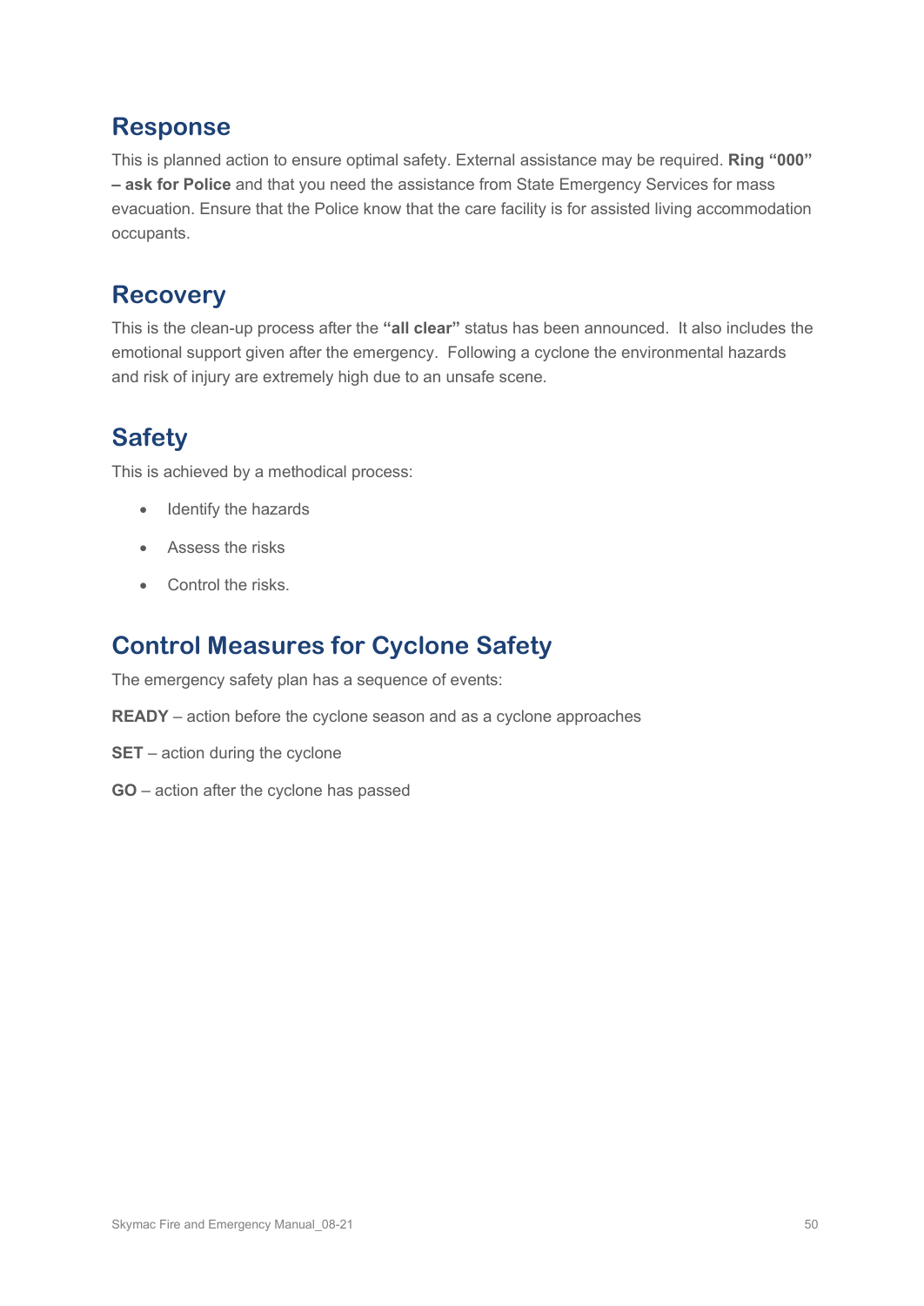## Response

This is planned action to ensure optimal safety. External assistance may be required. **Ring "000" – ask for Police** and that you need the assistance from State Emergency Services for mass evacuation. Ensure that the Police know that the care facility is for assisted living accommodation occupants.

## Recovery

This is the clean-up process after the **"all clear"** status has been announced. It also includes the emotional support given after the emergency. Following a cyclone the environmental hazards and risk of injury are extremely high due to an unsafe scene.

## Safety

This is achieved by a methodical process:

- Identify the hazards
- Assess the risks
- Control the risks.

## Control Measures for Cyclone Safety

The emergency safety plan has a sequence of events:

**READY** – action before the cyclone season and as a cyclone approaches

**SET** – action during the cyclone

**GO** – action after the cyclone has passed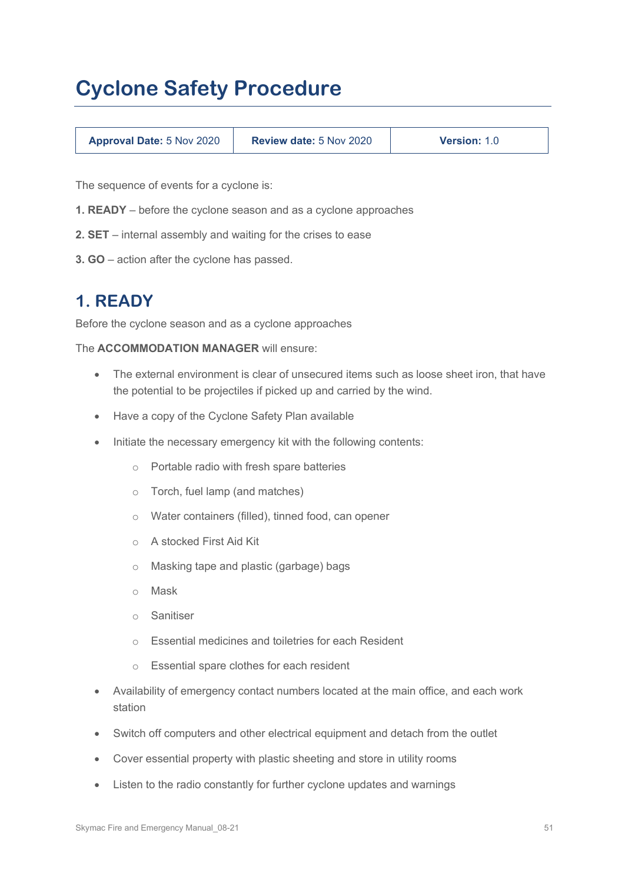# Cyclone Safety Procedure

| **Approval Date:** 5 Nov 2020 | **Review date:** 5 Nov 2020 | **Version:** 1.0 |
|---|---|---|

The sequence of events for a cyclone is:

**1. READY** – before the cyclone season and as a cyclone approaches

**2. SET** – internal assembly and waiting for the crises to ease

**3. GO** – action after the cyclone has passed.

## 1. READY

Before the cyclone season and as a cyclone approaches

The **ACCOMMODATION MANAGER** will ensure:

- The external environment is clear of unsecured items such as loose sheet iron, that have the potential to be projectiles if picked up and carried by the wind.
- Have a copy of the Cyclone Safety Plan available
- Initiate the necessary emergency kit with the following contents:
  - Portable radio with fresh spare batteries
  - Torch, fuel lamp (and matches)
  - Water containers (filled), tinned food, can opener
  - A stocked First Aid Kit
  - Masking tape and plastic (garbage) bags
  - Mask
  - Sanitiser
  - Essential medicines and toiletries for each Resident
  - Essential spare clothes for each resident
- Availability of emergency contact numbers located at the main office, and each work station
- Switch off computers and other electrical equipment and detach from the outlet
- Cover essential property with plastic sheeting and store in utility rooms
- Listen to the radio constantly for further cyclone updates and warnings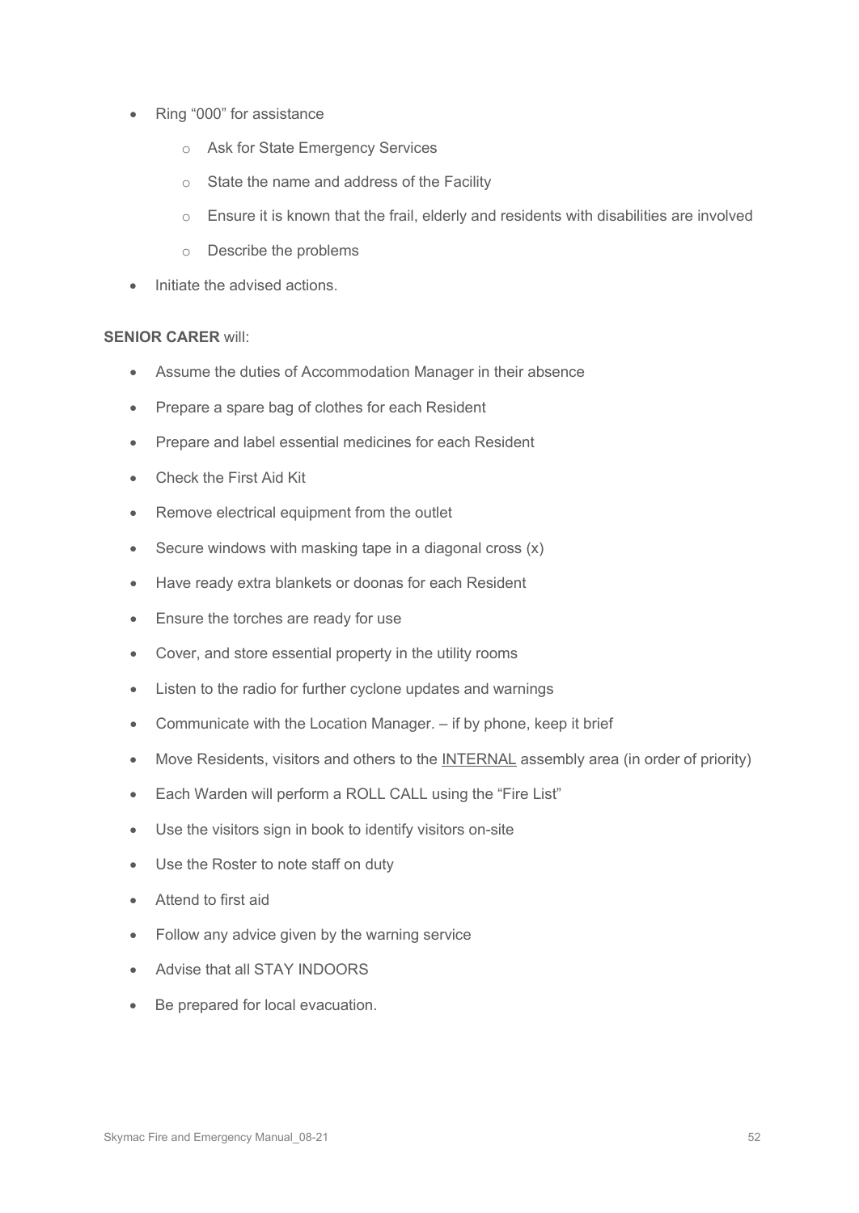- Ring "000" for assistance
    - Ask for State Emergency Services
    - State the name and address of the Facility
    - Ensure it is known that the frail, elderly and residents with disabilities are involved
    - Describe the problems
- Initiate the advised actions.

**SENIOR CARER** will:

- Assume the duties of Accommodation Manager in their absence
- Prepare a spare bag of clothes for each Resident
- Prepare and label essential medicines for each Resident
- Check the First Aid Kit
- Remove electrical equipment from the outlet
- Secure windows with masking tape in a diagonal cross (x)
- Have ready extra blankets or doonas for each Resident
- Ensure the torches are ready for use
- Cover, and store essential property in the utility rooms
- Listen to the radio for further cyclone updates and warnings
- Communicate with the Location Manager. – if by phone, keep it brief
- Move Residents, visitors and others to the <u>INTERNAL</u> assembly area (in order of priority)
- Each Warden will perform a ROLL CALL using the "Fire List"
- Use the visitors sign in book to identify visitors on-site
- Use the Roster to note staff on duty
- Attend to first aid
- Follow any advice given by the warning service
- Advise that all STAY INDOORS
- Be prepared for local evacuation.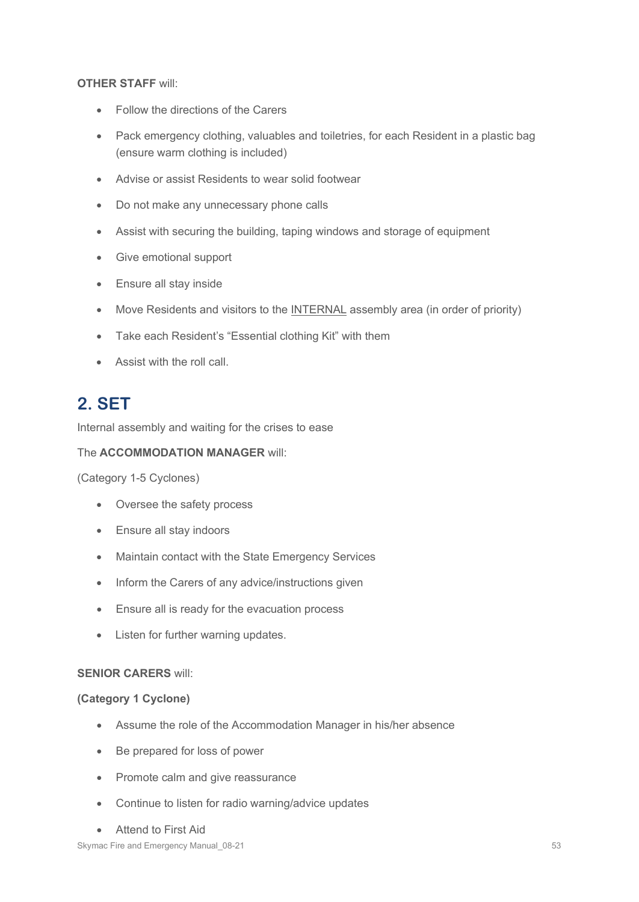**OTHER STAFF** will:

- Follow the directions of the Carers
- Pack emergency clothing, valuables and toiletries, for each Resident in a plastic bag (ensure warm clothing is included)
- Advise or assist Residents to wear solid footwear
- Do not make any unnecessary phone calls
- Assist with securing the building, taping windows and storage of equipment
- Give emotional support
- Ensure all stay inside
- Move Residents and visitors to the <u>INTERNAL</u> assembly area (in order of priority)
- Take each Resident's "Essential clothing Kit" with them
- Assist with the roll call.

## 2. SET

Internal assembly and waiting for the crises to ease

The **ACCOMMODATION MANAGER** will:

(Category 1-5 Cyclones)

- Oversee the safety process
- Ensure all stay indoors
- Maintain contact with the State Emergency Services
- Inform the Carers of any advice/instructions given
- Ensure all is ready for the evacuation process
- Listen for further warning updates.

**SENIOR CARERS** will:

**(Category 1 Cyclone)**

- Assume the role of the Accommodation Manager in his/her absence
- Be prepared for loss of power
- Promote calm and give reassurance
- Continue to listen for radio warning/advice updates
- Attend to First Aid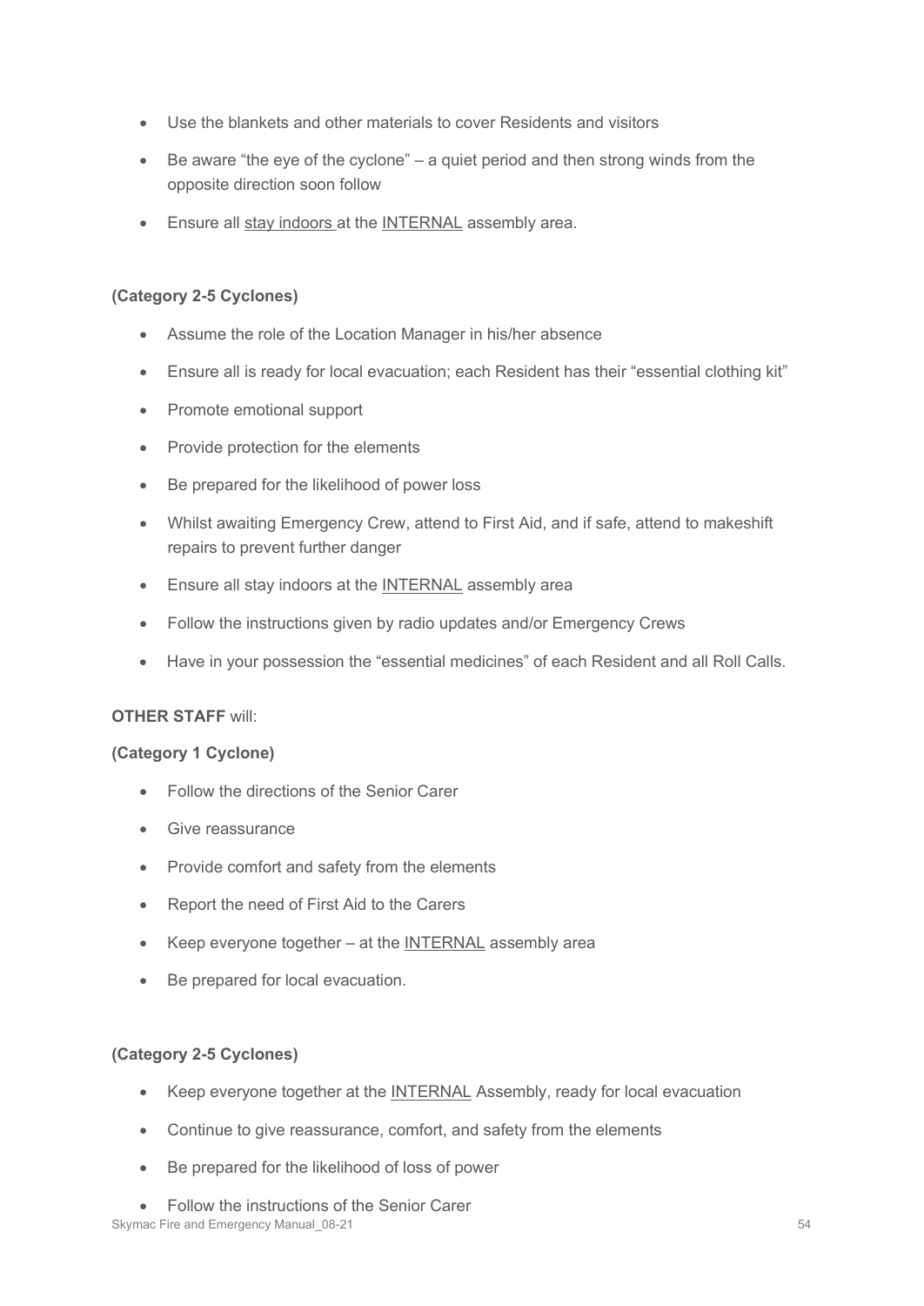- Use the blankets and other materials to cover Residents and visitors
- Be aware "the eye of the cyclone" – a quiet period and then strong winds from the opposite direction soon follow
- Ensure all stay indoors at the INTERNAL assembly area.

**(Category 2-5 Cyclones)**

- Assume the role of the Location Manager in his/her absence
- Ensure all is ready for local evacuation; each Resident has their "essential clothing kit"
- Promote emotional support
- Provide protection for the elements
- Be prepared for the likelihood of power loss
- Whilst awaiting Emergency Crew, attend to First Aid, and if safe, attend to makeshift repairs to prevent further danger
- Ensure all stay indoors at the INTERNAL assembly area
- Follow the instructions given by radio updates and/or Emergency Crews
- Have in your possession the "essential medicines" of each Resident and all Roll Calls.

**OTHER STAFF** will:

**(Category 1 Cyclone)**

- Follow the directions of the Senior Carer
- Give reassurance
- Provide comfort and safety from the elements
- Report the need of First Aid to the Carers
- Keep everyone together – at the INTERNAL assembly area
- Be prepared for local evacuation.

**(Category 2-5 Cyclones)**

- Keep everyone together at the INTERNAL Assembly, ready for local evacuation
- Continue to give reassurance, comfort, and safety from the elements
- Be prepared for the likelihood of loss of power
- Follow the instructions of the Senior Carer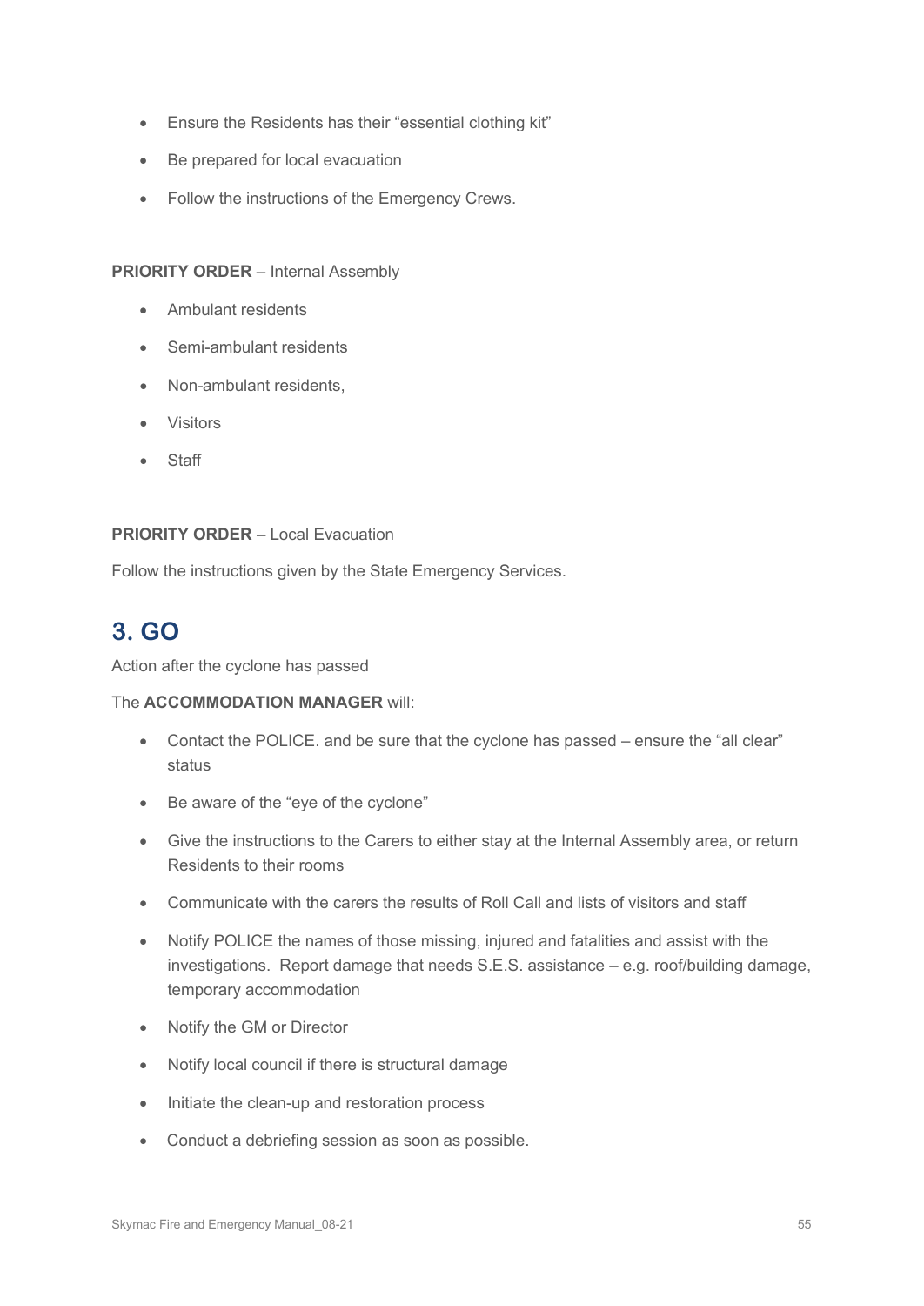- Ensure the Residents has their “essential clothing kit”
- Be prepared for local evacuation
- Follow the instructions of the Emergency Crews.

**PRIORITY ORDER** – Internal Assembly

- Ambulant residents
- Semi-ambulant residents
- Non-ambulant residents,
- Visitors
- Staff

**PRIORITY ORDER** – Local Evacuation

Follow the instructions given by the State Emergency Services.

## 3. GO

Action after the cyclone has passed

The **ACCOMMODATION MANAGER** will:

- Contact the POLICE. and be sure that the cyclone has passed – ensure the “all clear” status
- Be aware of the “eye of the cyclone”
- Give the instructions to the Carers to either stay at the Internal Assembly area, or return Residents to their rooms
- Communicate with the carers the results of Roll Call and lists of visitors and staff
- Notify POLICE the names of those missing, injured and fatalities and assist with the investigations. Report damage that needs S.E.S. assistance – e.g. roof/building damage, temporary accommodation
- Notify the GM or Director
- Notify local council if there is structural damage
- Initiate the clean-up and restoration process
- Conduct a debriefing session as soon as possible.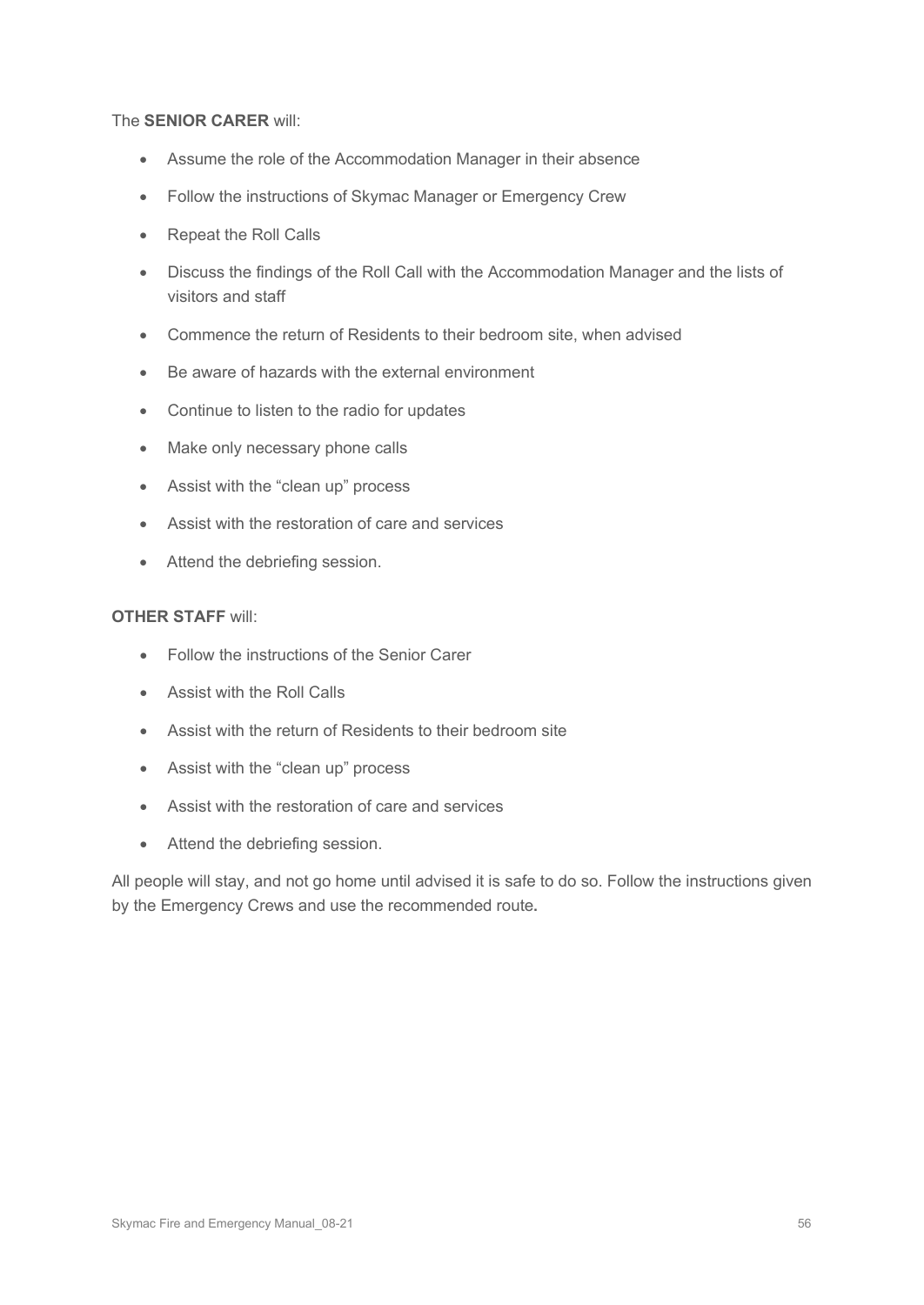The **SENIOR CARER** will:

- Assume the role of the Accommodation Manager in their absence
- Follow the instructions of Skymac Manager or Emergency Crew
- Repeat the Roll Calls
- Discuss the findings of the Roll Call with the Accommodation Manager and the lists of visitors and staff
- Commence the return of Residents to their bedroom site, when advised
- Be aware of hazards with the external environment
- Continue to listen to the radio for updates
- Make only necessary phone calls
- Assist with the "clean up" process
- Assist with the restoration of care and services
- Attend the debriefing session.

**OTHER STAFF** will:

- Follow the instructions of the Senior Carer
- Assist with the Roll Calls
- Assist with the return of Residents to their bedroom site
- Assist with the "clean up" process
- Assist with the restoration of care and services
- Attend the debriefing session.

All people will stay, and not go home until advised it is safe to do so. Follow the instructions given by the Emergency Crews and use the recommended route**.**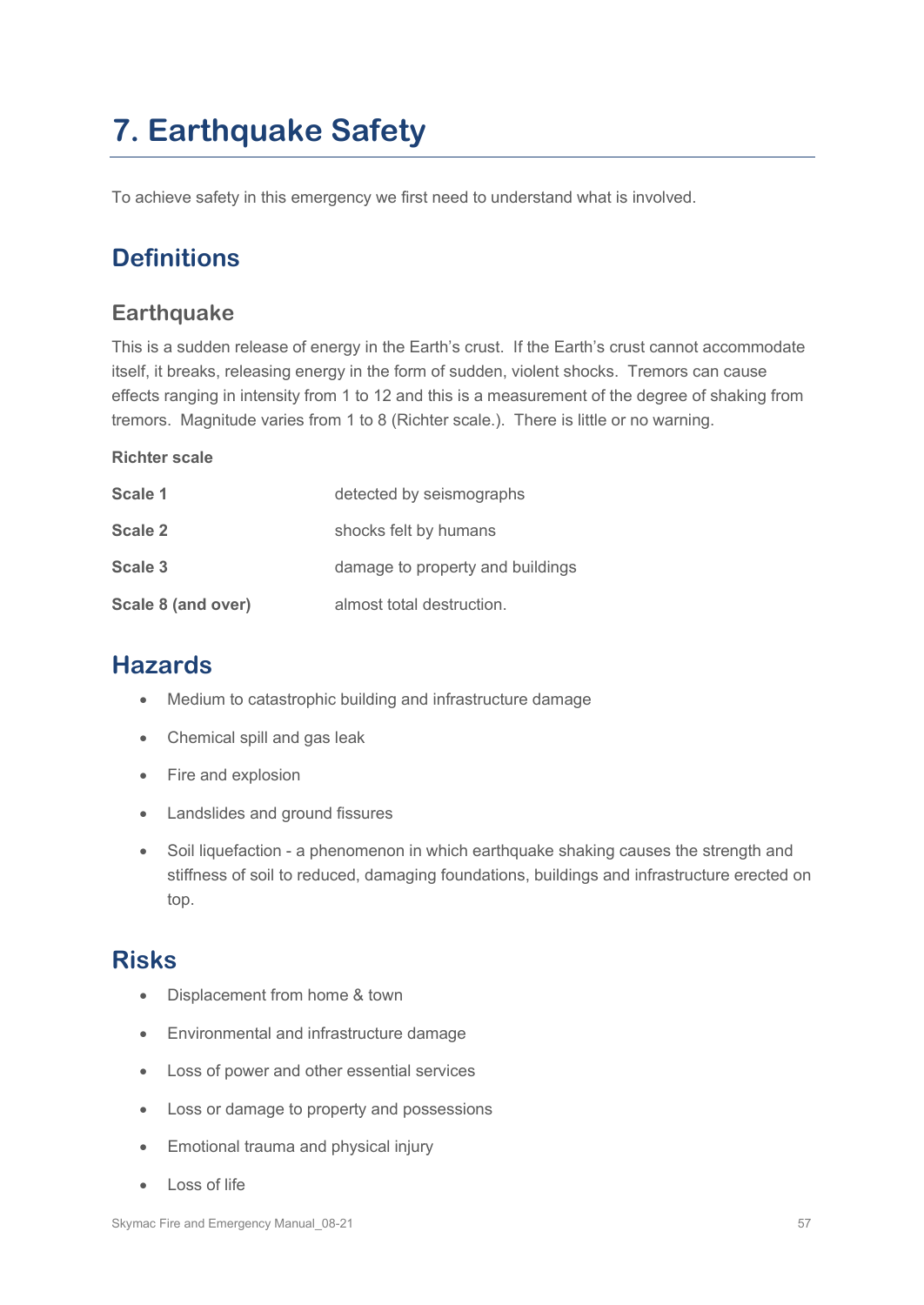# 7. Earthquake Safety

To achieve safety in this emergency we first need to understand what is involved.

## Definitions

### Earthquake

This is a sudden release of energy in the Earth's crust. If the Earth's crust cannot accommodate itself, it breaks, releasing energy in the form of sudden, violent shocks. Tremors can cause effects ranging in intensity from 1 to 12 and this is a measurement of the degree of shaking from tremors. Magnitude varies from 1 to 8 (Richter scale.). There is little or no warning.

**Richter scale**

| | |
|---|---|
| **Scale 1** | detected by seismographs |
| **Scale 2** | shocks felt by humans |
| **Scale 3** | damage to property and buildings |
| **Scale 8 (and over)** | almost total destruction. |

## Hazards

- Medium to catastrophic building and infrastructure damage
- Chemical spill and gas leak
- Fire and explosion
- Landslides and ground fissures
- Soil liquefaction - a phenomenon in which earthquake shaking causes the strength and stiffness of soil to reduced, damaging foundations, buildings and infrastructure erected on top.

## Risks

- Displacement from home & town
- Environmental and infrastructure damage
- Loss of power and other essential services
- Loss or damage to property and possessions
- Emotional trauma and physical injury
- Loss of life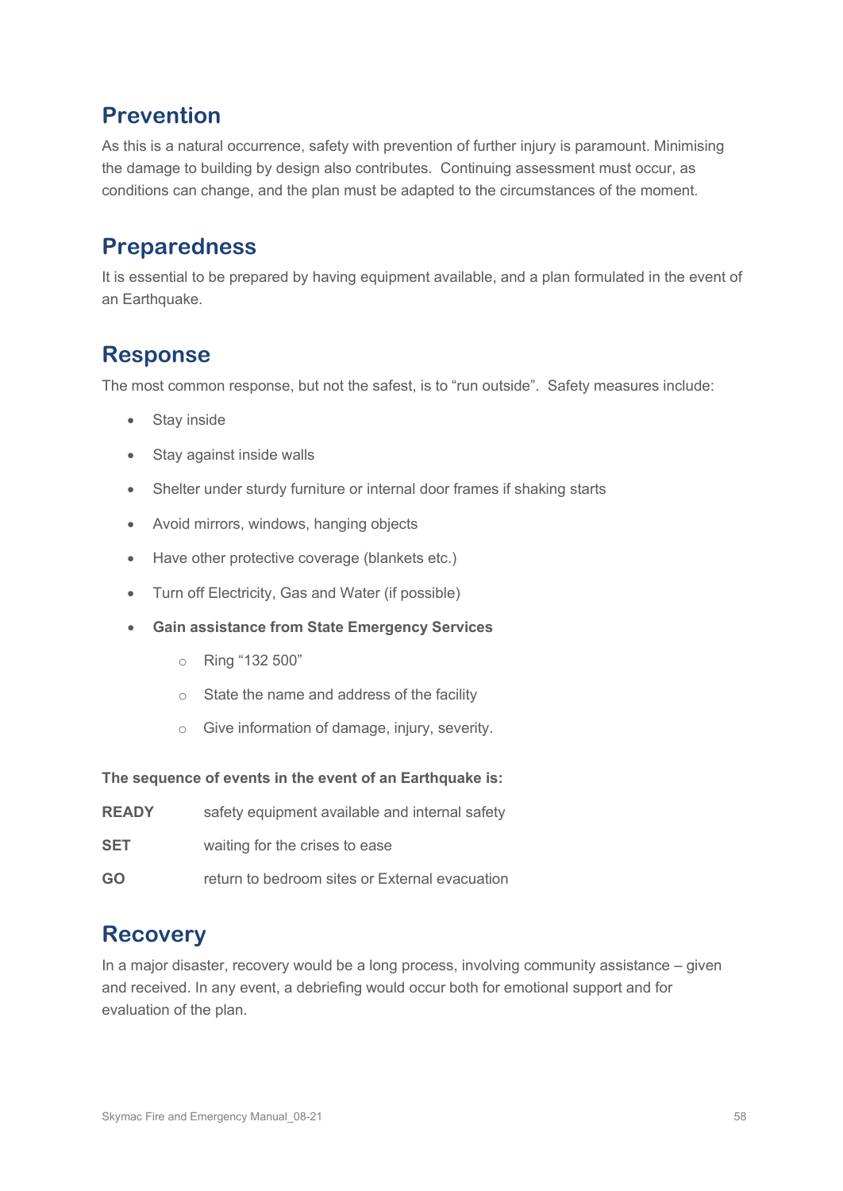## Prevention

As this is a natural occurrence, safety with prevention of further injury is paramount. Minimising the damage to building by design also contributes. Continuing assessment must occur, as conditions can change, and the plan must be adapted to the circumstances of the moment.

## Preparedness

It is essential to be prepared by having equipment available, and a plan formulated in the event of an Earthquake.

## Response

The most common response, but not the safest, is to "run outside". Safety measures include:

- Stay inside
- Stay against inside walls
- Shelter under sturdy furniture or internal door frames if shaking starts
- Avoid mirrors, windows, hanging objects
- Have other protective coverage (blankets etc.)
- Turn off Electricity, Gas and Water (if possible)
- **Gain assistance from State Emergency Services**
    - Ring "132 500"
    - State the name and address of the facility
    - Give information of damage, injury, severity.

**The sequence of events in the event of an Earthquake is:**

| | |
|---|---|
| **READY** | safety equipment available and internal safety |
| **SET** | waiting for the crises to ease |
| **GO** | return to bedroom sites or External evacuation |

## Recovery

In a major disaster, recovery would be a long process, involving community assistance – given and received. In any event, a debriefing would occur both for emotional support and for evaluation of the plan.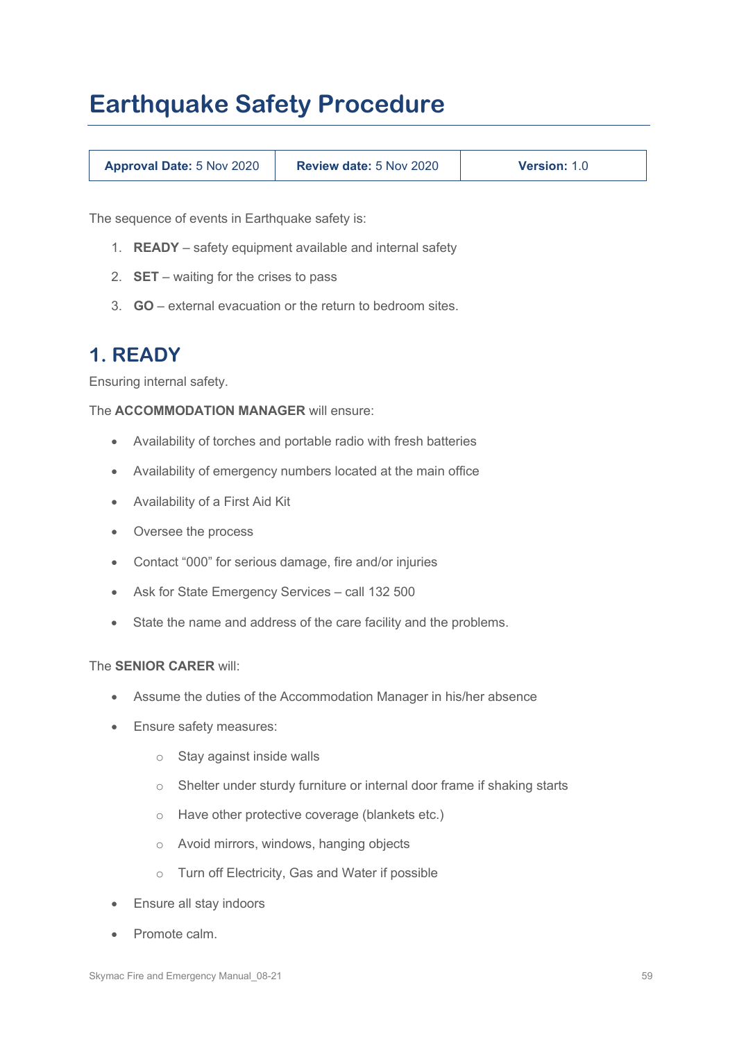# Earthquake Safety Procedure

| **Approval Date:** 5 Nov 2020 | **Review date:** 5 Nov 2020 | **Version:** 1.0 |
|---|---|---|

The sequence of events in Earthquake safety is:

1. **READY** – safety equipment available and internal safety
2. **SET** – waiting for the crises to pass
3. **GO** – external evacuation or the return to bedroom sites.

## 1. READY

Ensuring internal safety.

The **ACCOMMODATION MANAGER** will ensure:

- Availability of torches and portable radio with fresh batteries
- Availability of emergency numbers located at the main office
- Availability of a First Aid Kit
- Oversee the process
- Contact "000" for serious damage, fire and/or injuries
- Ask for State Emergency Services – call 132 500
- State the name and address of the care facility and the problems.

The **SENIOR CARER** will:

- Assume the duties of the Accommodation Manager in his/her absence
- Ensure safety measures:
    - Stay against inside walls
    - Shelter under sturdy furniture or internal door frame if shaking starts
    - Have other protective coverage (blankets etc.)
    - Avoid mirrors, windows, hanging objects
    - Turn off Electricity, Gas and Water if possible
- Ensure all stay indoors
- Promote calm.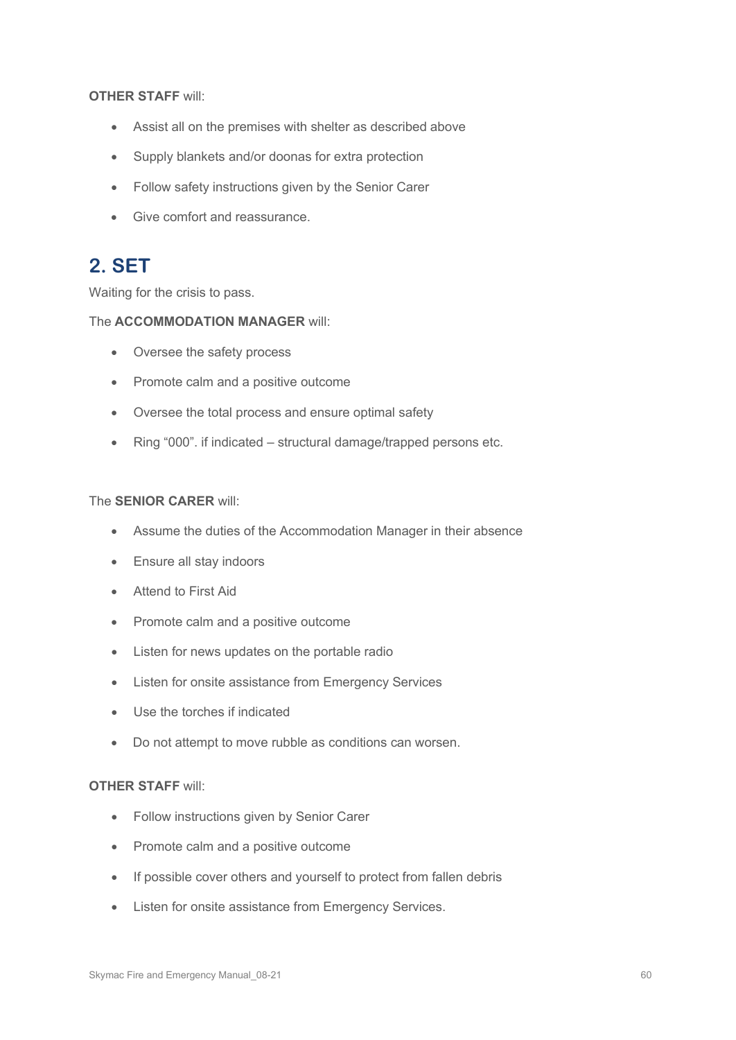**OTHER STAFF** will:

- Assist all on the premises with shelter as described above
- Supply blankets and/or doonas for extra protection
- Follow safety instructions given by the Senior Carer
- Give comfort and reassurance.

## 2. SET

Waiting for the crisis to pass.

The **ACCOMMODATION MANAGER** will:

- Oversee the safety process
- Promote calm and a positive outcome
- Oversee the total process and ensure optimal safety
- Ring "000". if indicated – structural damage/trapped persons etc.

The **SENIOR CARER** will:

- Assume the duties of the Accommodation Manager in their absence
- Ensure all stay indoors
- Attend to First Aid
- Promote calm and a positive outcome
- Listen for news updates on the portable radio
- Listen for onsite assistance from Emergency Services
- Use the torches if indicated
- Do not attempt to move rubble as conditions can worsen.

**OTHER STAFF** will:

- Follow instructions given by Senior Carer
- Promote calm and a positive outcome
- If possible cover others and yourself to protect from fallen debris
- Listen for onsite assistance from Emergency Services.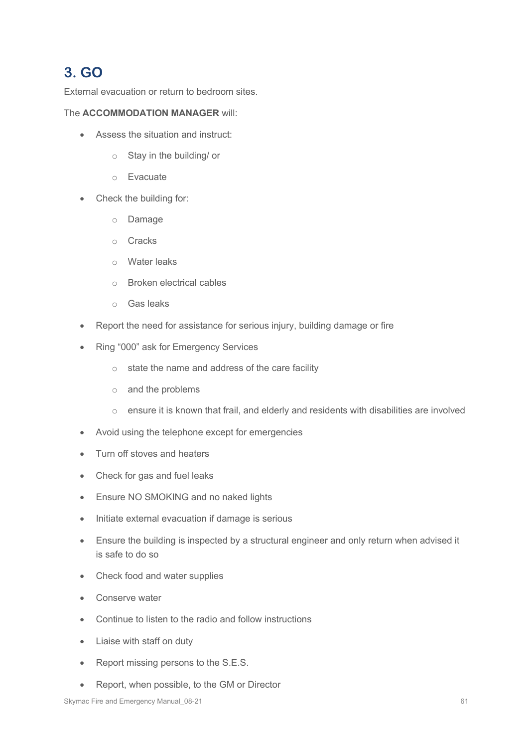## 3. GO

External evacuation or return to bedroom sites.

The **ACCOMMODATION MANAGER** will:

- Assess the situation and instruct:
  - Stay in the building/ or
  - Evacuate
- Check the building for:
  - Damage
  - Cracks
  - Water leaks
  - Broken electrical cables
  - Gas leaks
- Report the need for assistance for serious injury, building damage or fire
- Ring "000" ask for Emergency Services
  - state the name and address of the care facility
  - and the problems
  - ensure it is known that frail, and elderly and residents with disabilities are involved
- Avoid using the telephone except for emergencies
- Turn off stoves and heaters
- Check for gas and fuel leaks
- Ensure NO SMOKING and no naked lights
- Initiate external evacuation if damage is serious
- Ensure the building is inspected by a structural engineer and only return when advised it is safe to do so
- Check food and water supplies
- Conserve water
- Continue to listen to the radio and follow instructions
- Liaise with staff on duty
- Report missing persons to the S.E.S.
- Report, when possible, to the GM or Director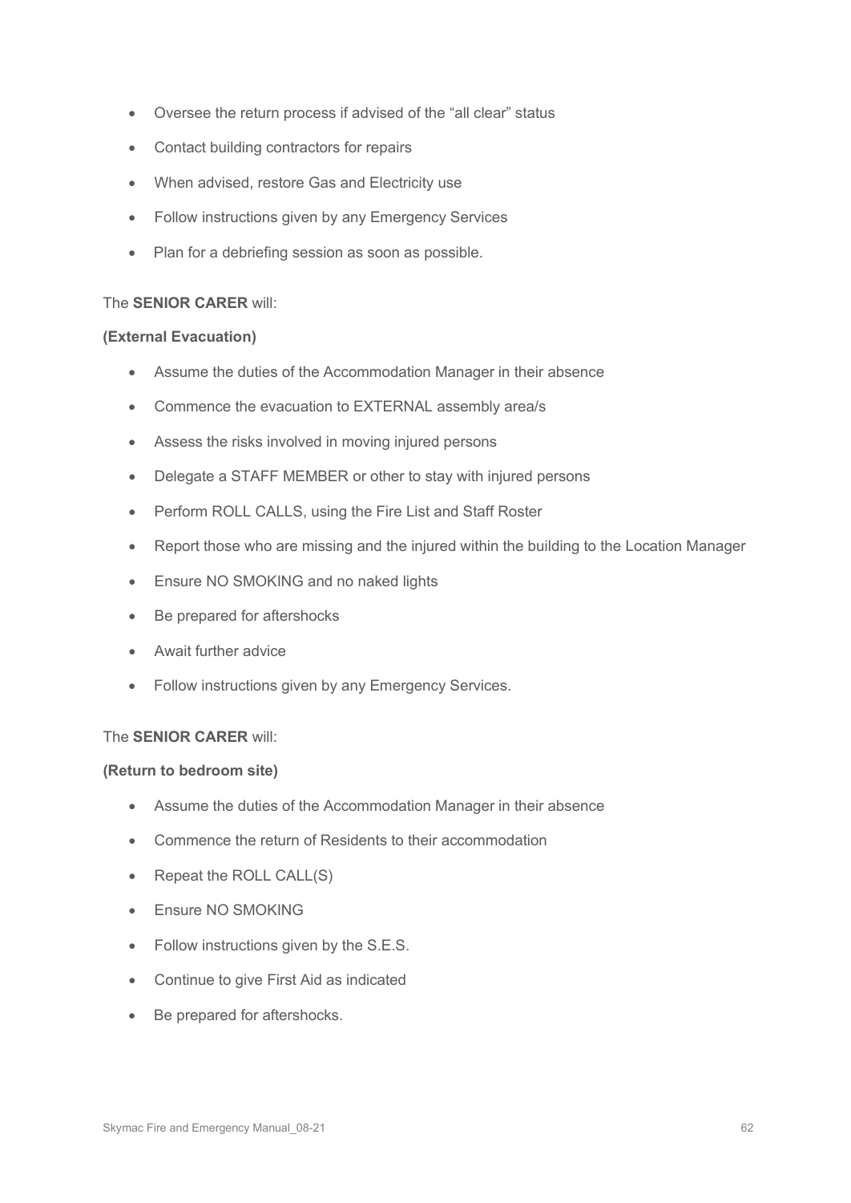- Oversee the return process if advised of the "all clear" status
- Contact building contractors for repairs
- When advised, restore Gas and Electricity use
- Follow instructions given by any Emergency Services
- Plan for a debriefing session as soon as possible.

The **SENIOR CARER** will:

**(External Evacuation)**

- Assume the duties of the Accommodation Manager in their absence
- Commence the evacuation to EXTERNAL assembly area/s
- Assess the risks involved in moving injured persons
- Delegate a STAFF MEMBER or other to stay with injured persons
- Perform ROLL CALLS, using the Fire List and Staff Roster
- Report those who are missing and the injured within the building to the Location Manager
- Ensure NO SMOKING and no naked lights
- Be prepared for aftershocks
- Await further advice
- Follow instructions given by any Emergency Services.

The **SENIOR CARER** will:

**(Return to bedroom site)**

- Assume the duties of the Accommodation Manager in their absence
- Commence the return of Residents to their accommodation
- Repeat the ROLL CALL(S)
- Ensure NO SMOKING
- Follow instructions given by the S.E.S.
- Continue to give First Aid as indicated
- Be prepared for aftershocks.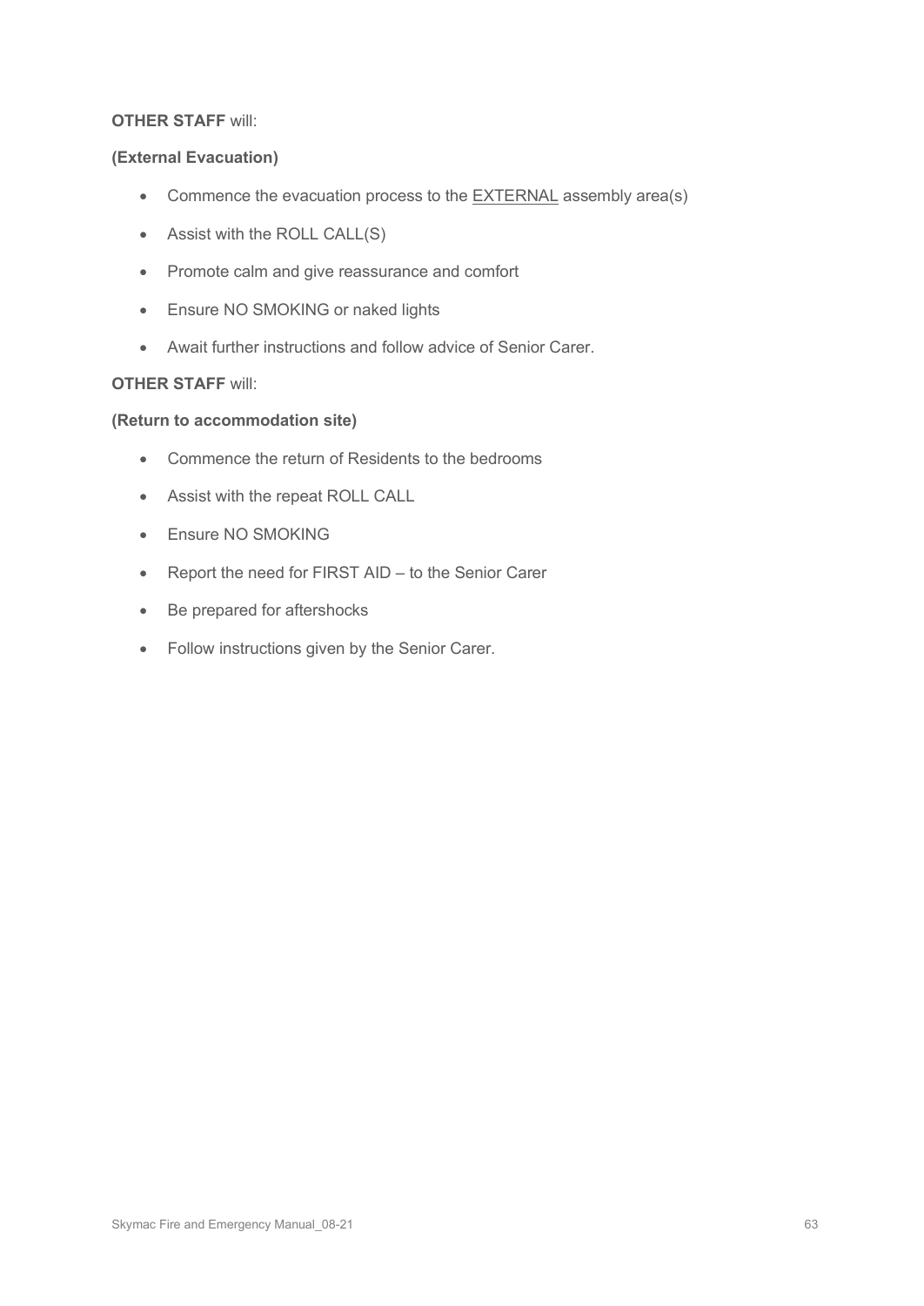**OTHER STAFF** will:

**(External Evacuation)**

- Commence the evacuation process to the <u>EXTERNAL</u> assembly area(s)
- Assist with the ROLL CALL(S)
- Promote calm and give reassurance and comfort
- Ensure NO SMOKING or naked lights
- Await further instructions and follow advice of Senior Carer.

**OTHER STAFF** will:

**(Return to accommodation site)**

- Commence the return of Residents to the bedrooms
- Assist with the repeat ROLL CALL
- Ensure NO SMOKING
- Report the need for FIRST AID – to the Senior Carer
- Be prepared for aftershocks
- Follow instructions given by the Senior Carer.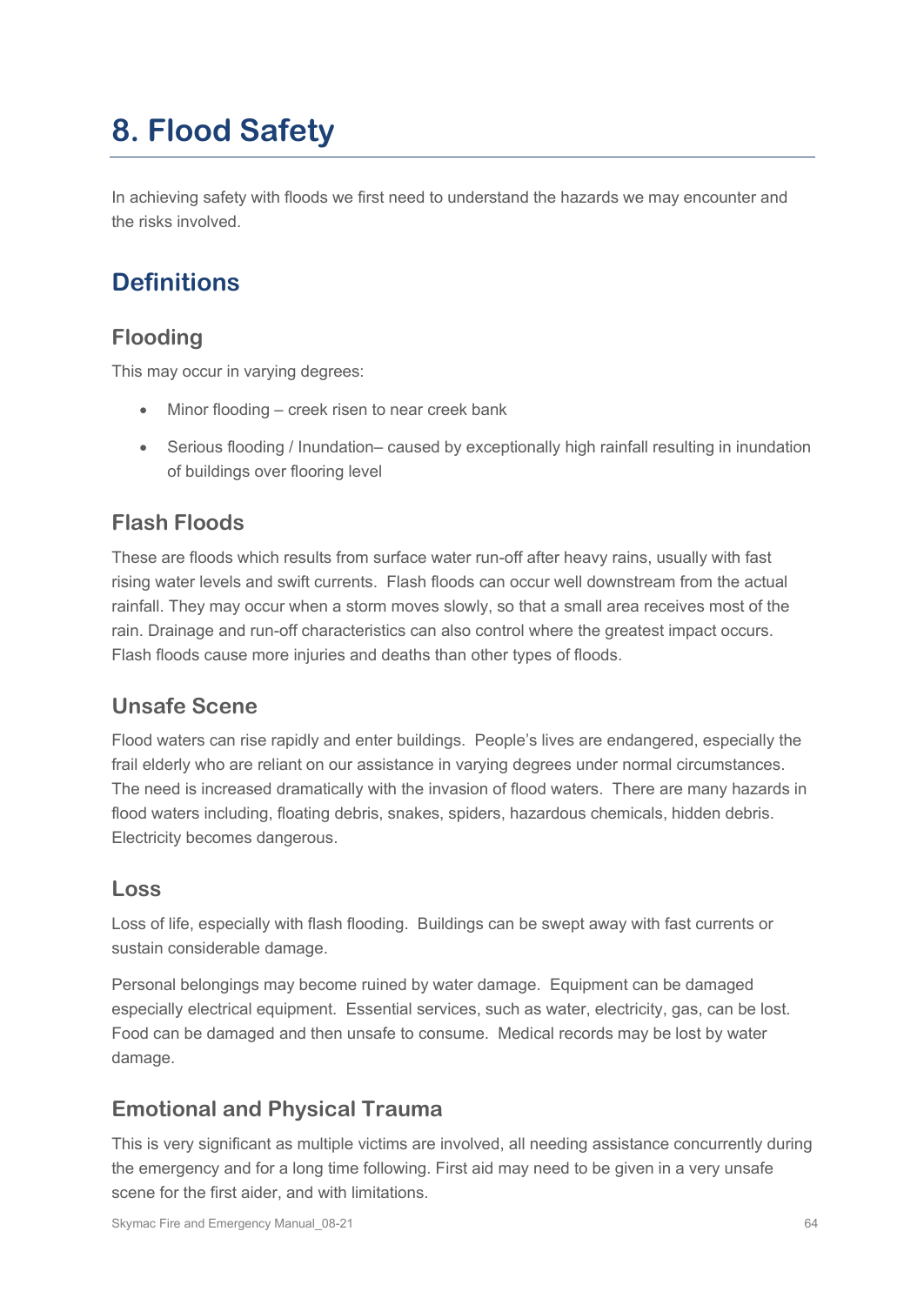# 8. Flood Safety

In achieving safety with floods we first need to understand the hazards we may encounter and the risks involved.

## Definitions

### Flooding

This may occur in varying degrees:

- Minor flooding – creek risen to near creek bank
- Serious flooding / Inundation– caused by exceptionally high rainfall resulting in inundation of buildings over flooring level

### Flash Floods

These are floods which results from surface water run-off after heavy rains, usually with fast rising water levels and swift currents. Flash floods can occur well downstream from the actual rainfall. They may occur when a storm moves slowly, so that a small area receives most of the rain. Drainage and run-off characteristics can also control where the greatest impact occurs. Flash floods cause more injuries and deaths than other types of floods.

### Unsafe Scene

Flood waters can rise rapidly and enter buildings. People's lives are endangered, especially the frail elderly who are reliant on our assistance in varying degrees under normal circumstances. The need is increased dramatically with the invasion of flood waters. There are many hazards in flood waters including, floating debris, snakes, spiders, hazardous chemicals, hidden debris. Electricity becomes dangerous.

### Loss

Loss of life, especially with flash flooding. Buildings can be swept away with fast currents or sustain considerable damage.

Personal belongings may become ruined by water damage. Equipment can be damaged especially electrical equipment. Essential services, such as water, electricity, gas, can be lost. Food can be damaged and then unsafe to consume. Medical records may be lost by water damage.

### Emotional and Physical Trauma

This is very significant as multiple victims are involved, all needing assistance concurrently during the emergency and for a long time following. First aid may need to be given in a very unsafe scene for the first aider, and with limitations.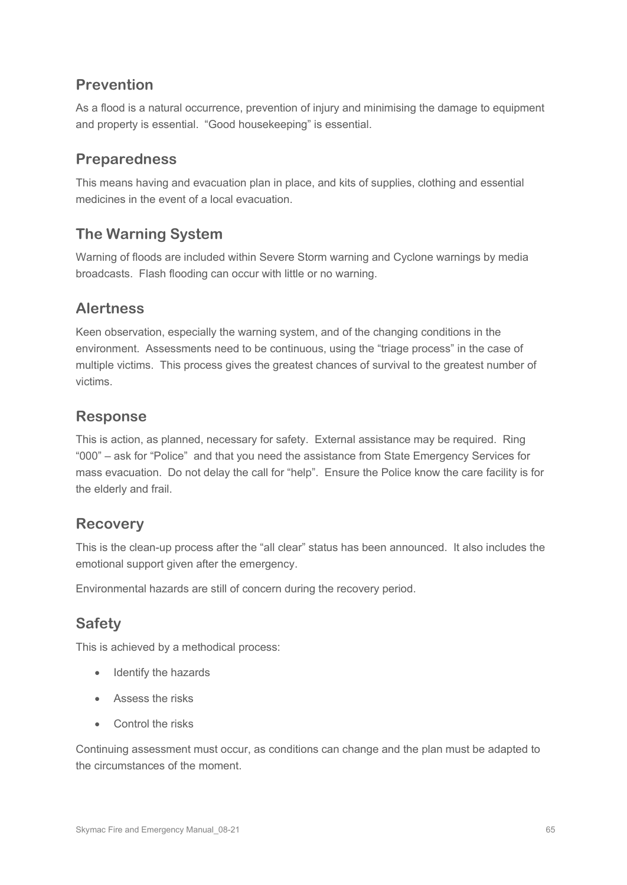## Prevention

As a flood is a natural occurrence, prevention of injury and minimising the damage to equipment and property is essential. "Good housekeeping" is essential.

## Preparedness

This means having and evacuation plan in place, and kits of supplies, clothing and essential medicines in the event of a local evacuation.

## The Warning System

Warning of floods are included within Severe Storm warning and Cyclone warnings by media broadcasts. Flash flooding can occur with little or no warning.

## Alertness

Keen observation, especially the warning system, and of the changing conditions in the environment. Assessments need to be continuous, using the "triage process" in the case of multiple victims. This process gives the greatest chances of survival to the greatest number of victims.

## Response

This is action, as planned, necessary for safety. External assistance may be required. Ring "000" – ask for "Police" and that you need the assistance from State Emergency Services for mass evacuation. Do not delay the call for "help". Ensure the Police know the care facility is for the elderly and frail.

## Recovery

This is the clean-up process after the "all clear" status has been announced. It also includes the emotional support given after the emergency.

Environmental hazards are still of concern during the recovery period.

## Safety

This is achieved by a methodical process:

- Identify the hazards
- Assess the risks
- Control the risks

Continuing assessment must occur, as conditions can change and the plan must be adapted to the circumstances of the moment.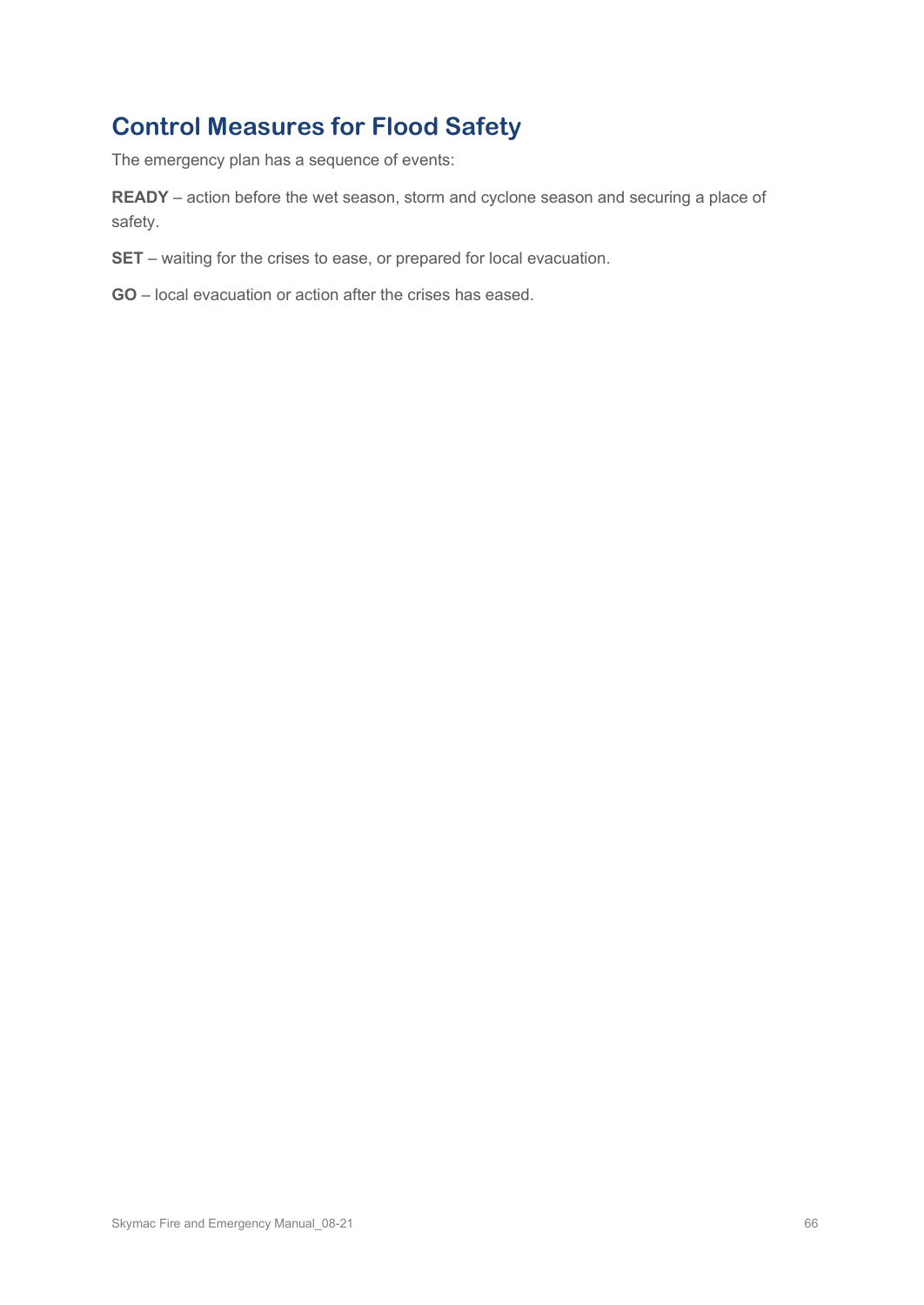## Control Measures for Flood Safety

The emergency plan has a sequence of events:

**READY** – action before the wet season, storm and cyclone season and securing a place of safety.

**SET** – waiting for the crises to ease, or prepared for local evacuation.

**GO** – local evacuation or action after the crises has eased.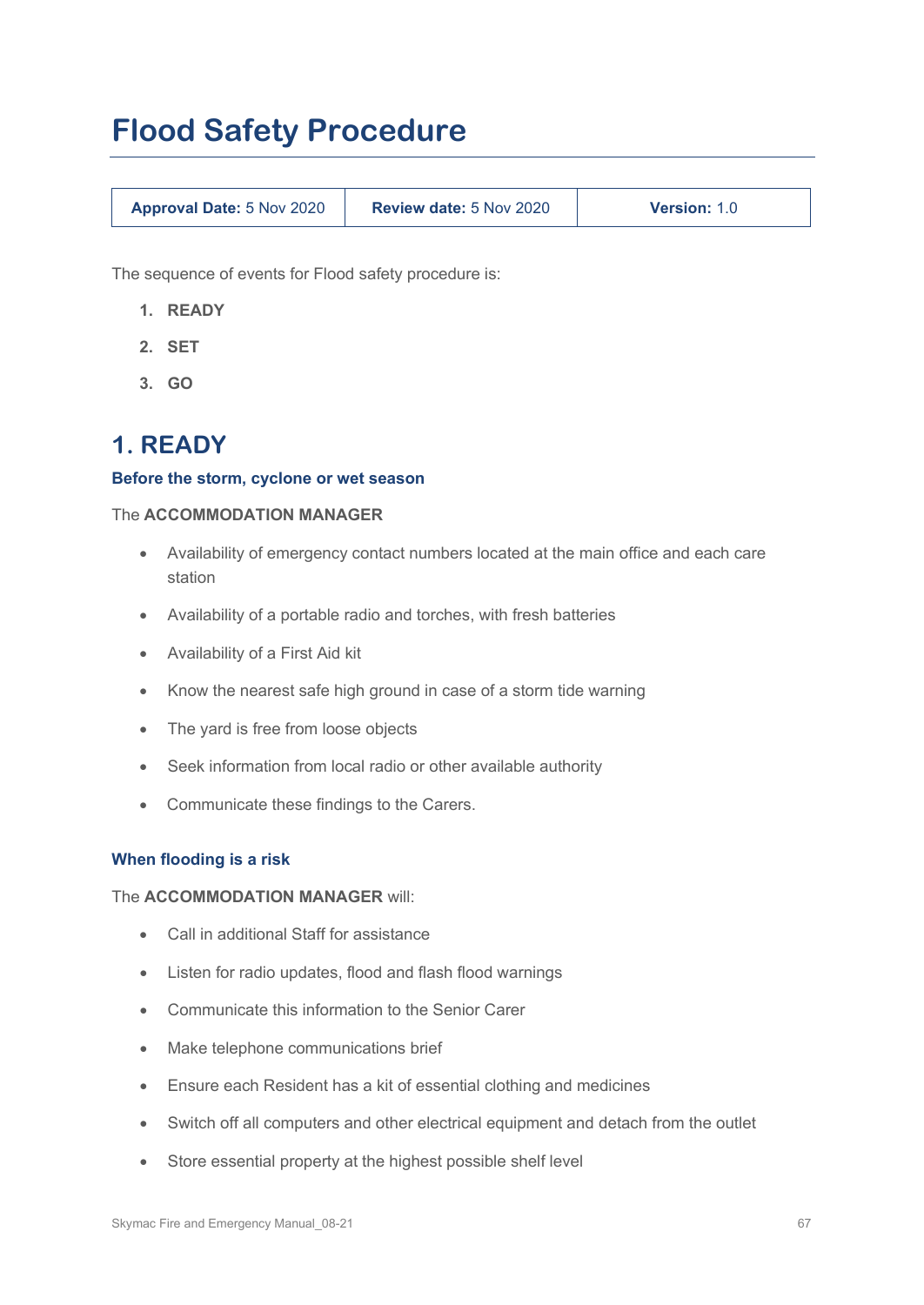# Flood Safety Procedure

| **Approval Date:** 5 Nov 2020 | **Review date:** 5 Nov 2020 | **Version:** 1.0 |
|---|---|---|

The sequence of events for Flood safety procedure is:

1. **READY**
2. **SET**
3. **GO**

## 1. READY

### Before the storm, cyclone or wet season

The **ACCOMMODATION MANAGER**

- Availability of emergency contact numbers located at the main office and each care station
- Availability of a portable radio and torches, with fresh batteries
- Availability of a First Aid kit
- Know the nearest safe high ground in case of a storm tide warning
- The yard is free from loose objects
- Seek information from local radio or other available authority
- Communicate these findings to the Carers.

### When flooding is a risk

The **ACCOMMODATION MANAGER** will:

- Call in additional Staff for assistance
- Listen for radio updates, flood and flash flood warnings
- Communicate this information to the Senior Carer
- Make telephone communications brief
- Ensure each Resident has a kit of essential clothing and medicines
- Switch off all computers and other electrical equipment and detach from the outlet
- Store essential property at the highest possible shelf level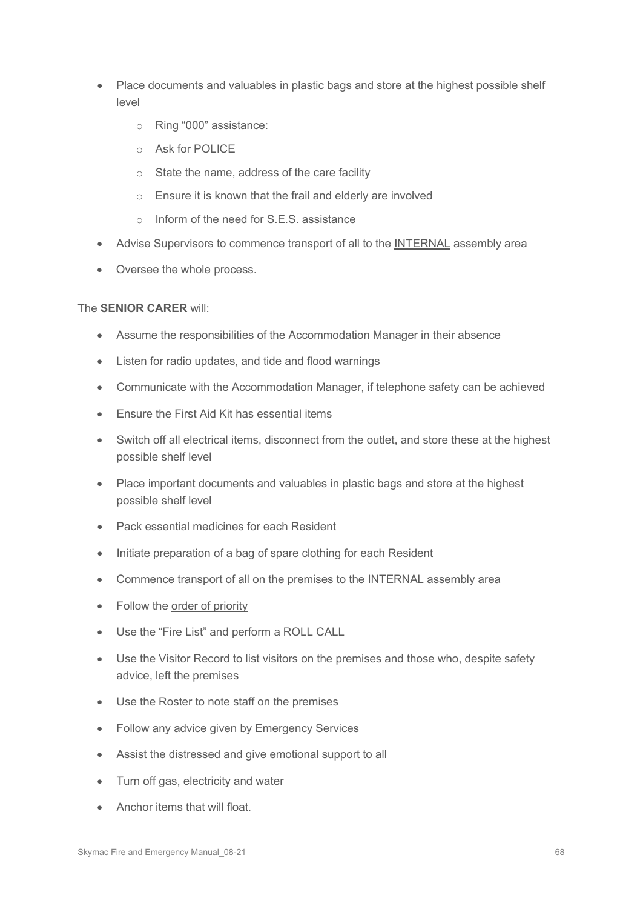- Place documents and valuables in plastic bags and store at the highest possible shelf level
    - Ring "000" assistance:
    - Ask for POLICE
    - State the name, address of the care facility
    - Ensure it is known that the frail and elderly are involved
    - Inform of the need for S.E.S. assistance
- Advise Supervisors to commence transport of all to the INTERNAL assembly area
- Oversee the whole process.

The **SENIOR CARER** will:

- Assume the responsibilities of the Accommodation Manager in their absence
- Listen for radio updates, and tide and flood warnings
- Communicate with the Accommodation Manager, if telephone safety can be achieved
- Ensure the First Aid Kit has essential items
- Switch off all electrical items, disconnect from the outlet, and store these at the highest possible shelf level
- Place important documents and valuables in plastic bags and store at the highest possible shelf level
- Pack essential medicines for each Resident
- Initiate preparation of a bag of spare clothing for each Resident
- Commence transport of all on the premises to the INTERNAL assembly area
- Follow the order of priority
- Use the "Fire List" and perform a ROLL CALL
- Use the Visitor Record to list visitors on the premises and those who, despite safety advice, left the premises
- Use the Roster to note staff on the premises
- Follow any advice given by Emergency Services
- Assist the distressed and give emotional support to all
- Turn off gas, electricity and water
- Anchor items that will float.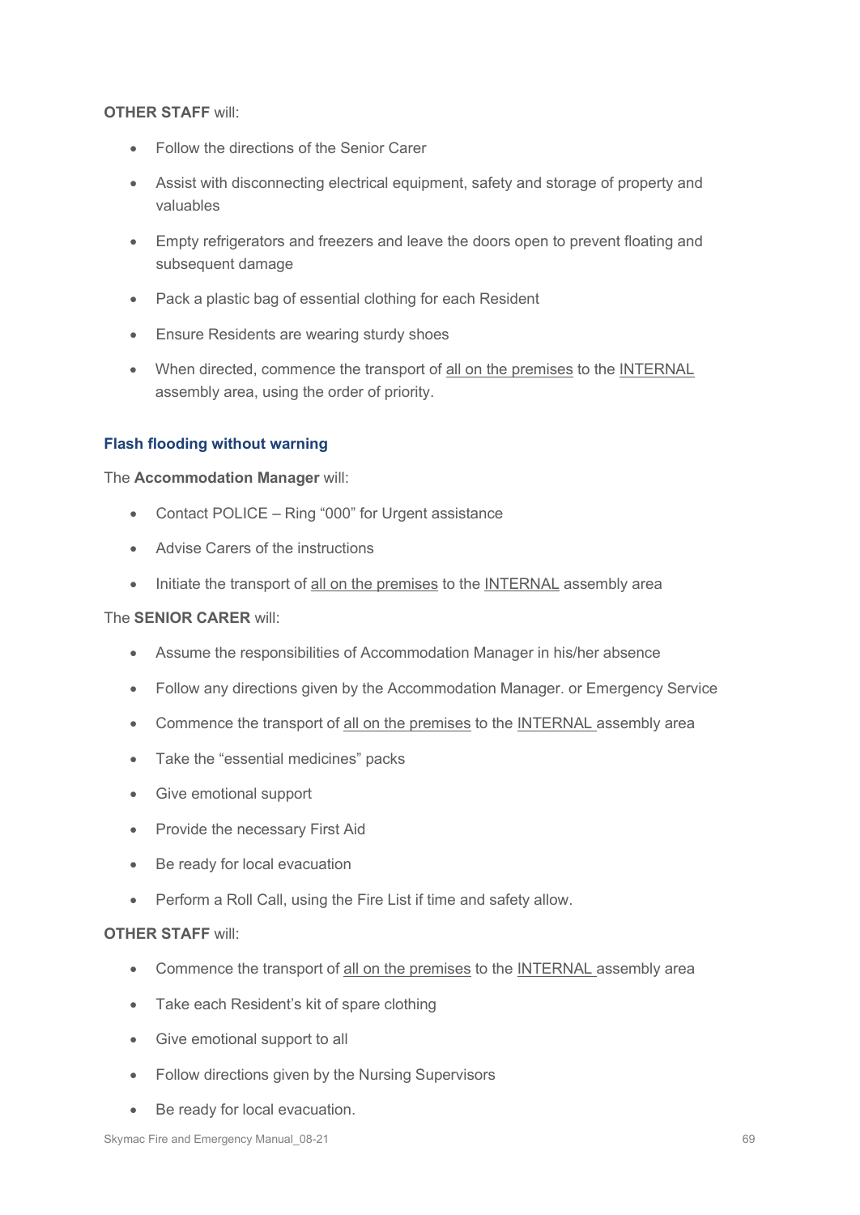**OTHER STAFF** will:

- Follow the directions of the Senior Carer
- Assist with disconnecting electrical equipment, safety and storage of property and valuables
- Empty refrigerators and freezers and leave the doors open to prevent floating and subsequent damage
- Pack a plastic bag of essential clothing for each Resident
- Ensure Residents are wearing sturdy shoes
- When directed, commence the transport of <u>all on the premises</u> to the <u>INTERNAL</u> assembly area, using the order of priority.

### Flash flooding without warning

The **Accommodation Manager** will:

- Contact POLICE – Ring “000” for Urgent assistance
- Advise Carers of the instructions
- Initiate the transport of <u>all on the premises</u> to the <u>INTERNAL</u> assembly area

The **SENIOR CARER** will:

- Assume the responsibilities of Accommodation Manager in his/her absence
- Follow any directions given by the Accommodation Manager. or Emergency Service
- Commence the transport of <u>all on the premises</u> to the <u>INTERNAL</u> assembly area
- Take the “essential medicines” packs
- Give emotional support
- Provide the necessary First Aid
- Be ready for local evacuation
- Perform a Roll Call, using the Fire List if time and safety allow.

**OTHER STAFF** will:

- Commence the transport of <u>all on the premises</u> to the <u>INTERNAL</u> assembly area
- Take each Resident’s kit of spare clothing
- Give emotional support to all
- Follow directions given by the Nursing Supervisors
- Be ready for local evacuation.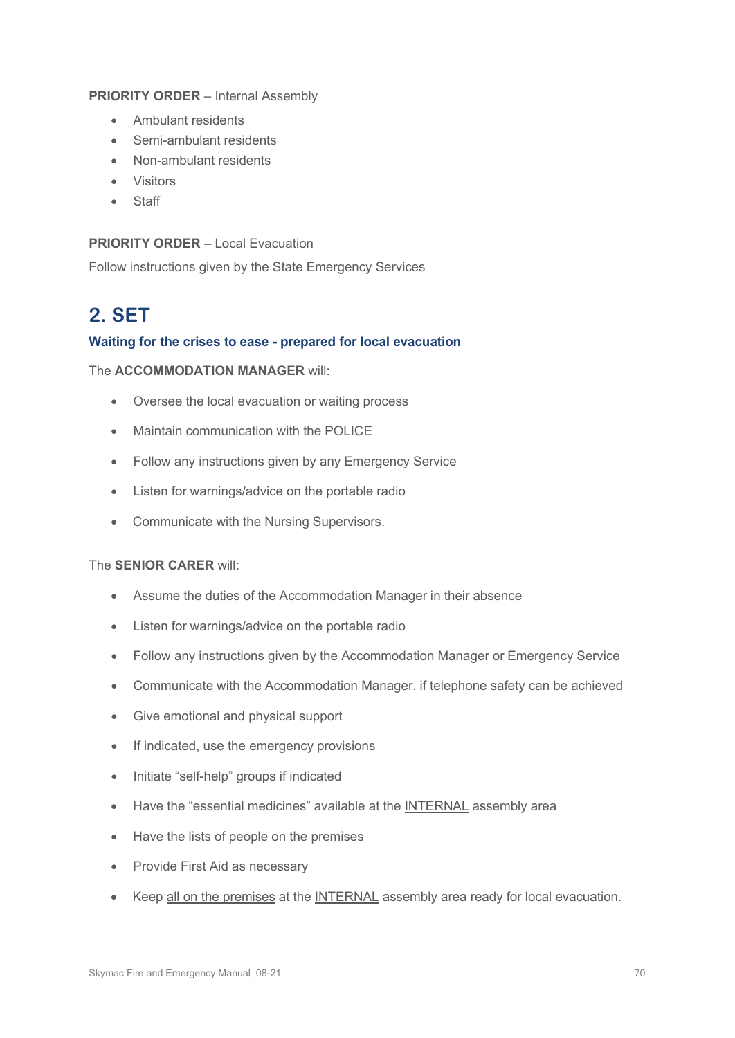**PRIORITY ORDER** – Internal Assembly

- Ambulant residents
- Semi-ambulant residents
- Non-ambulant residents
- Visitors
- Staff

**PRIORITY ORDER** – Local Evacuation

Follow instructions given by the State Emergency Services

## 2. SET

### Waiting for the crises to ease - prepared for local evacuation

The **ACCOMMODATION MANAGER** will:

- Oversee the local evacuation or waiting process
- Maintain communication with the POLICE
- Follow any instructions given by any Emergency Service
- Listen for warnings/advice on the portable radio
- Communicate with the Nursing Supervisors.

The **SENIOR CARER** will:

- Assume the duties of the Accommodation Manager in their absence
- Listen for warnings/advice on the portable radio
- Follow any instructions given by the Accommodation Manager or Emergency Service
- Communicate with the Accommodation Manager. if telephone safety can be achieved
- Give emotional and physical support
- If indicated, use the emergency provisions
- Initiate "self-help" groups if indicated
- Have the "essential medicines" available at the <u>INTERNAL</u> assembly area
- Have the lists of people on the premises
- Provide First Aid as necessary
- Keep <u>all on the premises</u> at the <u>INTERNAL</u> assembly area ready for local evacuation.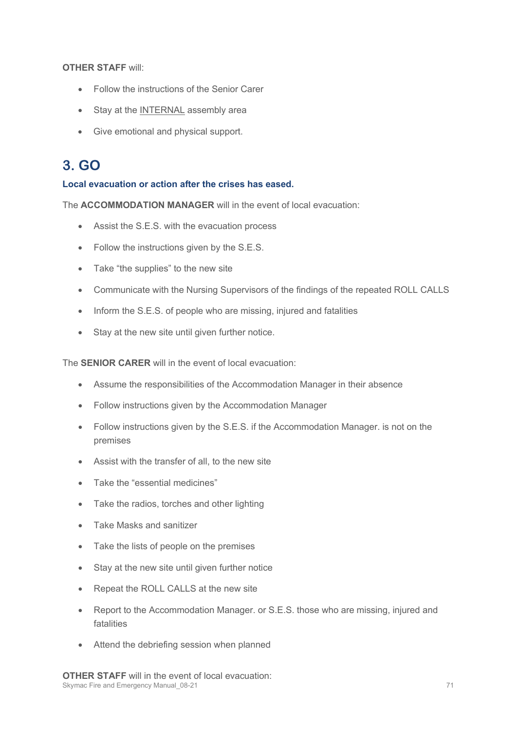**OTHER STAFF** will:

- Follow the instructions of the Senior Carer
- Stay at the <u>INTERNAL</u> assembly area
- Give emotional and physical support.

## 3. GO

**Local evacuation or action after the crises has eased.**

The **ACCOMMODATION MANAGER** will in the event of local evacuation:

- Assist the S.E.S. with the evacuation process
- Follow the instructions given by the S.E.S.
- Take "the supplies" to the new site
- Communicate with the Nursing Supervisors of the findings of the repeated ROLL CALLS
- Inform the S.E.S. of people who are missing, injured and fatalities
- Stay at the new site until given further notice.

The **SENIOR CARER** will in the event of local evacuation:

- Assume the responsibilities of the Accommodation Manager in their absence
- Follow instructions given by the Accommodation Manager
- Follow instructions given by the S.E.S. if the Accommodation Manager. is not on the premises
- Assist with the transfer of all, to the new site
- Take the "essential medicines"
- Take the radios, torches and other lighting
- Take Masks and sanitizer
- Take the lists of people on the premises
- Stay at the new site until given further notice
- Repeat the ROLL CALLS at the new site
- Report to the Accommodation Manager. or S.E.S. those who are missing, injured and fatalities
- Attend the debriefing session when planned

**OTHER STAFF** will in the event of local evacuation: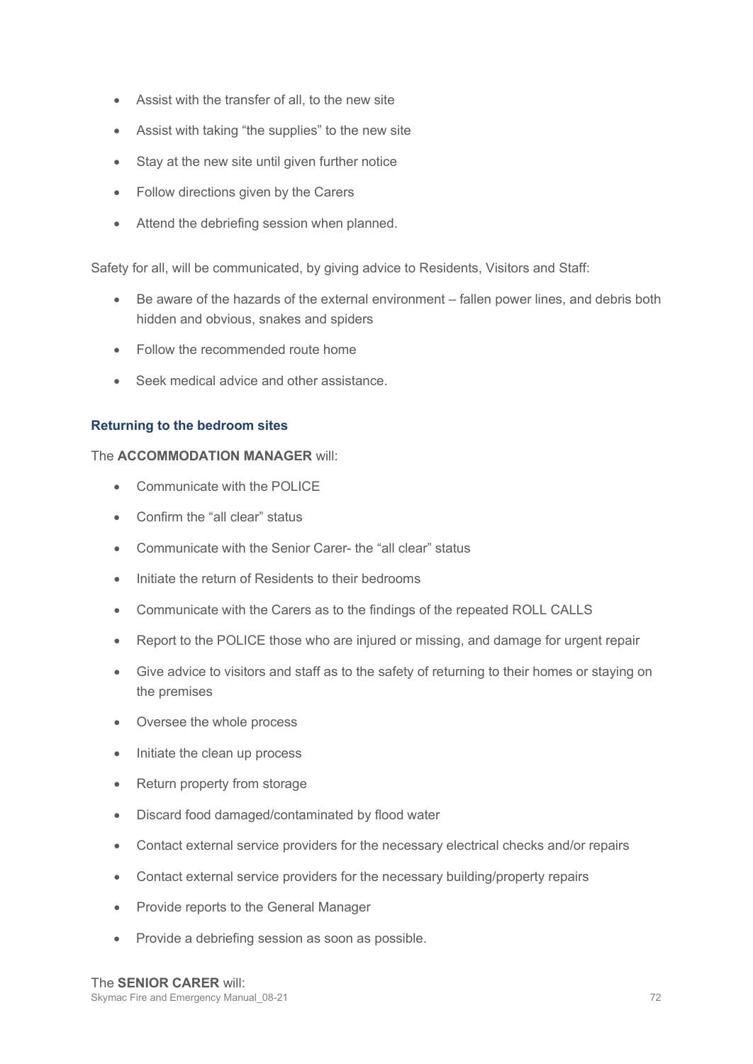- Assist with the transfer of all, to the new site
- Assist with taking "the supplies" to the new site
- Stay at the new site until given further notice
- Follow directions given by the Carers
- Attend the debriefing session when planned.

Safety for all, will be communicated, by giving advice to Residents, Visitors and Staff:

- Be aware of the hazards of the external environment – fallen power lines, and debris both hidden and obvious, snakes and spiders
- Follow the recommended route home
- Seek medical advice and other assistance.

### Returning to the bedroom sites

The **ACCOMMODATION MANAGER** will:

- Communicate with the POLICE
- Confirm the "all clear" status
- Communicate with the Senior Carer- the "all clear" status
- Initiate the return of Residents to their bedrooms
- Communicate with the Carers as to the findings of the repeated ROLL CALLS
- Report to the POLICE those who are injured or missing, and damage for urgent repair
- Give advice to visitors and staff as to the safety of returning to their homes or staying on the premises
- Oversee the whole process
- Initiate the clean up process
- Return property from storage
- Discard food damaged/contaminated by flood water
- Contact external service providers for the necessary electrical checks and/or repairs
- Contact external service providers for the necessary building/property repairs
- Provide reports to the General Manager
- Provide a debriefing session as soon as possible.

The **SENIOR CARER** will: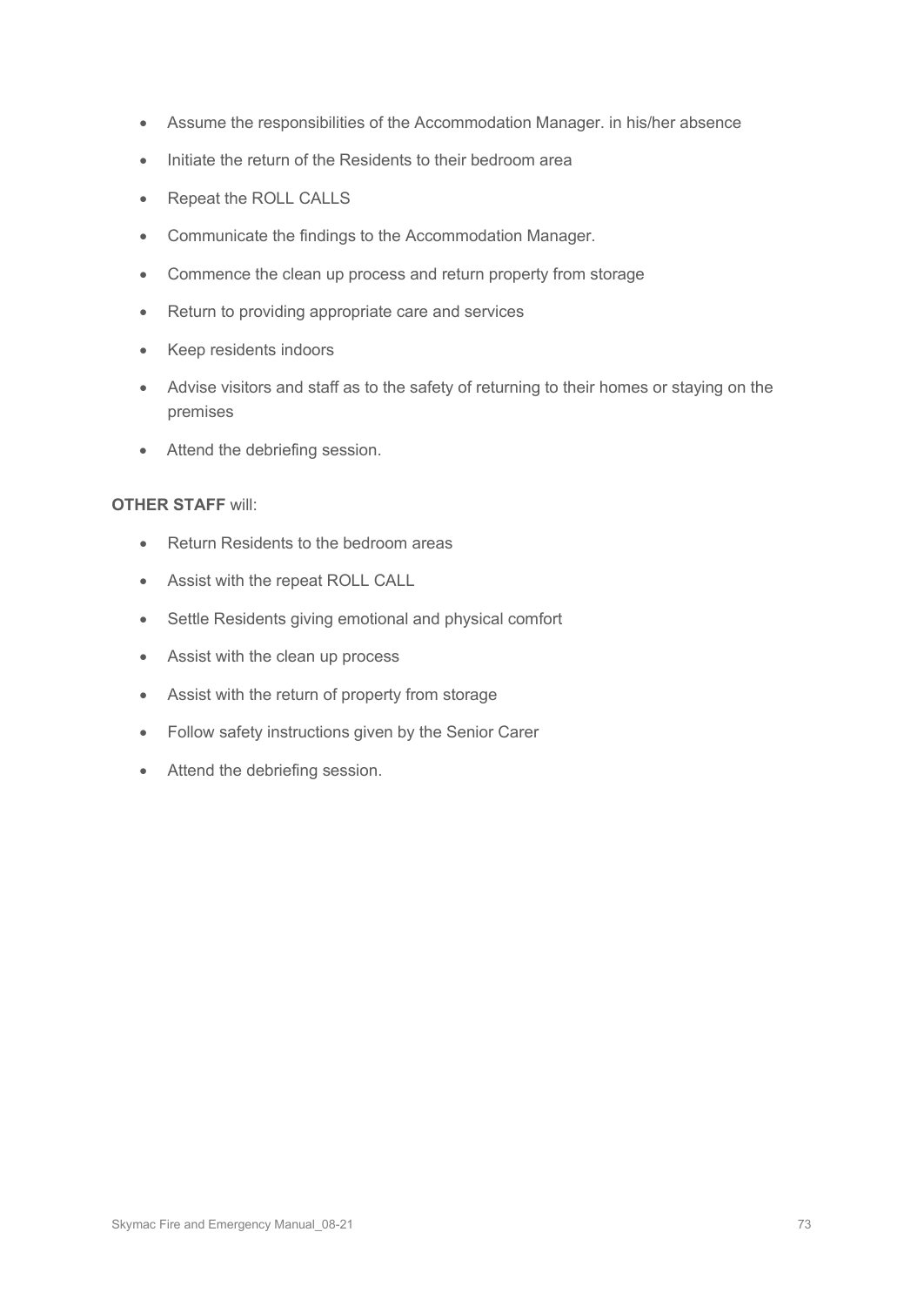- Assume the responsibilities of the Accommodation Manager. in his/her absence
- Initiate the return of the Residents to their bedroom area
- Repeat the ROLL CALLS
- Communicate the findings to the Accommodation Manager.
- Commence the clean up process and return property from storage
- Return to providing appropriate care and services
- Keep residents indoors
- Advise visitors and staff as to the safety of returning to their homes or staying on the premises
- Attend the debriefing session.

**OTHER STAFF** will:

- Return Residents to the bedroom areas
- Assist with the repeat ROLL CALL
- Settle Residents giving emotional and physical comfort
- Assist with the clean up process
- Assist with the return of property from storage
- Follow safety instructions given by the Senior Carer
- Attend the debriefing session.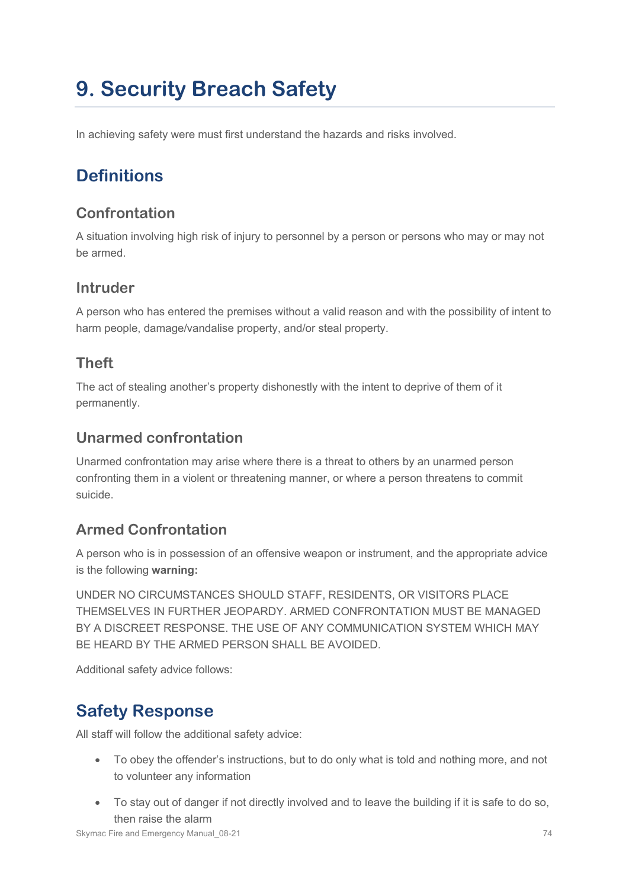# 9. Security Breach Safety

In achieving safety were must first understand the hazards and risks involved.

## Definitions

### Confrontation

A situation involving high risk of injury to personnel by a person or persons who may or may not be armed.

### Intruder

A person who has entered the premises without a valid reason and with the possibility of intent to harm people, damage/vandalise property, and/or steal property.

### Theft

The act of stealing another's property dishonestly with the intent to deprive of them of it permanently.

### Unarmed confrontation

Unarmed confrontation may arise where there is a threat to others by an unarmed person confronting them in a violent or threatening manner, or where a person threatens to commit suicide.

### Armed Confrontation

A person who is in possession of an offensive weapon or instrument, and the appropriate advice is the following **warning:**

UNDER NO CIRCUMSTANCES SHOULD STAFF, RESIDENTS, OR VISITORS PLACE THEMSELVES IN FURTHER JEOPARDY. ARMED CONFRONTATION MUST BE MANAGED BY A DISCREET RESPONSE. THE USE OF ANY COMMUNICATION SYSTEM WHICH MAY BE HEARD BY THE ARMED PERSON SHALL BE AVOIDED.

Additional safety advice follows:

## Safety Response

All staff will follow the additional safety advice:

- To obey the offender's instructions, but to do only what is told and nothing more, and not to volunteer any information
- To stay out of danger if not directly involved and to leave the building if it is safe to do so, then raise the alarm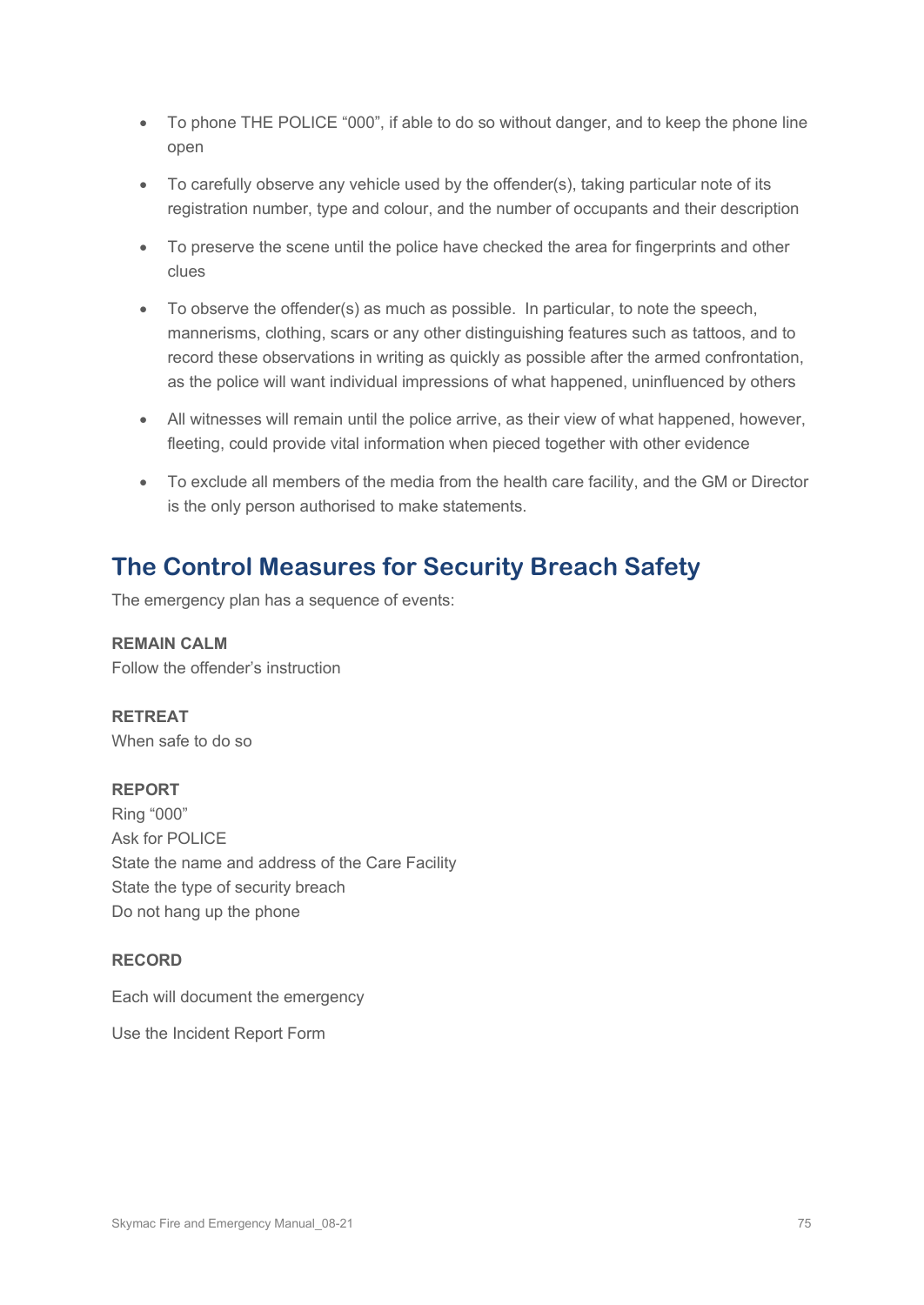- To phone THE POLICE "000", if able to do so without danger, and to keep the phone line open
- To carefully observe any vehicle used by the offender(s), taking particular note of its registration number, type and colour, and the number of occupants and their description
- To preserve the scene until the police have checked the area for fingerprints and other clues
- To observe the offender(s) as much as possible. In particular, to note the speech, mannerisms, clothing, scars or any other distinguishing features such as tattoos, and to record these observations in writing as quickly as possible after the armed confrontation, as the police will want individual impressions of what happened, uninfluenced by others
- All witnesses will remain until the police arrive, as their view of what happened, however, fleeting, could provide vital information when pieced together with other evidence
- To exclude all members of the media from the health care facility, and the GM or Director is the only person authorised to make statements.

## The Control Measures for Security Breach Safety

The emergency plan has a sequence of events:

**REMAIN CALM**
Follow the offender's instruction

**RETREAT**
When safe to do so

**REPORT**
Ring "000"
Ask for POLICE
State the name and address of the Care Facility
State the type of security breach
Do not hang up the phone

**RECORD**

Each will document the emergency

Use the Incident Report Form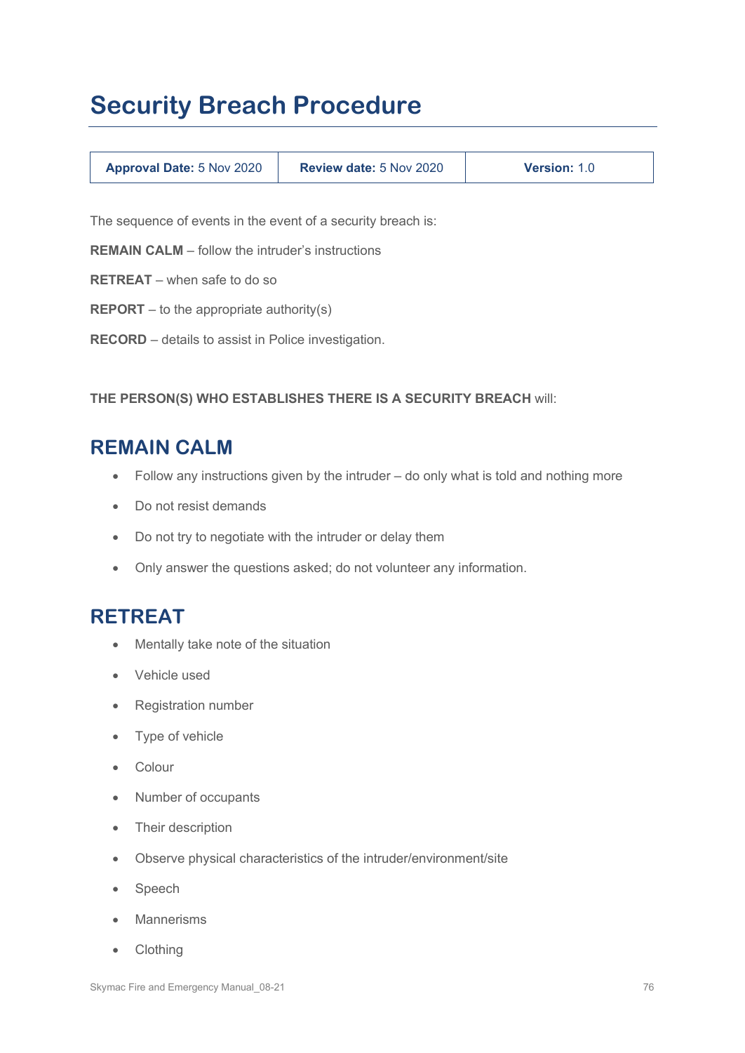# Security Breach Procedure

| **Approval Date:** 5 Nov 2020 | **Review date:** 5 Nov 2020 | **Version:** 1.0 |
|---|---|---|

The sequence of events in the event of a security breach is:

**REMAIN CALM** – follow the intruder's instructions

**RETREAT** – when safe to do so

**REPORT** – to the appropriate authority(s)

**RECORD** – details to assist in Police investigation.

**THE PERSON(S) WHO ESTABLISHES THERE IS A SECURITY BREACH** will:

## REMAIN CALM

- Follow any instructions given by the intruder – do only what is told and nothing more
- Do not resist demands
- Do not try to negotiate with the intruder or delay them
- Only answer the questions asked; do not volunteer any information.

## RETREAT

- Mentally take note of the situation
- Vehicle used
- Registration number
- Type of vehicle
- Colour
- Number of occupants
- Their description
- Observe physical characteristics of the intruder/environment/site
- Speech
- Mannerisms
- Clothing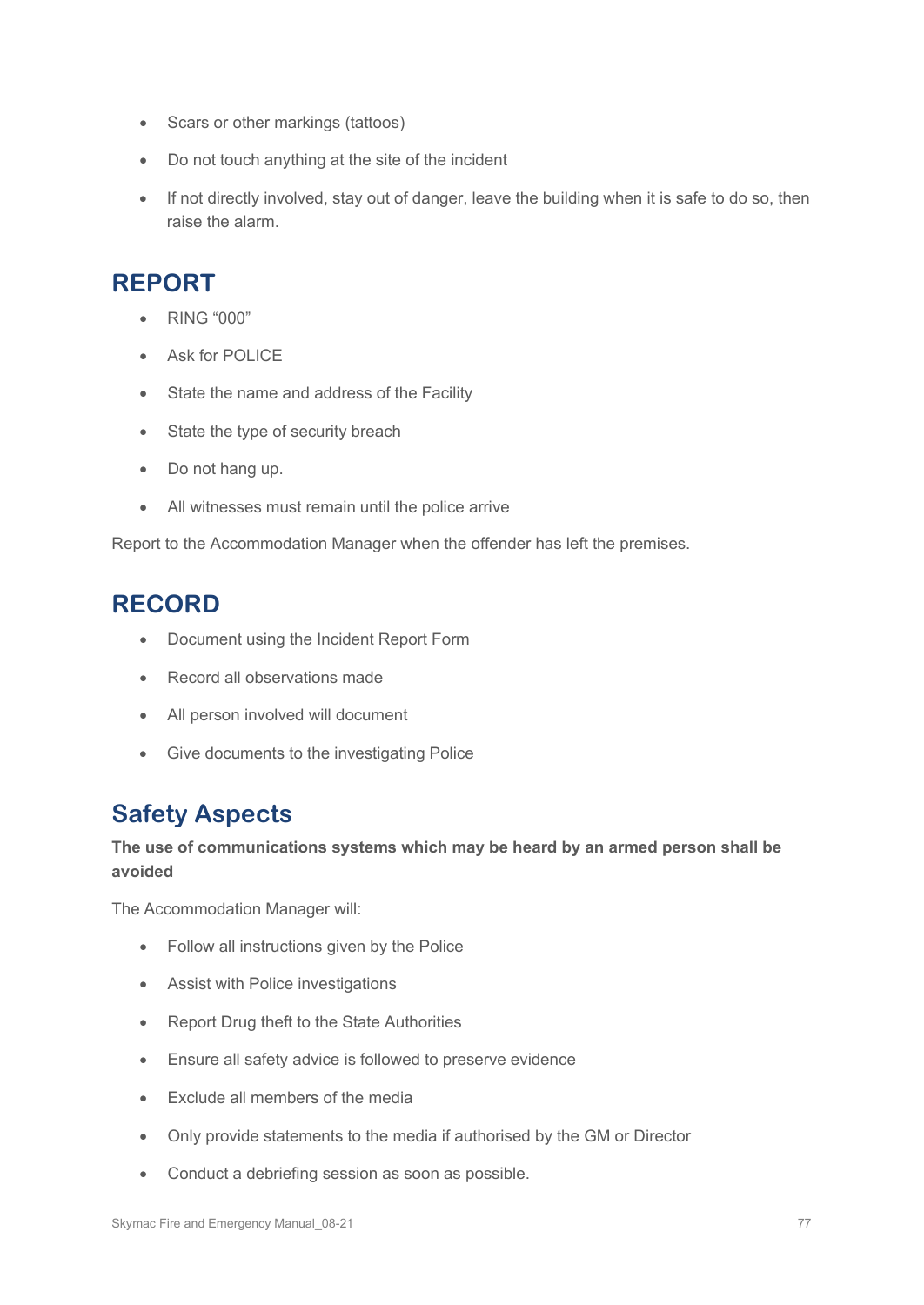- Scars or other markings (tattoos)
- Do not touch anything at the site of the incident
- If not directly involved, stay out of danger, leave the building when it is safe to do so, then raise the alarm.

## REPORT

- RING “000”
- Ask for POLICE
- State the name and address of the Facility
- State the type of security breach
- Do not hang up.
- All witnesses must remain until the police arrive

Report to the Accommodation Manager when the offender has left the premises.

## RECORD

- Document using the Incident Report Form
- Record all observations made
- All person involved will document
- Give documents to the investigating Police

## Safety Aspects

**The use of communications systems which may be heard by an armed person shall be avoided**

The Accommodation Manager will:

- Follow all instructions given by the Police
- Assist with Police investigations
- Report Drug theft to the State Authorities
- Ensure all safety advice is followed to preserve evidence
- Exclude all members of the media
- Only provide statements to the media if authorised by the GM or Director
- Conduct a debriefing session as soon as possible.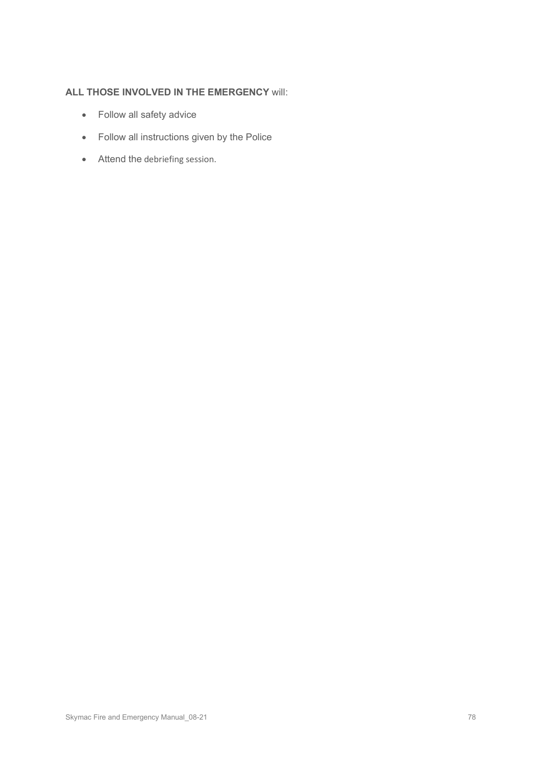**ALL THOSE INVOLVED IN THE EMERGENCY** will:

- Follow all safety advice
- Follow all instructions given by the Police
- Attend the debriefing session.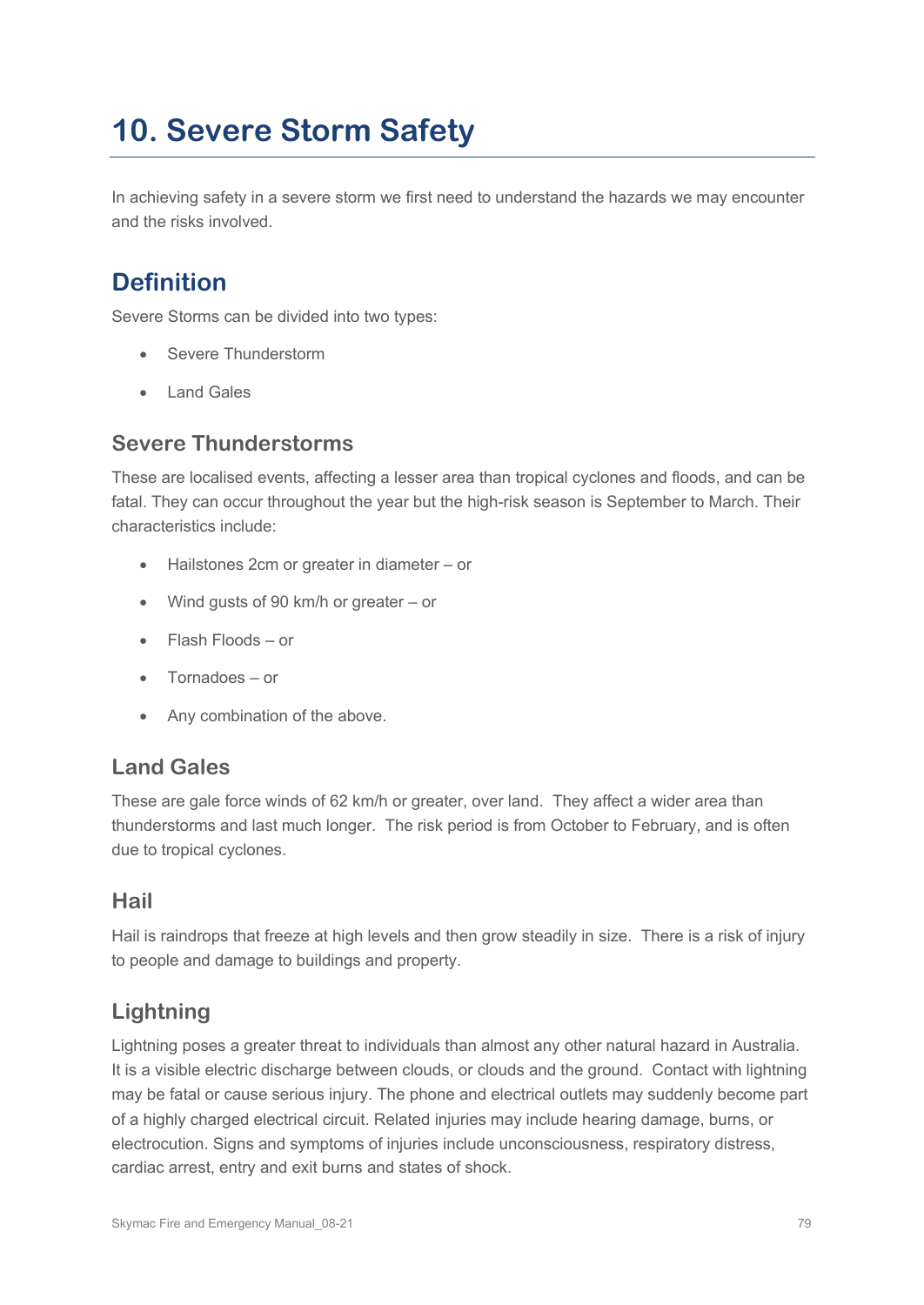# 10. Severe Storm Safety

In achieving safety in a severe storm we first need to understand the hazards we may encounter and the risks involved.

## Definition

Severe Storms can be divided into two types:

- Severe Thunderstorm
- Land Gales

### Severe Thunderstorms

These are localised events, affecting a lesser area than tropical cyclones and floods, and can be fatal. They can occur throughout the year but the high-risk season is September to March. Their characteristics include:

- Hailstones 2cm or greater in diameter – or
- Wind gusts of 90 km/h or greater – or
- Flash Floods – or
- Tornadoes – or
- Any combination of the above.

### Land Gales

These are gale force winds of 62 km/h or greater, over land. They affect a wider area than thunderstorms and last much longer. The risk period is from October to February, and is often due to tropical cyclones.

## Hail

Hail is raindrops that freeze at high levels and then grow steadily in size. There is a risk of injury to people and damage to buildings and property.

## Lightning

Lightning poses a greater threat to individuals than almost any other natural hazard in Australia. It is a visible electric discharge between clouds, or clouds and the ground. Contact with lightning may be fatal or cause serious injury. The phone and electrical outlets may suddenly become part of a highly charged electrical circuit. Related injuries may include hearing damage, burns, or electrocution. Signs and symptoms of injuries include unconsciousness, respiratory distress, cardiac arrest, entry and exit burns and states of shock.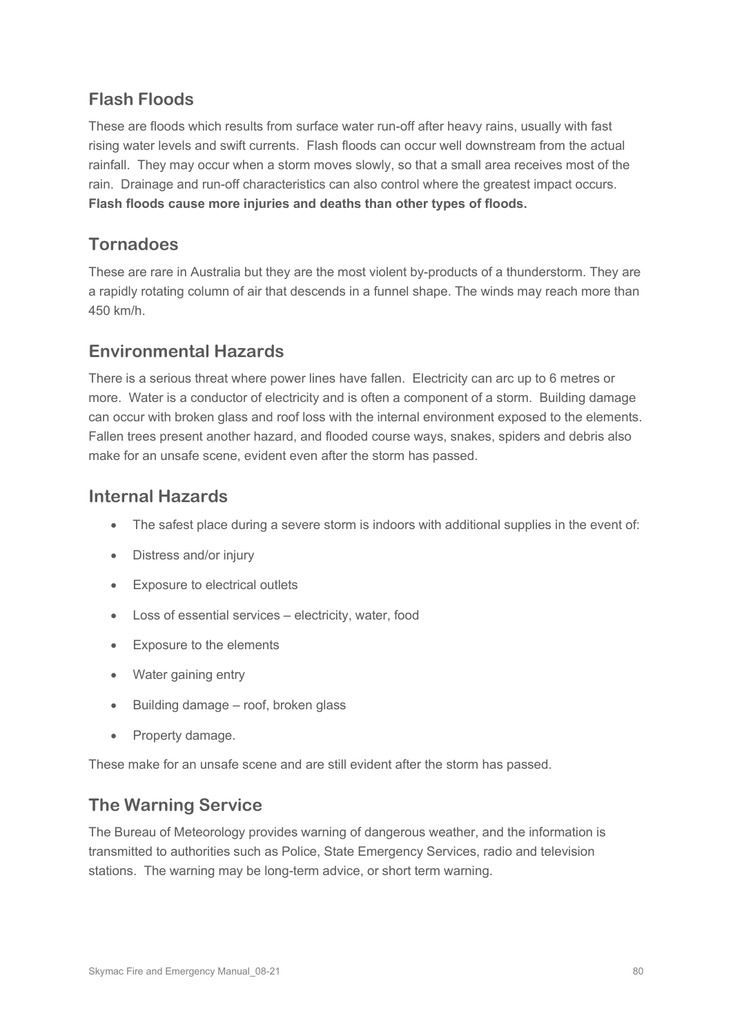## Flash Floods

These are floods which results from surface water run-off after heavy rains, usually with fast rising water levels and swift currents. Flash floods can occur well downstream from the actual rainfall. They may occur when a storm moves slowly, so that a small area receives most of the rain. Drainage and run-off characteristics can also control where the greatest impact occurs. **Flash floods cause more injuries and deaths than other types of floods.**

## Tornadoes

These are rare in Australia but they are the most violent by-products of a thunderstorm. They are a rapidly rotating column of air that descends in a funnel shape. The winds may reach more than 450 km/h.

## Environmental Hazards

There is a serious threat where power lines have fallen. Electricity can arc up to 6 metres or more. Water is a conductor of electricity and is often a component of a storm. Building damage can occur with broken glass and roof loss with the internal environment exposed to the elements. Fallen trees present another hazard, and flooded course ways, snakes, spiders and debris also make for an unsafe scene, evident even after the storm has passed.

## Internal Hazards

- The safest place during a severe storm is indoors with additional supplies in the event of:
- Distress and/or injury
- Exposure to electrical outlets
- Loss of essential services – electricity, water, food
- Exposure to the elements
- Water gaining entry
- Building damage – roof, broken glass
- Property damage.

These make for an unsafe scene and are still evident after the storm has passed.

## The Warning Service

The Bureau of Meteorology provides warning of dangerous weather, and the information is transmitted to authorities such as Police, State Emergency Services, radio and television stations. The warning may be long-term advice, or short term warning.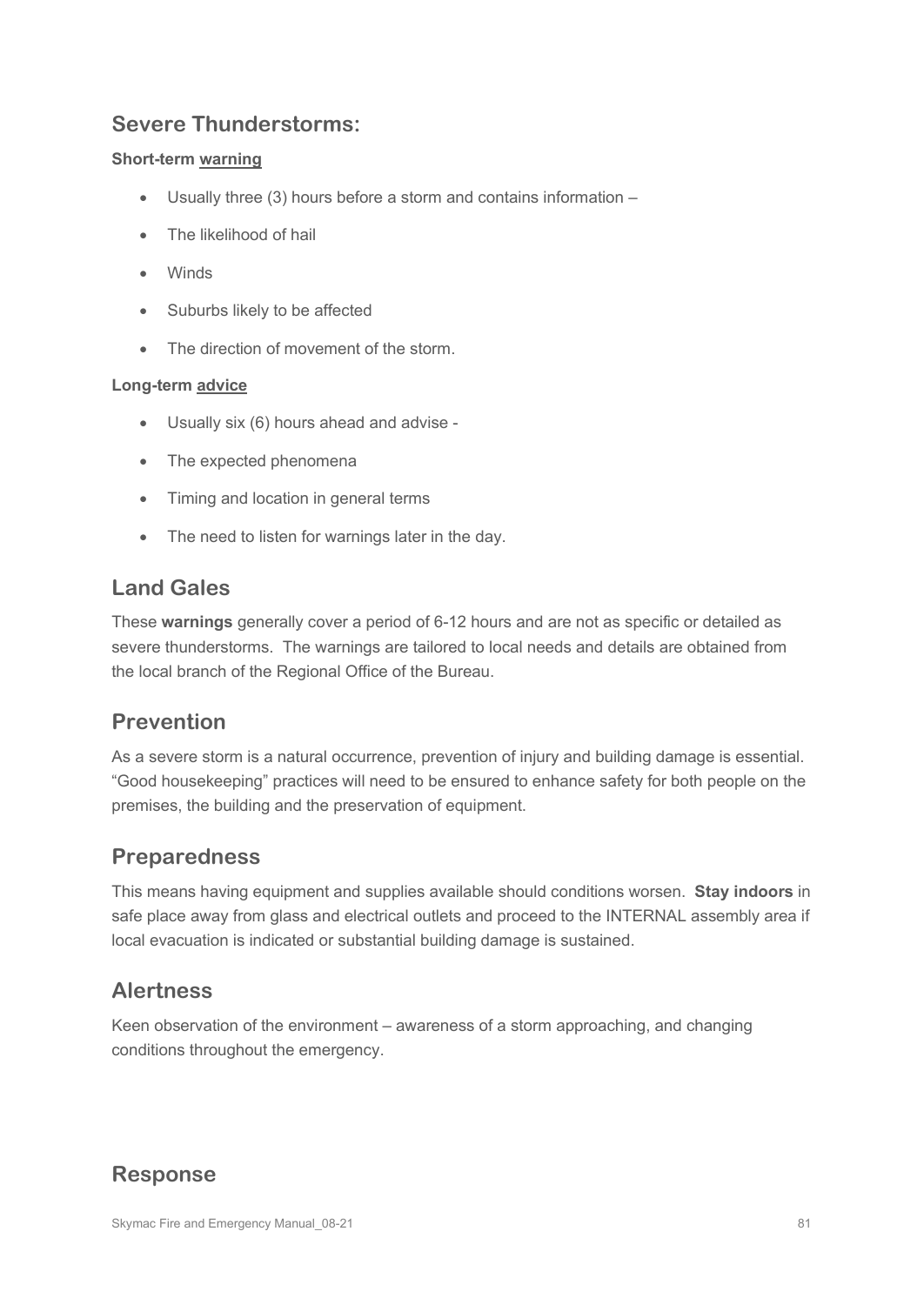## Severe Thunderstorms:

**Short-term warning**

- Usually three (3) hours before a storm and contains information –
- The likelihood of hail
- Winds
- Suburbs likely to be affected
- The direction of movement of the storm.

**Long-term advice**

- Usually six (6) hours ahead and advise -
- The expected phenomena
- Timing and location in general terms
- The need to listen for warnings later in the day.

## Land Gales

These **warnings** generally cover a period of 6-12 hours and are not as specific or detailed as severe thunderstorms. The warnings are tailored to local needs and details are obtained from the local branch of the Regional Office of the Bureau.

## Prevention

As a severe storm is a natural occurrence, prevention of injury and building damage is essential. "Good housekeeping" practices will need to be ensured to enhance safety for both people on the premises, the building and the preservation of equipment.

## Preparedness

This means having equipment and supplies available should conditions worsen. **Stay indoors** in safe place away from glass and electrical outlets and proceed to the INTERNAL assembly area if local evacuation is indicated or substantial building damage is sustained.

## Alertness

Keen observation of the environment – awareness of a storm approaching, and changing conditions throughout the emergency.

## Response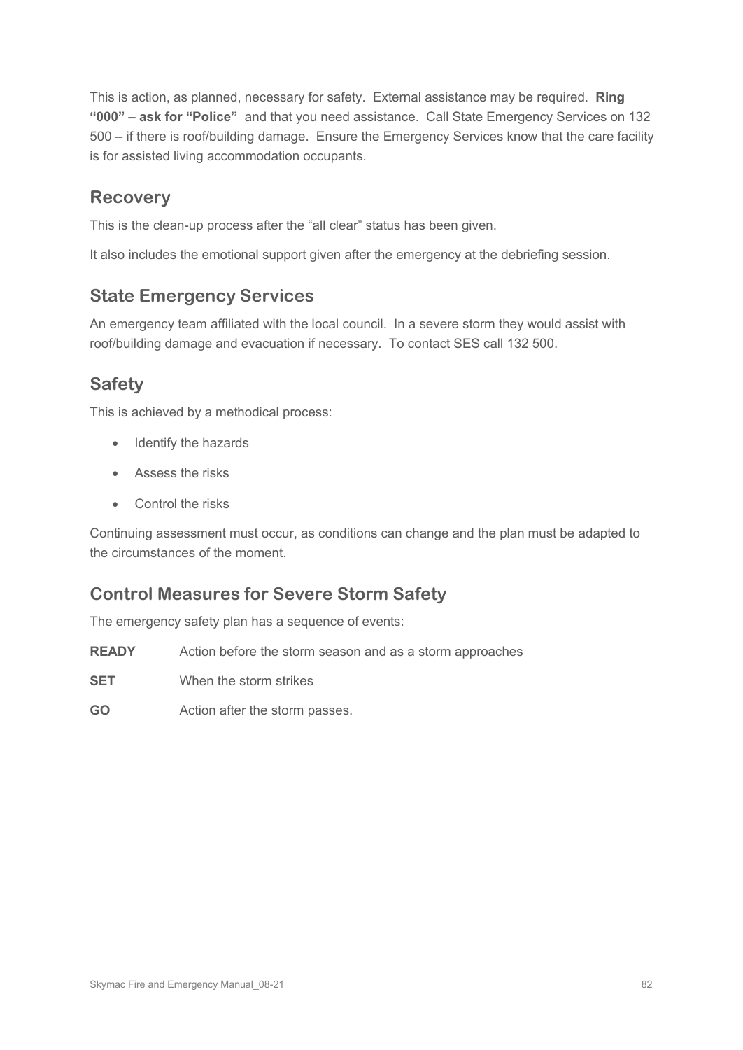This is action, as planned, necessary for safety. External assistance <u>may</u> be required. **Ring "000" – ask for "Police"** and that you need assistance. Call State Emergency Services on 132 500 – if there is roof/building damage. Ensure the Emergency Services know that the care facility is for assisted living accommodation occupants.

## Recovery

This is the clean-up process after the "all clear" status has been given.

It also includes the emotional support given after the emergency at the debriefing session.

## State Emergency Services

An emergency team affiliated with the local council. In a severe storm they would assist with roof/building damage and evacuation if necessary. To contact SES call 132 500.

## Safety

This is achieved by a methodical process:

- Identify the hazards
- Assess the risks
- Control the risks

Continuing assessment must occur, as conditions can change and the plan must be adapted to the circumstances of the moment.

## Control Measures for Severe Storm Safety

The emergency safety plan has a sequence of events:

**READY** Action before the storm season and as a storm approaches

**SET** When the storm strikes

**GO** Action after the storm passes.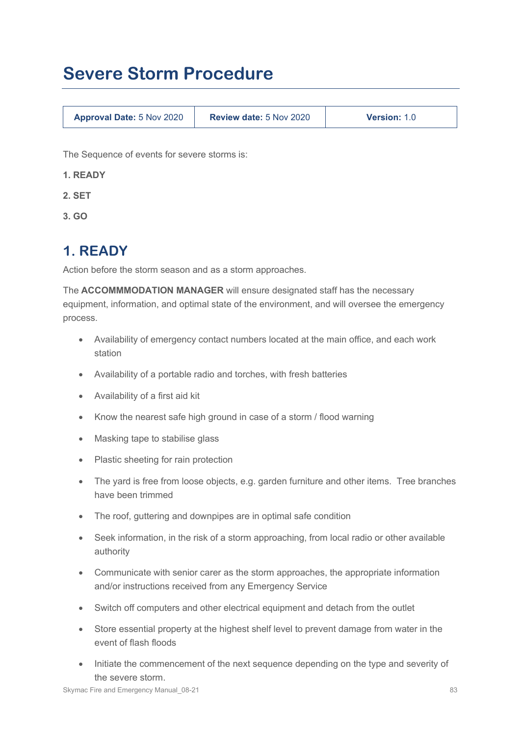# Severe Storm Procedure

| **Approval Date:** 5 Nov 2020 | **Review date:** 5 Nov 2020 | **Version:** 1.0 |
|---|---|---|

The Sequence of events for severe storms is:

**1. READY**

**2. SET**

**3. GO**

## 1. READY

Action before the storm season and as a storm approaches.

The **ACCOMMMODATION MANAGER** will ensure designated staff has the necessary equipment, information, and optimal state of the environment, and will oversee the emergency process.

- Availability of emergency contact numbers located at the main office, and each work station
- Availability of a portable radio and torches, with fresh batteries
- Availability of a first aid kit
- Know the nearest safe high ground in case of a storm / flood warning
- Masking tape to stabilise glass
- Plastic sheeting for rain protection
- The yard is free from loose objects, e.g. garden furniture and other items. Tree branches have been trimmed
- The roof, guttering and downpipes are in optimal safe condition
- Seek information, in the risk of a storm approaching, from local radio or other available authority
- Communicate with senior carer as the storm approaches, the appropriate information and/or instructions received from any Emergency Service
- Switch off computers and other electrical equipment and detach from the outlet
- Store essential property at the highest shelf level to prevent damage from water in the event of flash floods
- Initiate the commencement of the next sequence depending on the type and severity of the severe storm.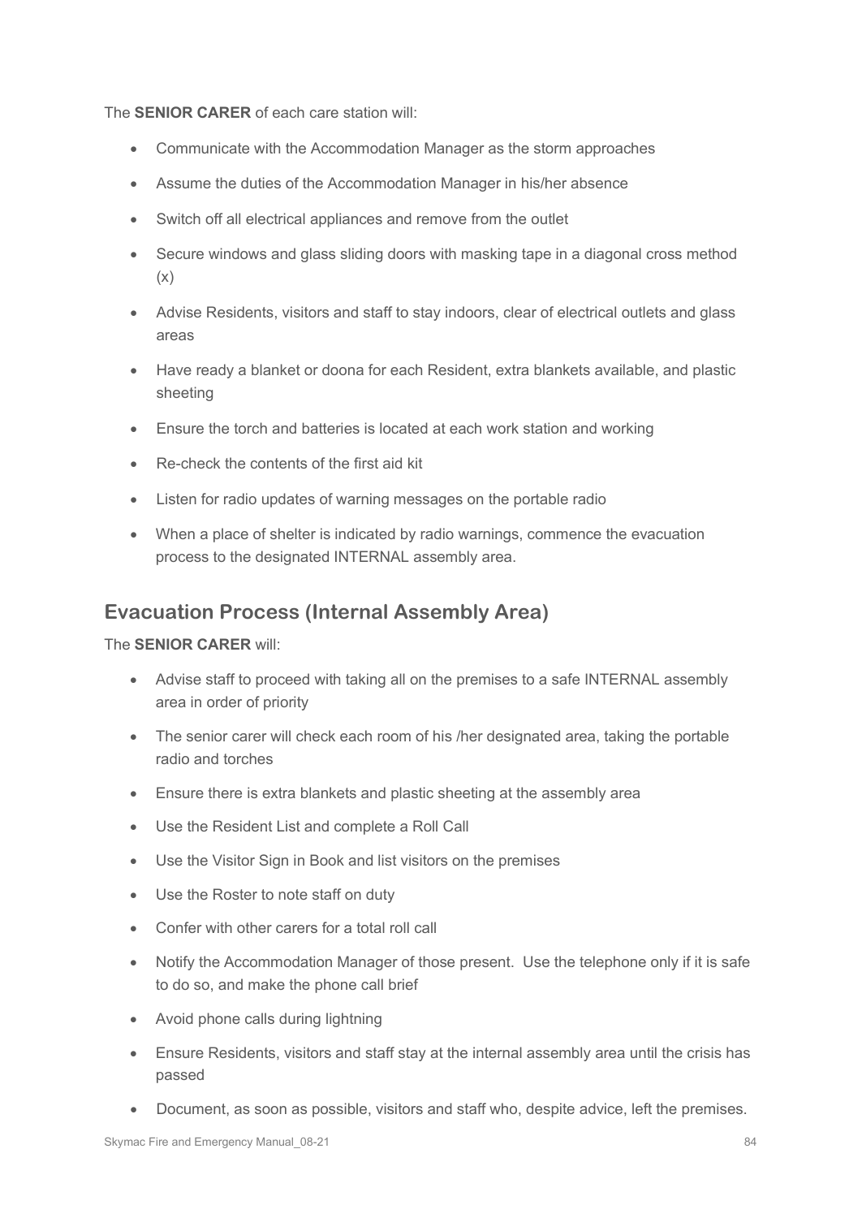The **SENIOR CARER** of each care station will:

- Communicate with the Accommodation Manager as the storm approaches
- Assume the duties of the Accommodation Manager in his/her absence
- Switch off all electrical appliances and remove from the outlet
- Secure windows and glass sliding doors with masking tape in a diagonal cross method (x)
- Advise Residents, visitors and staff to stay indoors, clear of electrical outlets and glass areas
- Have ready a blanket or doona for each Resident, extra blankets available, and plastic sheeting
- Ensure the torch and batteries is located at each work station and working
- Re-check the contents of the first aid kit
- Listen for radio updates of warning messages on the portable radio
- When a place of shelter is indicated by radio warnings, commence the evacuation process to the designated INTERNAL assembly area.

## Evacuation Process (Internal Assembly Area)

The **SENIOR CARER** will:

- Advise staff to proceed with taking all on the premises to a safe INTERNAL assembly area in order of priority
- The senior carer will check each room of his /her designated area, taking the portable radio and torches
- Ensure there is extra blankets and plastic sheeting at the assembly area
- Use the Resident List and complete a Roll Call
- Use the Visitor Sign in Book and list visitors on the premises
- Use the Roster to note staff on duty
- Confer with other carers for a total roll call
- Notify the Accommodation Manager of those present. Use the telephone only if it is safe to do so, and make the phone call brief
- Avoid phone calls during lightning
- Ensure Residents, visitors and staff stay at the internal assembly area until the crisis has passed
- Document, as soon as possible, visitors and staff who, despite advice, left the premises.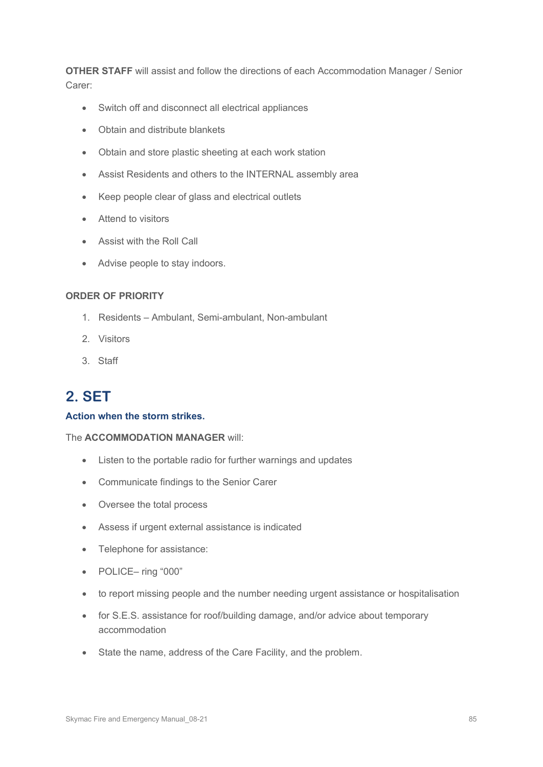**OTHER STAFF** will assist and follow the directions of each Accommodation Manager / Senior Carer:

- Switch off and disconnect all electrical appliances
- Obtain and distribute blankets
- Obtain and store plastic sheeting at each work station
- Assist Residents and others to the INTERNAL assembly area
- Keep people clear of glass and electrical outlets
- Attend to visitors
- Assist with the Roll Call
- Advise people to stay indoors.

**ORDER OF PRIORITY**

1. Residents – Ambulant, Semi-ambulant, Non-ambulant
2. Visitors
3. Staff

## 2. SET

**Action when the storm strikes.**

The **ACCOMMODATION MANAGER** will:

- Listen to the portable radio for further warnings and updates
- Communicate findings to the Senior Carer
- Oversee the total process
- Assess if urgent external assistance is indicated
- Telephone for assistance:
- POLICE– ring "000"
- to report missing people and the number needing urgent assistance or hospitalisation
- for S.E.S. assistance for roof/building damage, and/or advice about temporary accommodation
- State the name, address of the Care Facility, and the problem.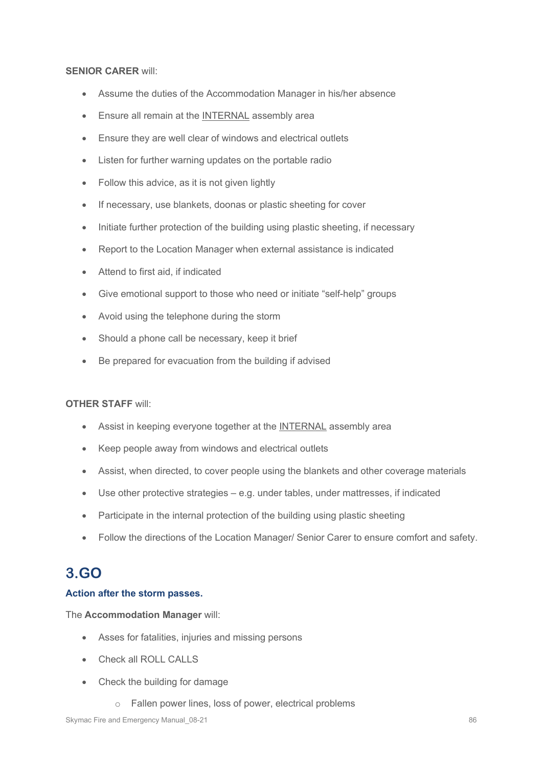**SENIOR CARER** will:

- Assume the duties of the Accommodation Manager in his/her absence
- Ensure all remain at the INTERNAL assembly area
- Ensure they are well clear of windows and electrical outlets
- Listen for further warning updates on the portable radio
- Follow this advice, as it is not given lightly
- If necessary, use blankets, doonas or plastic sheeting for cover
- Initiate further protection of the building using plastic sheeting, if necessary
- Report to the Location Manager when external assistance is indicated
- Attend to first aid, if indicated
- Give emotional support to those who need or initiate “self-help” groups
- Avoid using the telephone during the storm
- Should a phone call be necessary, keep it brief
- Be prepared for evacuation from the building if advised

**OTHER STAFF** will:

- Assist in keeping everyone together at the INTERNAL assembly area
- Keep people away from windows and electrical outlets
- Assist, when directed, to cover people using the blankets and other coverage materials
- Use other protective strategies – e.g. under tables, under mattresses, if indicated
- Participate in the internal protection of the building using plastic sheeting
- Follow the directions of the Location Manager/ Senior Carer to ensure comfort and safety.

# 3.GO

**Action after the storm passes.**

The **Accommodation Manager** will:

- Asses for fatalities, injuries and missing persons
- Check all ROLL CALLS
- Check the building for damage
  - Fallen power lines, loss of power, electrical problems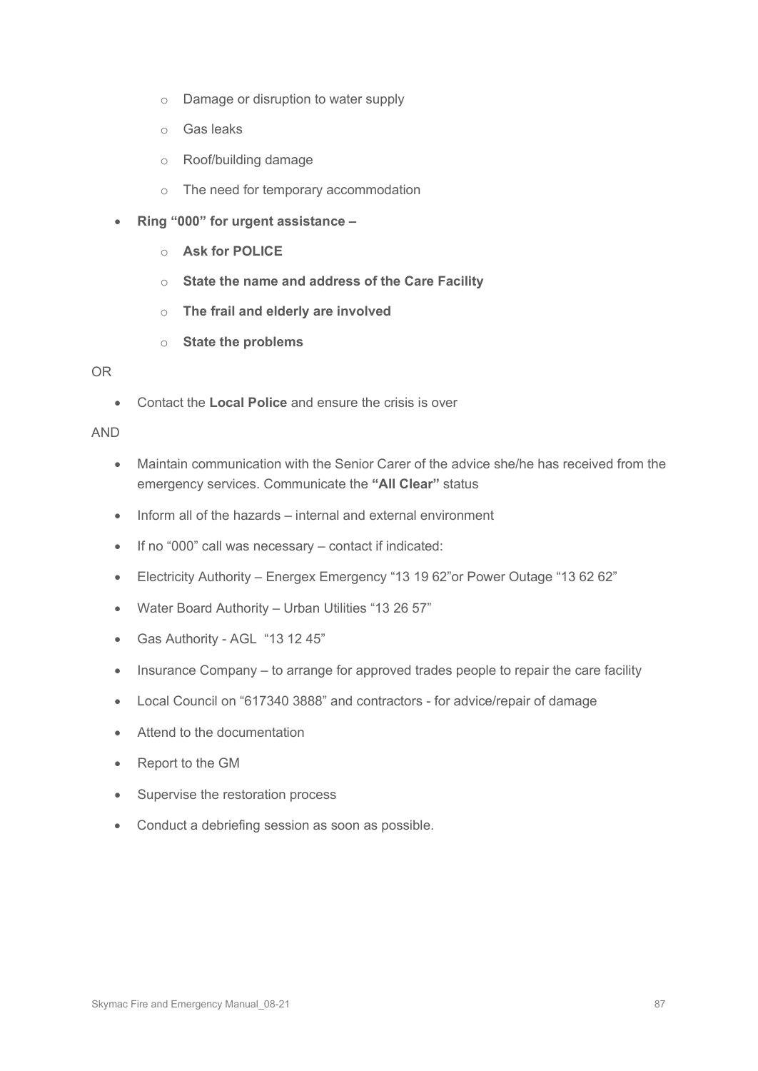- Damage or disruption to water supply
    - Gas leaks
    - Roof/building damage
    - The need for temporary accommodation
- **Ring "000" for urgent assistance –**
    - **Ask for POLICE**
    - **State the name and address of the Care Facility**
    - **The frail and elderly are involved**
    - **State the problems**

OR

- Contact the **Local Police** and ensure the crisis is over

AND

- Maintain communication with the Senior Carer of the advice she/he has received from the emergency services. Communicate the **"All Clear"** status
- Inform all of the hazards – internal and external environment
- If no "000" call was necessary – contact if indicated:
- Electricity Authority – Energex Emergency "13 19 62"or Power Outage "13 62 62"
- Water Board Authority – Urban Utilities "13 26 57"
- Gas Authority - AGL "13 12 45"
- Insurance Company – to arrange for approved trades people to repair the care facility
- Local Council on "617340 3888" and contractors - for advice/repair of damage
- Attend to the documentation
- Report to the GM
- Supervise the restoration process
- Conduct a debriefing session as soon as possible.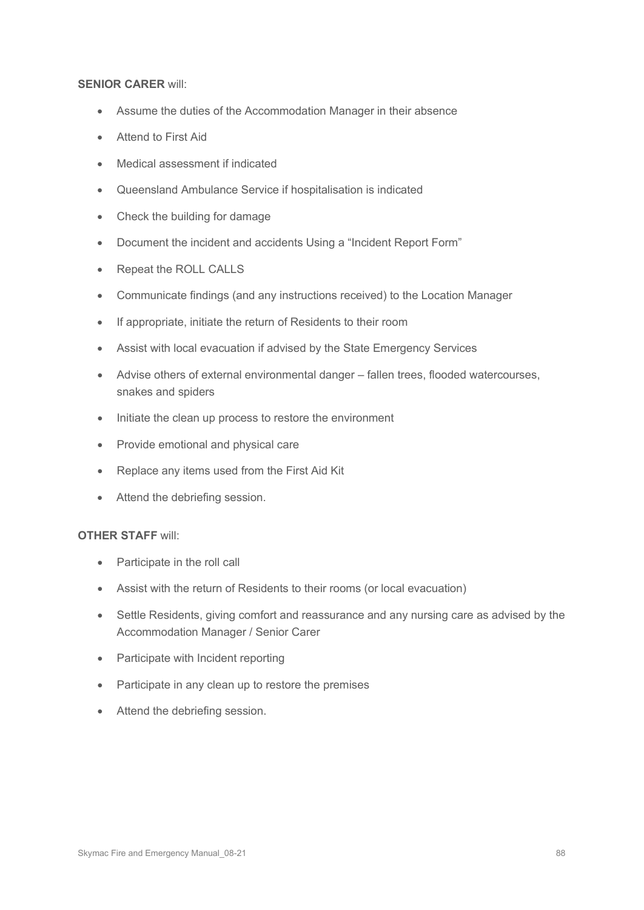**SENIOR CARER** will:

- Assume the duties of the Accommodation Manager in their absence
- Attend to First Aid
- Medical assessment if indicated
- Queensland Ambulance Service if hospitalisation is indicated
- Check the building for damage
- Document the incident and accidents Using a "Incident Report Form"
- Repeat the ROLL CALLS
- Communicate findings (and any instructions received) to the Location Manager
- If appropriate, initiate the return of Residents to their room
- Assist with local evacuation if advised by the State Emergency Services
- Advise others of external environmental danger – fallen trees, flooded watercourses, snakes and spiders
- Initiate the clean up process to restore the environment
- Provide emotional and physical care
- Replace any items used from the First Aid Kit
- Attend the debriefing session.

**OTHER STAFF** will:

- Participate in the roll call
- Assist with the return of Residents to their rooms (or local evacuation)
- Settle Residents, giving comfort and reassurance and any nursing care as advised by the Accommodation Manager / Senior Carer
- Participate with Incident reporting
- Participate in any clean up to restore the premises
- Attend the debriefing session.